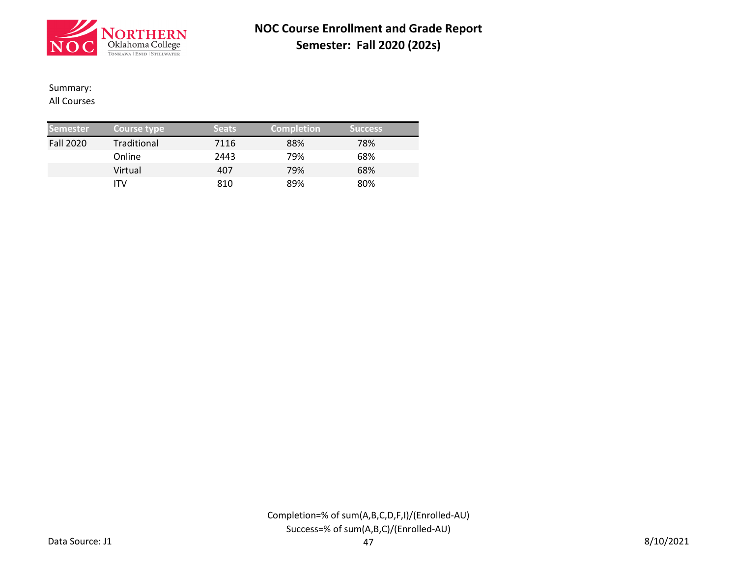# NOC Course Enrollment and Grade Report
## Semester: Fall 2020 (202s)

Summary:
All Courses

| Semester | Course type | Seats | Completion | Success |
|---|---|---|---|---|
| Fall 2020 | Traditional | 7116 | 88% | 78% |
| | Online | 2443 | 79% | 68% |
| | Virtual | 407 | 79% | 68% |
| | ITV | 810 | 89% | 80% |

Completion=% of sum(A,B,C,D,F,I)/(Enrolled-AU)
Success=% of sum(A,B,C)/(Enrolled-AU)

Data Source: J1

8/10/2021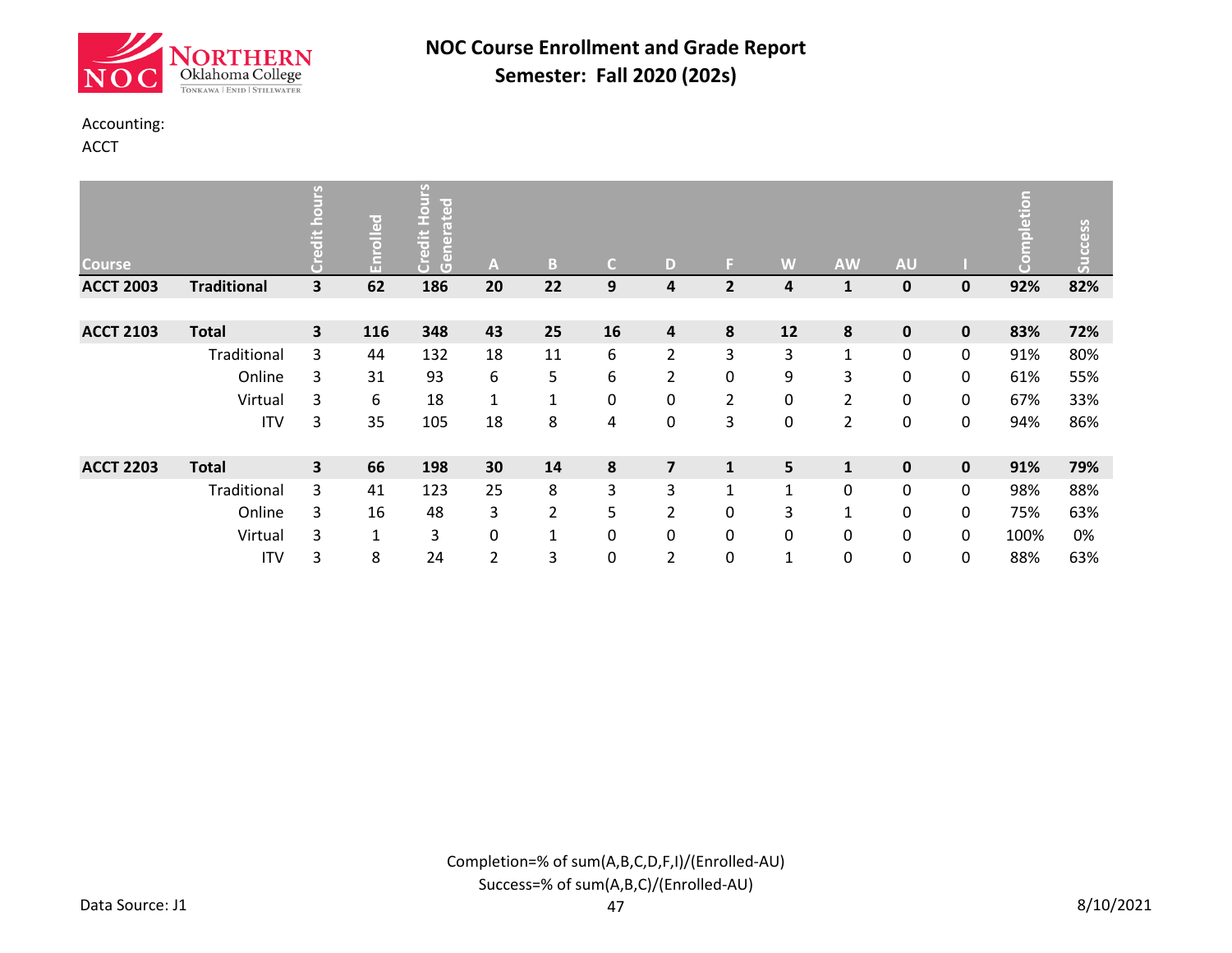# NOC Course Enrollment and Grade Report

## Semester: Fall 2020 (202s)

Accounting:
ACCT

| Course | | Credit hours | Enrolled | Credit Hours Generated | A | B | C | D | F | W | AW | AU | I | Completion | Success |
|---|---|---|---|---|---|---|---|---|---|---|---|---|---|---|---|
| **ACCT 2003** | **Traditional** | **3** | **62** | **186** | **20** | **22** | **9** | **4** | **2** | **4** | **1** | **0** | **0** | **92%** | **82%** |
| | | | | | | | | | | | | | | | |
| **ACCT 2103** | **Total** | **3** | **116** | **348** | **43** | **25** | **16** | **4** | **8** | **12** | **8** | **0** | **0** | **83%** | **72%** |
| | Traditional | 3 | 44 | 132 | 18 | 11 | 6 | 2 | 3 | 3 | 1 | 0 | 0 | 91% | 80% |
| | Online | 3 | 31 | 93 | 6 | 5 | 6 | 2 | 0 | 9 | 3 | 0 | 0 | 61% | 55% |
| | Virtual | 3 | 6 | 18 | 1 | 1 | 0 | 0 | 2 | 0 | 2 | 0 | 0 | 67% | 33% |
| | ITV | 3 | 35 | 105 | 18 | 8 | 4 | 0 | 3 | 0 | 2 | 0 | 0 | 94% | 86% |
| | | | | | | | | | | | | | | | |
| **ACCT 2203** | **Total** | **3** | **66** | **198** | **30** | **14** | **8** | **7** | **1** | **5** | **1** | **0** | **0** | **91%** | **79%** |
| | Traditional | 3 | 41 | 123 | 25 | 8 | 3 | 3 | 1 | 1 | 0 | 0 | 0 | 98% | 88% |
| | Online | 3 | 16 | 48 | 3 | 2 | 5 | 2 | 0 | 3 | 1 | 0 | 0 | 75% | 63% |
| | Virtual | 3 | 1 | 3 | 0 | 1 | 0 | 0 | 0 | 0 | 0 | 0 | 0 | 100% | 0% |
| | ITV | 3 | 8 | 24 | 2 | 3 | 0 | 2 | 0 | 1 | 0 | 0 | 0 | 88% | 63% |

Completion=% of sum(A,B,C,D,F,I)/(Enrolled-AU)
Success=% of sum(A,B,C)/(Enrolled-AU)

Data Source: J1

8/10/2021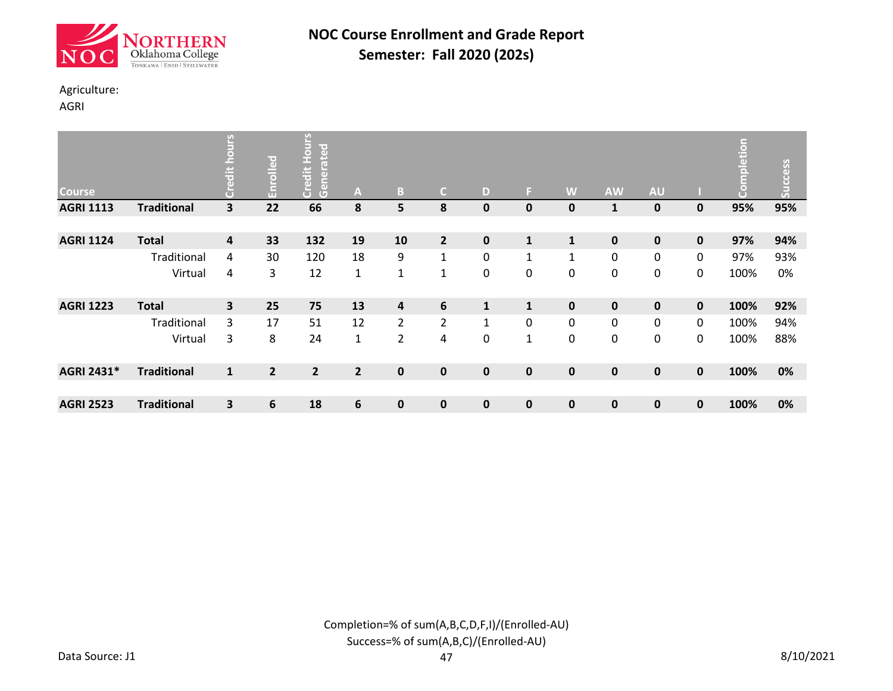# NOC Course Enrollment and Grade Report
## Semester: Fall 2020 (202s)

Agriculture:
AGRI

| Course | | Credit hours | Enrolled | Credit Hours Generated | A | B | C | D | F | W | AW | AU | I | Completion | Success |
|---|---|---|---|---|---|---|---|---|---|---|---|---|---|---|---|
| **AGRI 1113** | **Traditional** | **3** | **22** | **66** | **8** | **5** | **8** | **0** | **0** | **0** | **1** | **0** | **0** | **95%** | **95%** |
| **AGRI 1124** | **Total** | **4** | **33** | **132** | **19** | **10** | **2** | **0** | **1** | **1** | **0** | **0** | **0** | **97%** | **94%** |
| | Traditional | 4 | 30 | 120 | 18 | 9 | 1 | 0 | 1 | 1 | 0 | 0 | 0 | 97% | 93% |
| | Virtual | 4 | 3 | 12 | 1 | 1 | 1 | 0 | 0 | 0 | 0 | 0 | 0 | 100% | 0% |
| **AGRI 1223** | **Total** | **3** | **25** | **75** | **13** | **4** | **6** | **1** | **1** | **0** | **0** | **0** | **0** | **100%** | **92%** |
| | Traditional | 3 | 17 | 51 | 12 | 2 | 2 | 1 | 0 | 0 | 0 | 0 | 0 | 100% | 94% |
| | Virtual | 3 | 8 | 24 | 1 | 2 | 4 | 0 | 1 | 0 | 0 | 0 | 0 | 100% | 88% |
| **AGRI 2431*** | **Traditional** | **1** | **2** | **2** | **2** | **0** | **0** | **0** | **0** | **0** | **0** | **0** | **0** | **100%** | **0%** |
| **AGRI 2523** | **Traditional** | **3** | **6** | **18** | **6** | **0** | **0** | **0** | **0** | **0** | **0** | **0** | **0** | **100%** | **0%** |

Completion=% of sum(A,B,C,D,F,I)/(Enrolled-AU)
Success=% of sum(A,B,C)/(Enrolled-AU)

Data Source: J1

8/10/2021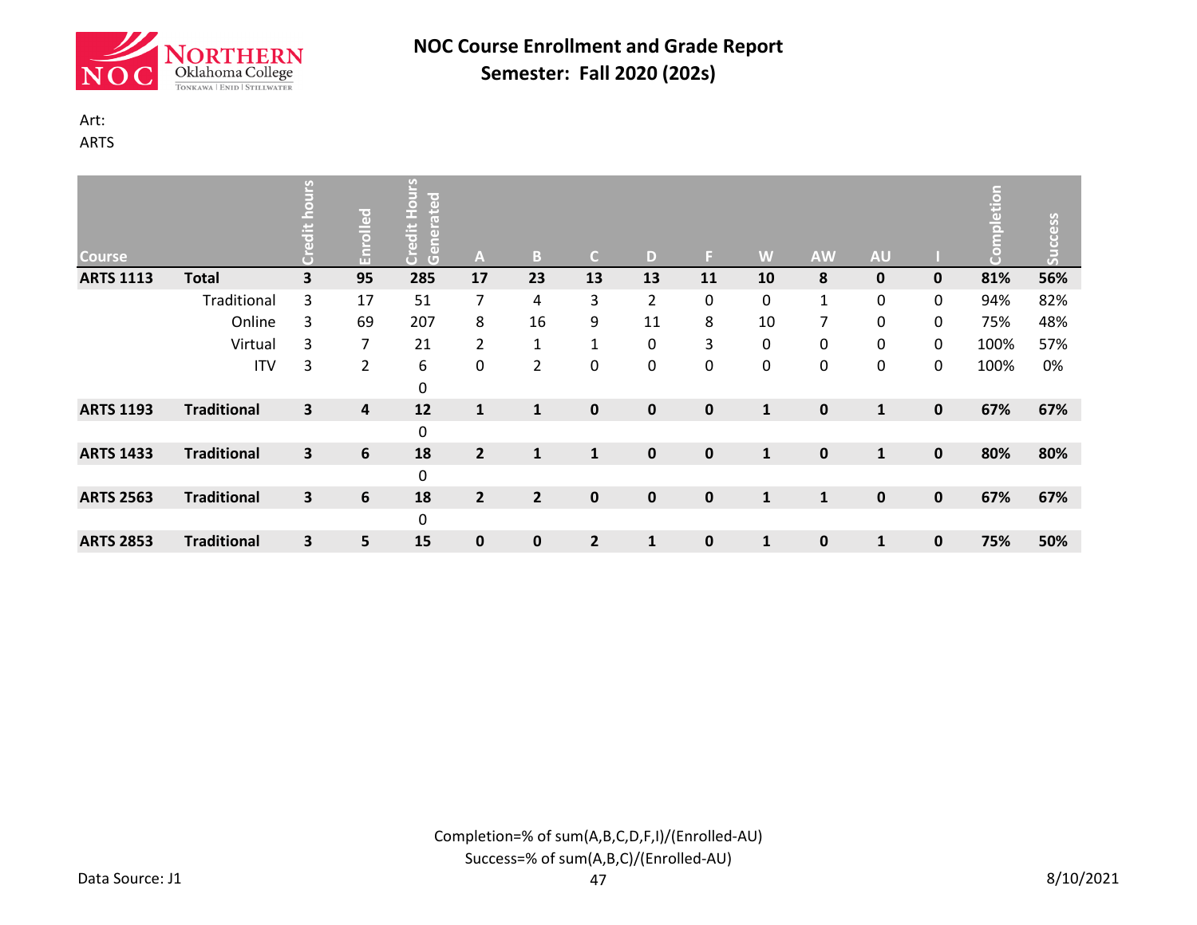# NOC Course Enrollment and Grade Report
## Semester: Fall 2020 (202s)

Art:
ARTS

| Course | | Credit hours | Enrolled | Credit Hours Generated | A | B | C | D | F | W | AW | AU | I | Completion | Success |
|---|---|---|---|---|---|---|---|---|---|---|---|---|---|---|---|
| **ARTS 1113** | **Total** | **3** | **95** | **285** | **17** | **23** | **13** | **13** | **11** | **10** | **8** | **0** | **0** | **81%** | **56%** |
| | Traditional | 3 | 17 | 51 | 7 | 4 | 3 | 2 | 0 | 0 | 1 | 0 | 0 | 94% | 82% |
| | Online | 3 | 69 | 207 | 8 | 16 | 9 | 11 | 8 | 10 | 7 | 0 | 0 | 75% | 48% |
| | Virtual | 3 | 7 | 21 | 2 | 1 | 1 | 0 | 3 | 0 | 0 | 0 | 0 | 100% | 57% |
| | ITV | 3 | 2 | 6 | 0 | 2 | 0 | 0 | 0 | 0 | 0 | 0 | 0 | 100% | 0% |
| | | | | 0 | | | | | | | | | | | |
| **ARTS 1193** | **Traditional** | **3** | **4** | **12** | **1** | **1** | **0** | **0** | **0** | **1** | **0** | **1** | **0** | **67%** | **67%** |
| | | | | 0 | | | | | | | | | | | |
| **ARTS 1433** | **Traditional** | **3** | **6** | **18** | **2** | **1** | **1** | **0** | **0** | **1** | **0** | **1** | **0** | **80%** | **80%** |
| | | | | 0 | | | | | | | | | | | |
| **ARTS 2563** | **Traditional** | **3** | **6** | **18** | **2** | **2** | **0** | **0** | **0** | **1** | **1** | **0** | **0** | **67%** | **67%** |
| | | | | 0 | | | | | | | | | | | |
| **ARTS 2853** | **Traditional** | **3** | **5** | **15** | **0** | **0** | **2** | **1** | **0** | **1** | **0** | **1** | **0** | **75%** | **50%** |

Completion=% of sum(A,B,C,D,F,I)/(Enrolled-AU)
Success=% of sum(A,B,C)/(Enrolled-AU)

Data Source: J1

8/10/2021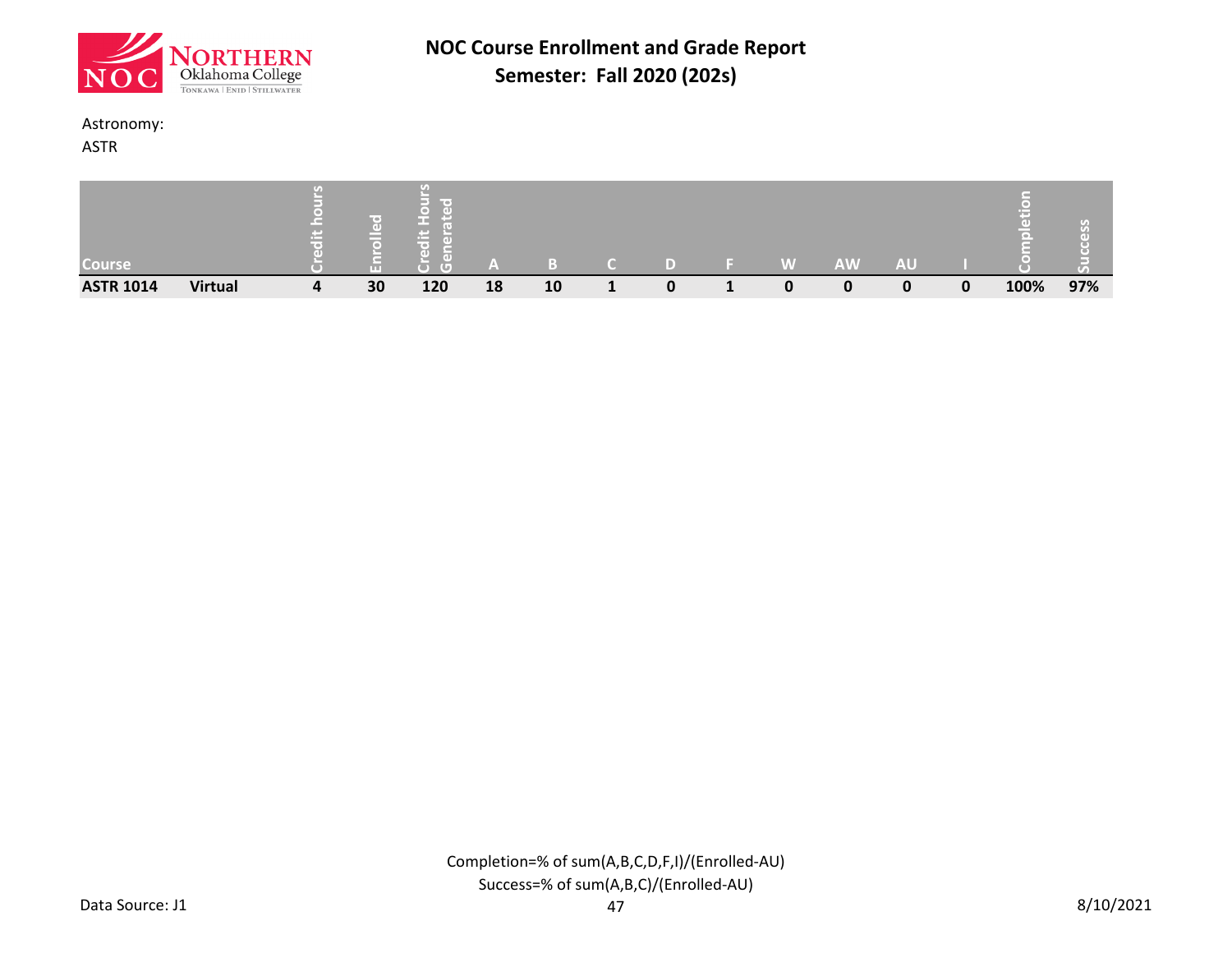# NOC Course Enrollment and Grade Report

## Semester: Fall 2020 (202s)

Astronomy:

ASTR

| Course | | Credit hours | Enrolled | Credit Hours Generated | A | B | C | D | F | W | AW | AU | I | Completion | Success |
|---|---|---|---|---|---|---|---|---|---|---|---|---|---|---|---|
| **ASTR 1014** | **Virtual** | **4** | **30** | **120** | **18** | **10** | **1** | **0** | **1** | **0** | **0** | **0** | **0** | **100%** | **97%** |

Completion=% of sum(A,B,C,D,F,I)/(Enrolled-AU)

Success=% of sum(A,B,C)/(Enrolled-AU)

Data Source: J1

8/10/2021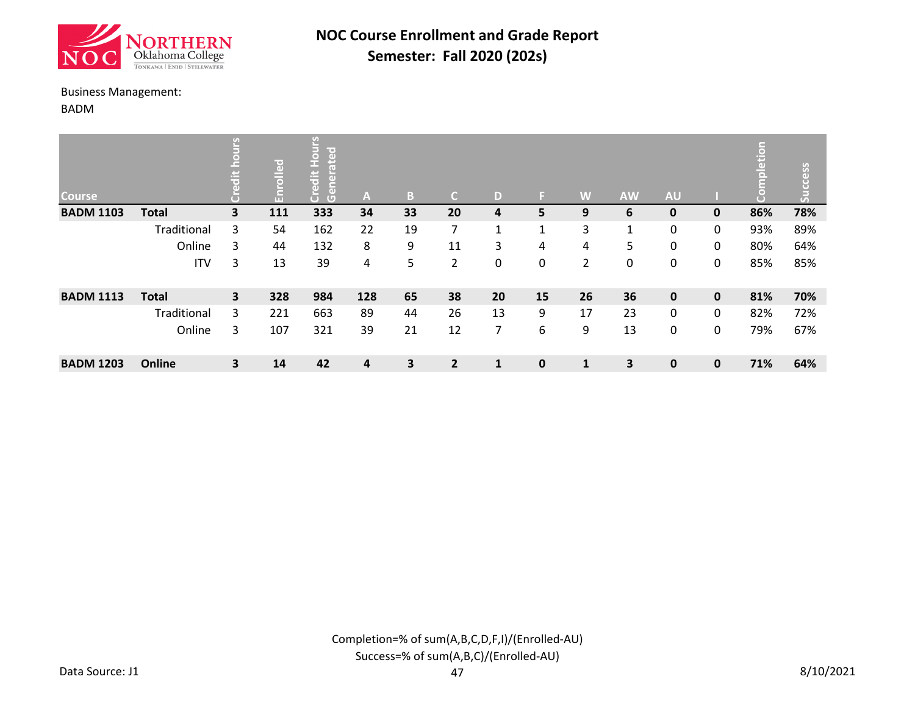# NOC Course Enrollment and Grade Report

## Semester: Fall 2020 (202s)

Business Management:
BADM

| Course | | Credit hours | Enrolled | Credit Hours Generated | A | B | C | D | F | W | AW | AU | I | Completion | Success |
|---|---|---|---|---|---|---|---|---|---|---|---|---|---|---|---|
| **BADM 1103** | **Total** | **3** | **111** | **333** | **34** | **33** | **20** | **4** | **5** | **9** | **6** | **0** | **0** | **86%** | **78%** |
| | Traditional | 3 | 54 | 162 | 22 | 19 | 7 | 1 | 1 | 3 | 1 | 0 | 0 | 93% | 89% |
| | Online | 3 | 44 | 132 | 8 | 9 | 11 | 3 | 4 | 4 | 5 | 0 | 0 | 80% | 64% |
| | ITV | 3 | 13 | 39 | 4 | 5 | 2 | 0 | 0 | 2 | 0 | 0 | 0 | 85% | 85% |
| **BADM 1113** | **Total** | **3** | **328** | **984** | **128** | **65** | **38** | **20** | **15** | **26** | **36** | **0** | **0** | **81%** | **70%** |
| | Traditional | 3 | 221 | 663 | 89 | 44 | 26 | 13 | 9 | 17 | 23 | 0 | 0 | 82% | 72% |
| | Online | 3 | 107 | 321 | 39 | 21 | 12 | 7 | 6 | 9 | 13 | 0 | 0 | 79% | 67% |
| **BADM 1203** | **Online** | **3** | **14** | **42** | **4** | **3** | **2** | **1** | **0** | **1** | **3** | **0** | **0** | **71%** | **64%** |

Completion=% of sum(A,B,C,D,F,I)/(Enrolled-AU)
Success=% of sum(A,B,C)/(Enrolled-AU)

Data Source: J1

8/10/2021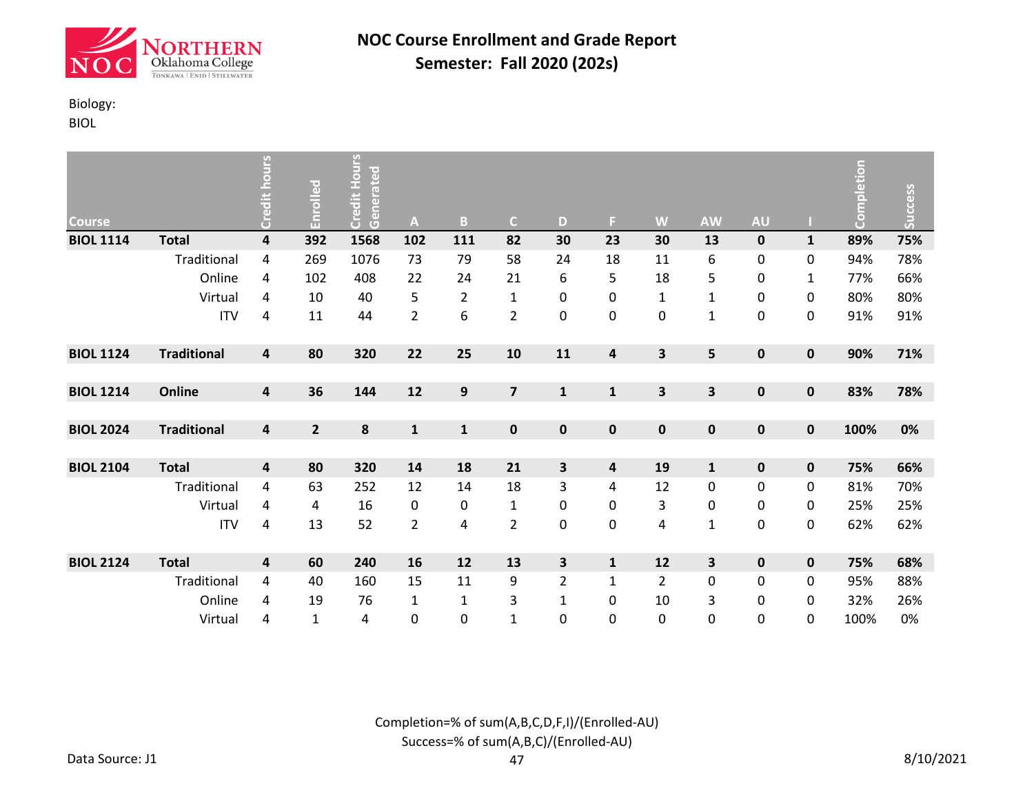# NOC Course Enrollment and Grade Report

## Semester: Fall 2020 (202s)

Biology:
BIOL

| Course | | Credit hours | Enrolled | Credit Hours Generated | A | B | C | D | F | W | AW | AU | I | Completion | Success |
|---|---|---|---|---|---|---|---|---|---|---|---|---|---|---|---|
| **BIOL 1114** | **Total** | **4** | **392** | **1568** | **102** | **111** | **82** | **30** | **23** | **30** | **13** | **0** | **1** | **89%** | **75%** |
| | Traditional | 4 | 269 | 1076 | 73 | 79 | 58 | 24 | 18 | 11 | 6 | 0 | 0 | 94% | 78% |
| | Online | 4 | 102 | 408 | 22 | 24 | 21 | 6 | 5 | 18 | 5 | 0 | 1 | 77% | 66% |
| | Virtual | 4 | 10 | 40 | 5 | 2 | 1 | 0 | 0 | 1 | 1 | 0 | 0 | 80% | 80% |
| | ITV | 4 | 11 | 44 | 2 | 6 | 2 | 0 | 0 | 0 | 1 | 0 | 0 | 91% | 91% |
| **BIOL 1124** | **Traditional** | **4** | **80** | **320** | **22** | **25** | **10** | **11** | **4** | **3** | **5** | **0** | **0** | **90%** | **71%** |
| **BIOL 1214** | **Online** | **4** | **36** | **144** | **12** | **9** | **7** | **1** | **1** | **3** | **3** | **0** | **0** | **83%** | **78%** |
| **BIOL 2024** | **Traditional** | **4** | **2** | **8** | **1** | **1** | **0** | **0** | **0** | **0** | **0** | **0** | **0** | **100%** | **0%** |
| **BIOL 2104** | **Total** | **4** | **80** | **320** | **14** | **18** | **21** | **3** | **4** | **19** | **1** | **0** | **0** | **75%** | **66%** |
| | Traditional | 4 | 63 | 252 | 12 | 14 | 18 | 3 | 4 | 12 | 0 | 0 | 0 | 81% | 70% |
| | Virtual | 4 | 4 | 16 | 0 | 0 | 1 | 0 | 0 | 3 | 0 | 0 | 0 | 25% | 25% |
| | ITV | 4 | 13 | 52 | 2 | 4 | 2 | 0 | 0 | 4 | 1 | 0 | 0 | 62% | 62% |
| **BIOL 2124** | **Total** | **4** | **60** | **240** | **16** | **12** | **13** | **3** | **1** | **12** | **3** | **0** | **0** | **75%** | **68%** |
| | Traditional | 4 | 40 | 160 | 15 | 11 | 9 | 2 | 1 | 2 | 0 | 0 | 0 | 95% | 88% |
| | Online | 4 | 19 | 76 | 1 | 1 | 3 | 1 | 0 | 10 | 3 | 0 | 0 | 32% | 26% |
| | Virtual | 4 | 1 | 4 | 0 | 0 | 1 | 0 | 0 | 0 | 0 | 0 | 0 | 100% | 0% |

Completion=% of sum(A,B,C,D,F,I)/(Enrolled-AU)
Success=% of sum(A,B,C)/(Enrolled-AU)

Data Source: J1

8/10/2021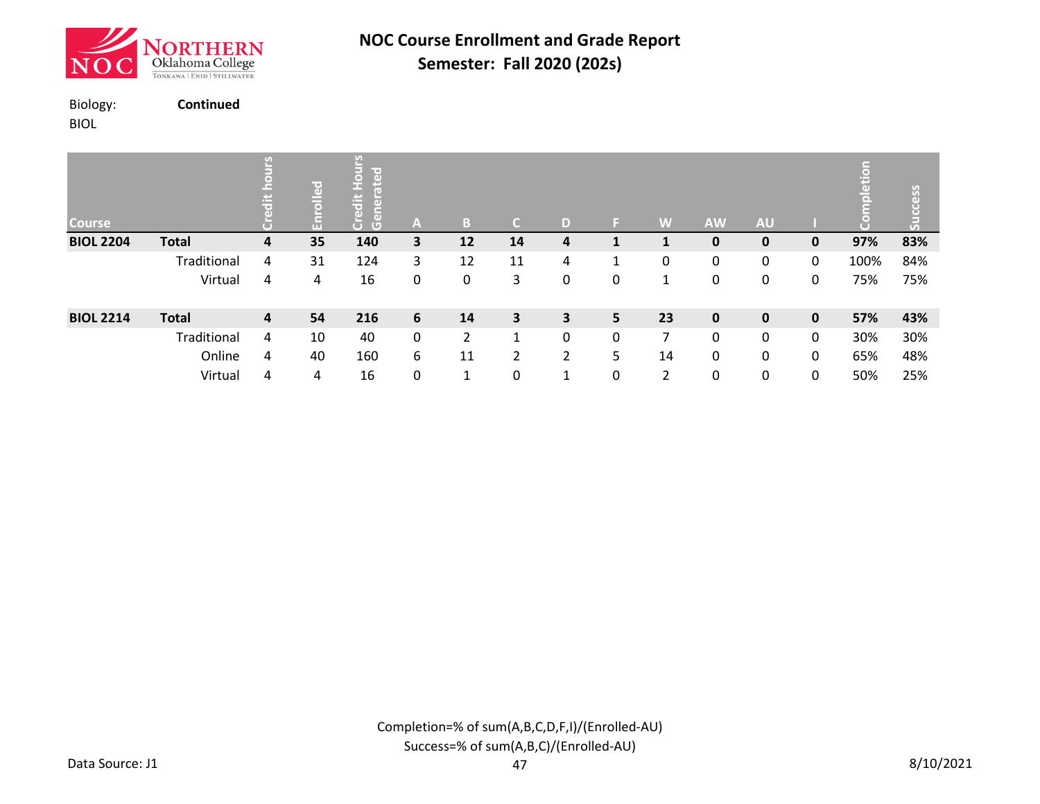# NOC Course Enrollment and Grade Report
## Semester: Fall 2020 (202s)

Biology: **Continued**
BIOL

| Course | | Credit hours | Enrolled | Credit Hours Generated | A | B | C | D | F | W | AW | AU | I | Completion | Success |
|---|---|---|---|---|---|---|---|---|---|---|---|---|---|---|---|
| **BIOL 2204** | **Total** | **4** | **35** | **140** | **3** | **12** | **14** | **4** | **1** | **1** | **0** | **0** | **0** | **97%** | **83%** |
| | Traditional | 4 | 31 | 124 | 3 | 12 | 11 | 4 | 1 | 0 | 0 | 0 | 0 | 100% | 84% |
| | Virtual | 4 | 4 | 16 | 0 | 0 | 3 | 0 | 0 | 1 | 0 | 0 | 0 | 75% | 75% |
| **BIOL 2214** | **Total** | **4** | **54** | **216** | **6** | **14** | **3** | **3** | **5** | **23** | **0** | **0** | **0** | **57%** | **43%** |
| | Traditional | 4 | 10 | 40 | 0 | 2 | 1 | 0 | 0 | 7 | 0 | 0 | 0 | 30% | 30% |
| | Online | 4 | 40 | 160 | 6 | 11 | 2 | 2 | 5 | 14 | 0 | 0 | 0 | 65% | 48% |
| | Virtual | 4 | 4 | 16 | 0 | 1 | 0 | 1 | 0 | 2 | 0 | 0 | 0 | 50% | 25% |

Completion=% of sum(A,B,C,D,F,I)/(Enrolled-AU)
Success=% of sum(A,B,C)/(Enrolled-AU)

Data Source: J1

8/10/2021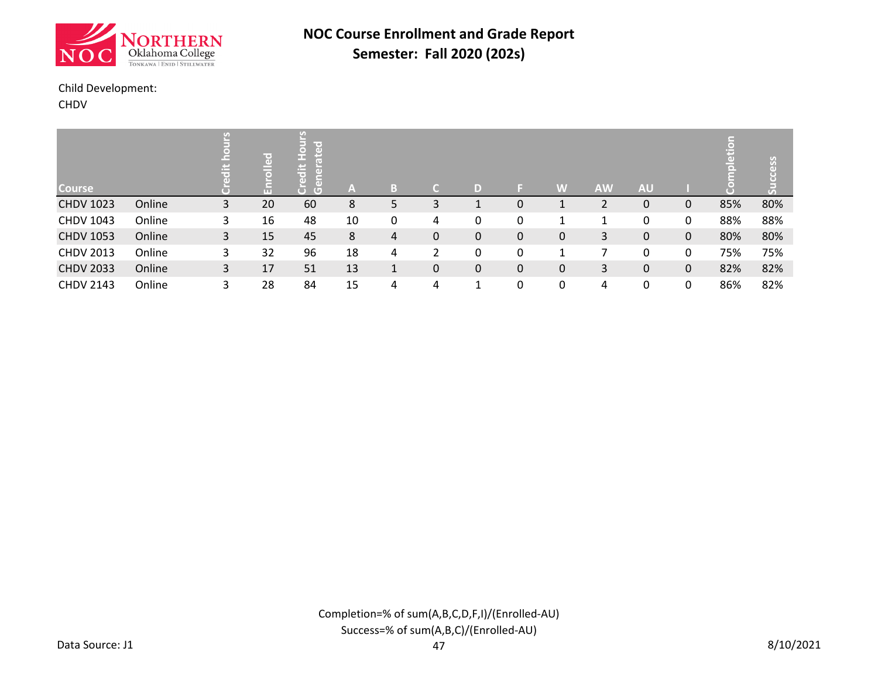# NOC Course Enrollment and Grade Report

## Semester: Fall 2020 (202s)

Child Development:
CHDV

| Course | | Credit hours | Enrolled | Credit Hours Generated | A | B | C | D | F | W | AW | AU | I | Completion | Success |
|---|---|---|---|---|---|---|---|---|---|---|---|---|---|---|---|
| CHDV 1023 | Online | 3 | 20 | 60 | 8 | 5 | 3 | 1 | 0 | 1 | 2 | 0 | 0 | 85% | 80% |
| CHDV 1043 | Online | 3 | 16 | 48 | 10 | 0 | 4 | 0 | 0 | 1 | 1 | 0 | 0 | 88% | 88% |
| CHDV 1053 | Online | 3 | 15 | 45 | 8 | 4 | 0 | 0 | 0 | 0 | 3 | 0 | 0 | 80% | 80% |
| CHDV 2013 | Online | 3 | 32 | 96 | 18 | 4 | 2 | 0 | 0 | 1 | 7 | 0 | 0 | 75% | 75% |
| CHDV 2033 | Online | 3 | 17 | 51 | 13 | 1 | 0 | 0 | 0 | 0 | 3 | 0 | 0 | 82% | 82% |
| CHDV 2143 | Online | 3 | 28 | 84 | 15 | 4 | 4 | 1 | 0 | 0 | 4 | 0 | 0 | 86% | 82% |

Completion=% of sum(A,B,C,D,F,I)/(Enrolled-AU)
Success=% of sum(A,B,C)/(Enrolled-AU)

Data Source: J1

8/10/2021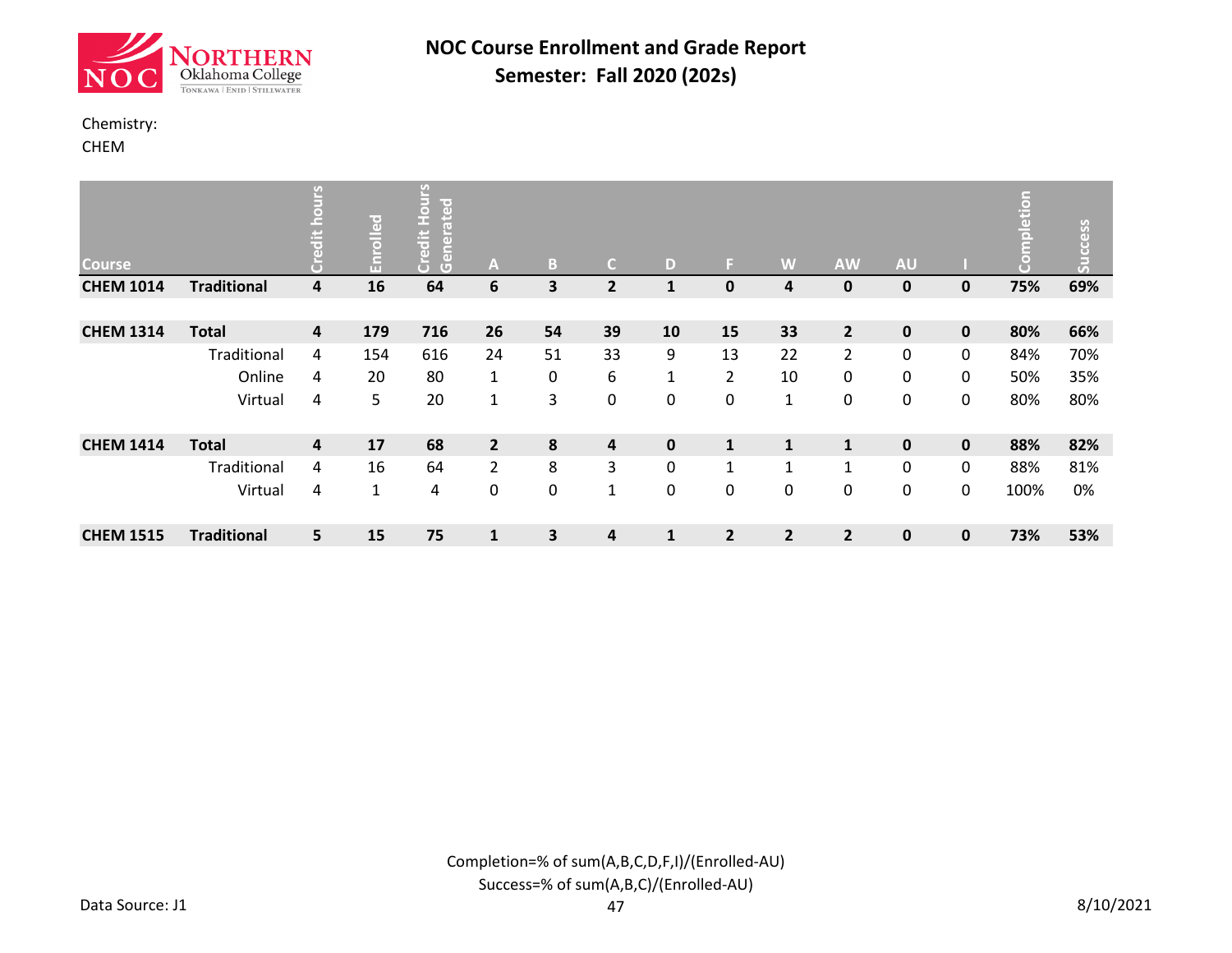# NOC Course Enrollment and Grade Report

## Semester: Fall 2020 (202s)

Chemistry:
CHEM

| Course | | Credit hours | Enrolled | Credit Hours Generated | A | B | C | D | F | W | AW | AU | I | Completion | Success |
|---|---|---|---|---|---|---|---|---|---|---|---|---|---|---|---|
| **CHEM 1014** | **Traditional** | **4** | **16** | **64** | **6** | **3** | **2** | **1** | **0** | **4** | **0** | **0** | **0** | **75%** | **69%** |
| **CHEM 1314** | **Total** | **4** | **179** | **716** | **26** | **54** | **39** | **10** | **15** | **33** | **2** | **0** | **0** | **80%** | **66%** |
| | Traditional | 4 | 154 | 616 | 24 | 51 | 33 | 9 | 13 | 22 | 2 | 0 | 0 | 84% | 70% |
| | Online | 4 | 20 | 80 | 1 | 0 | 6 | 1 | 2 | 10 | 0 | 0 | 0 | 50% | 35% |
| | Virtual | 4 | 5 | 20 | 1 | 3 | 0 | 0 | 0 | 1 | 0 | 0 | 0 | 80% | 80% |
| **CHEM 1414** | **Total** | **4** | **17** | **68** | **2** | **8** | **4** | **0** | **1** | **1** | **1** | **0** | **0** | **88%** | **82%** |
| | Traditional | 4 | 16 | 64 | 2 | 8 | 3 | 0 | 1 | 1 | 1 | 0 | 0 | 88% | 81% |
| | Virtual | 4 | 1 | 4 | 0 | 0 | 1 | 0 | 0 | 0 | 0 | 0 | 0 | 100% | 0% |
| **CHEM 1515** | **Traditional** | **5** | **15** | **75** | **1** | **3** | **4** | **1** | **2** | **2** | **2** | **0** | **0** | **73%** | **53%** |

Completion=% of sum(A,B,C,D,F,I)/(Enrolled-AU)
Success=% of sum(A,B,C)/(Enrolled-AU)

Data Source: J1

8/10/2021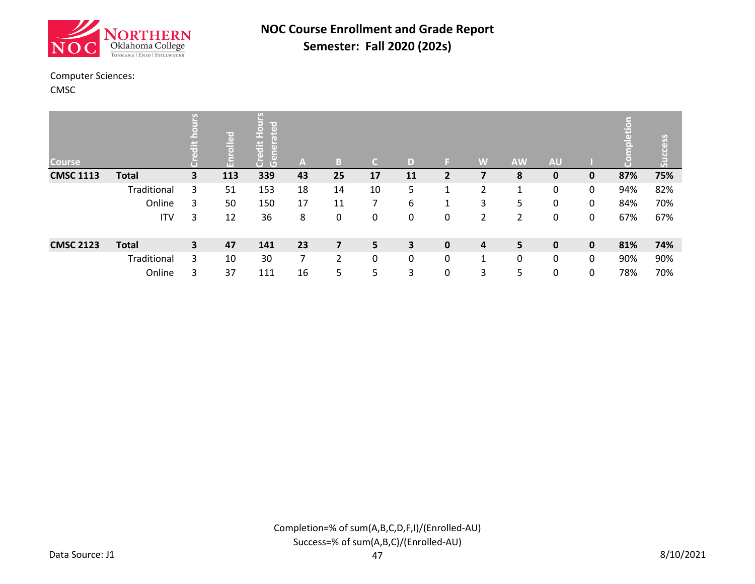# NOC Course Enrollment and Grade Report

## Semester: Fall 2020 (202s)

Computer Sciences:

CMSC

| Course | | Credit hours | Enrolled | Credit Hours Generated | A | B | C | D | F | W | AW | AU | I | Completion | Success |
|---|---|---|---|---|---|---|---|---|---|---|---|---|---|---|---|
| **CMSC 1113** | **Total** | **3** | **113** | **339** | **43** | **25** | **17** | **11** | **2** | **7** | **8** | **0** | **0** | **87%** | **75%** |
| | Traditional | 3 | 51 | 153 | 18 | 14 | 10 | 5 | 1 | 2 | 1 | 0 | 0 | 94% | 82% |
| | Online | 3 | 50 | 150 | 17 | 11 | 7 | 6 | 1 | 3 | 5 | 0 | 0 | 84% | 70% |
| | ITV | 3 | 12 | 36 | 8 | 0 | 0 | 0 | 0 | 2 | 2 | 0 | 0 | 67% | 67% |
| **CMSC 2123** | **Total** | **3** | **47** | **141** | **23** | **7** | **5** | **3** | **0** | **4** | **5** | **0** | **0** | **81%** | **74%** |
| | Traditional | 3 | 10 | 30 | 7 | 2 | 0 | 0 | 0 | 1 | 0 | 0 | 0 | 90% | 90% |
| | Online | 3 | 37 | 111 | 16 | 5 | 5 | 3 | 0 | 3 | 5 | 0 | 0 | 78% | 70% |

Completion=% of sum(A,B,C,D,F,I)/(Enrolled-AU)

Success=% of sum(A,B,C)/(Enrolled-AU)

Data Source: J1

8/10/2021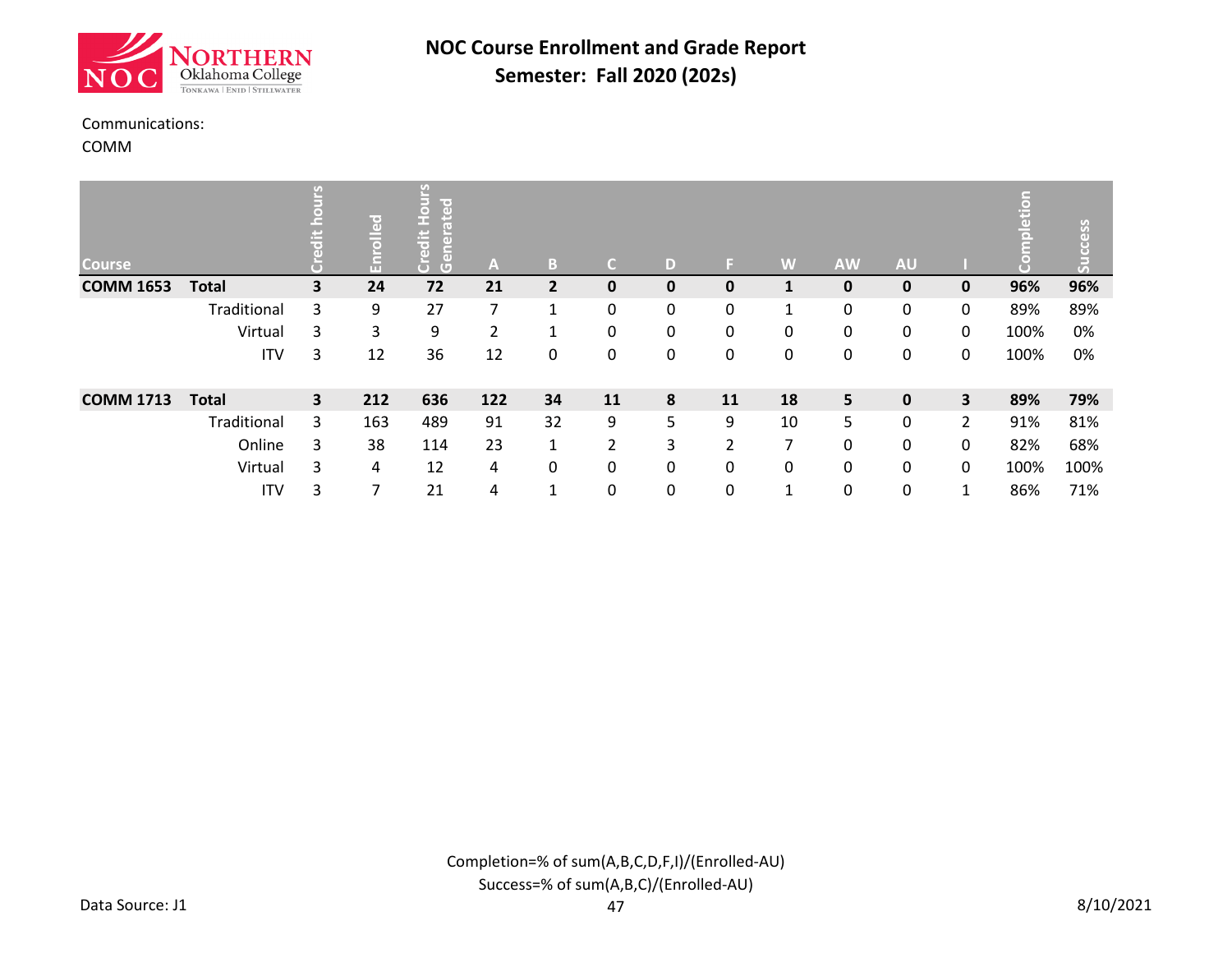# NOC Course Enrollment and Grade Report

## Semester: Fall 2020 (202s)

Communications:
COMM

| Course | | Credit hours | Enrolled | Credit Hours Generated | A | B | C | D | F | W | AW | AU | I | Completion | Success |
|---|---|---|---|---|---|---|---|---|---|---|---|---|---|---|---|
| **COMM 1653** | **Total** | **3** | **24** | **72** | **21** | **2** | **0** | **0** | **0** | **1** | **0** | **0** | **0** | **96%** | **96%** |
| | Traditional | 3 | 9 | 27 | 7 | 1 | 0 | 0 | 0 | 1 | 0 | 0 | 0 | 89% | 89% |
| | Virtual | 3 | 3 | 9 | 2 | 1 | 0 | 0 | 0 | 0 | 0 | 0 | 0 | 100% | 0% |
| | ITV | 3 | 12 | 36 | 12 | 0 | 0 | 0 | 0 | 0 | 0 | 0 | 0 | 100% | 0% |
| **COMM 1713** | **Total** | **3** | **212** | **636** | **122** | **34** | **11** | **8** | **11** | **18** | **5** | **0** | **3** | **89%** | **79%** |
| | Traditional | 3 | 163 | 489 | 91 | 32 | 9 | 5 | 9 | 10 | 5 | 0 | 2 | 91% | 81% |
| | Online | 3 | 38 | 114 | 23 | 1 | 2 | 3 | 2 | 7 | 0 | 0 | 0 | 82% | 68% |
| | Virtual | 3 | 4 | 12 | 4 | 0 | 0 | 0 | 0 | 0 | 0 | 0 | 0 | 100% | 100% |
| | ITV | 3 | 7 | 21 | 4 | 1 | 0 | 0 | 0 | 1 | 0 | 0 | 1 | 86% | 71% |

Completion=% of sum(A,B,C,D,F,I)/(Enrolled-AU)
Success=% of sum(A,B,C)/(Enrolled-AU)

Data Source: J1

8/10/2021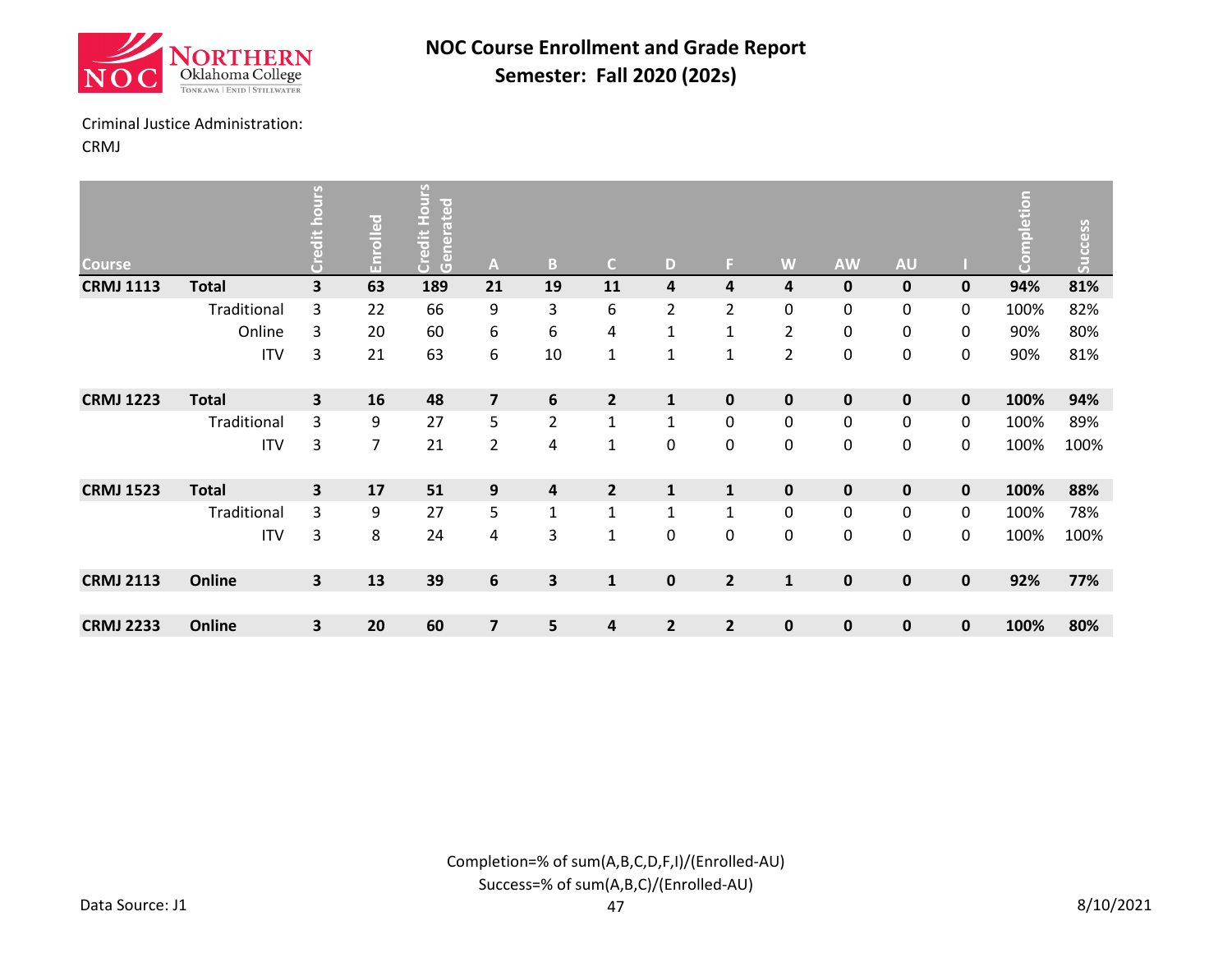# NOC Course Enrollment and Grade Report
## Semester: Fall 2020 (202s)

Criminal Justice Administration:
CRMJ

| Course | | Credit hours | Enrolled | Credit Hours Generated | A | B | C | D | F | W | AW | AU | I | Completion | Success |
|---|---|---|---|---|---|---|---|---|---|---|---|---|---|---|---|
| **CRMJ 1113** | **Total** | **3** | **63** | **189** | **21** | **19** | **11** | **4** | **4** | **4** | **0** | **0** | **0** | **94%** | **81%** |
| | Traditional | 3 | 22 | 66 | 9 | 3 | 6 | 2 | 2 | 0 | 0 | 0 | 0 | 100% | 82% |
| | Online | 3 | 20 | 60 | 6 | 6 | 4 | 1 | 1 | 2 | 0 | 0 | 0 | 90% | 80% |
| | ITV | 3 | 21 | 63 | 6 | 10 | 1 | 1 | 1 | 2 | 0 | 0 | 0 | 90% | 81% |
| **CRMJ 1223** | **Total** | **3** | **16** | **48** | **7** | **6** | **2** | **1** | **0** | **0** | **0** | **0** | **0** | **100%** | **94%** |
| | Traditional | 3 | 9 | 27 | 5 | 2 | 1 | 1 | 0 | 0 | 0 | 0 | 0 | 100% | 89% |
| | ITV | 3 | 7 | 21 | 2 | 4 | 1 | 0 | 0 | 0 | 0 | 0 | 0 | 100% | 100% |
| **CRMJ 1523** | **Total** | **3** | **17** | **51** | **9** | **4** | **2** | **1** | **1** | **0** | **0** | **0** | **0** | **100%** | **88%** |
| | Traditional | 3 | 9 | 27 | 5 | 1 | 1 | 1 | 1 | 0 | 0 | 0 | 0 | 100% | 78% |
| | ITV | 3 | 8 | 24 | 4 | 3 | 1 | 0 | 0 | 0 | 0 | 0 | 0 | 100% | 100% |
| **CRMJ 2113** | **Online** | **3** | **13** | **39** | **6** | **3** | **1** | **0** | **2** | **1** | **0** | **0** | **0** | **92%** | **77%** |
| **CRMJ 2233** | **Online** | **3** | **20** | **60** | **7** | **5** | **4** | **2** | **2** | **0** | **0** | **0** | **0** | **100%** | **80%** |

Completion=% of sum(A,B,C,D,F,I)/(Enrolled-AU)
Success=% of sum(A,B,C)/(Enrolled-AU)

Data Source: J1

8/10/2021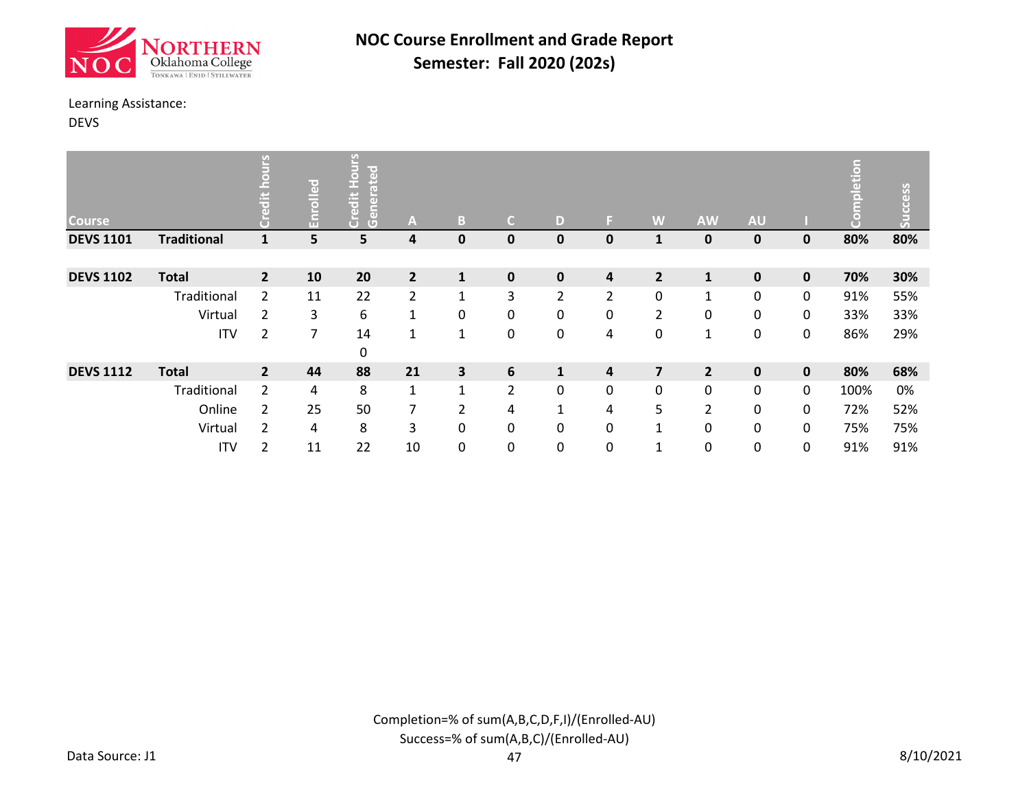# NOC Course Enrollment and Grade Report

## Semester: Fall 2020 (202s)

Learning Assistance:
DEVS

| Course | | Credit hours | Enrolled | Credit Hours Generated | A | B | C | D | F | W | AW | AU | I | Completion | Success |
|---|---|---|---|---|---|---|---|---|---|---|---|---|---|---|---|
| **DEVS 1101** | **Traditional** | **1** | **5** | **5** | **4** | **0** | **0** | **0** | **0** | **1** | **0** | **0** | **0** | **80%** | **80%** |
| | | | | | | | | | | | | | | | |
| **DEVS 1102** | **Total** | **2** | **10** | **20** | **2** | **1** | **0** | **0** | **4** | **2** | **1** | **0** | **0** | **70%** | **30%** |
| | Traditional | 2 | 11 | 22 | 2 | 1 | 3 | 2 | 2 | 0 | 1 | 0 | 0 | 91% | 55% |
| | Virtual | 2 | 3 | 6 | 1 | 0 | 0 | 0 | 0 | 2 | 0 | 0 | 0 | 33% | 33% |
| | ITV | 2 | 7 | 14 | 1 | 1 | 0 | 0 | 4 | 0 | 1 | 0 | 0 | 86% | 29% |
| | | | | 0 | | | | | | | | | | | |
| **DEVS 1112** | **Total** | **2** | **44** | **88** | **21** | **3** | **6** | **1** | **4** | **7** | **2** | **0** | **0** | **80%** | **68%** |
| | Traditional | 2 | 4 | 8 | 1 | 1 | 2 | 0 | 0 | 0 | 0 | 0 | 0 | 100% | 0% |
| | Online | 2 | 25 | 50 | 7 | 2 | 4 | 1 | 4 | 5 | 2 | 0 | 0 | 72% | 52% |
| | Virtual | 2 | 4 | 8 | 3 | 0 | 0 | 0 | 0 | 1 | 0 | 0 | 0 | 75% | 75% |
| | ITV | 2 | 11 | 22 | 10 | 0 | 0 | 0 | 0 | 1 | 0 | 0 | 0 | 91% | 91% |

Completion=% of sum(A,B,C,D,F,I)/(Enrolled-AU)
Success=% of sum(A,B,C)/(Enrolled-AU)

Data Source: J1

8/10/2021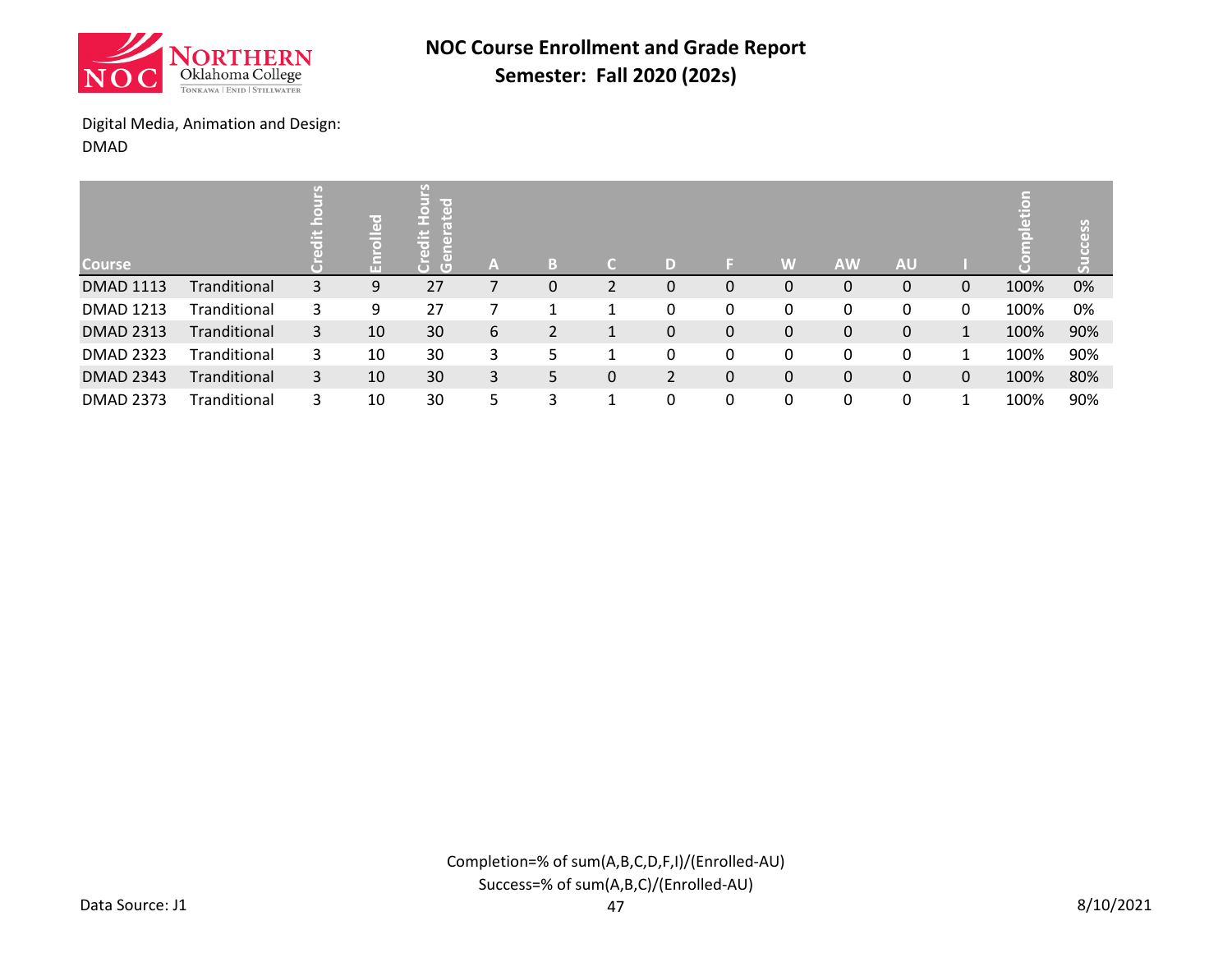# NOC Course Enrollment and Grade Report

## Semester: Fall 2020 (202s)

Digital Media, Animation and Design:
DMAD

| Course | | Credit hours | Enrolled | Credit Hours Generated | A | B | C | D | F | W | AW | AU | I | Completion | Success |
|---|---|---|---|---|---|---|---|---|---|---|---|---|---|---|---|
| DMAD 1113 | Tranditional | 3 | 9 | 27 | 7 | 0 | 2 | 0 | 0 | 0 | 0 | 0 | 0 | 100% | 0% |
| DMAD 1213 | Tranditional | 3 | 9 | 27 | 7 | 1 | 1 | 0 | 0 | 0 | 0 | 0 | 0 | 100% | 0% |
| DMAD 2313 | Tranditional | 3 | 10 | 30 | 6 | 2 | 1 | 0 | 0 | 0 | 0 | 0 | 1 | 100% | 90% |
| DMAD 2323 | Tranditional | 3 | 10 | 30 | 3 | 5 | 1 | 0 | 0 | 0 | 0 | 0 | 1 | 100% | 90% |
| DMAD 2343 | Tranditional | 3 | 10 | 30 | 3 | 5 | 0 | 2 | 0 | 0 | 0 | 0 | 0 | 100% | 80% |
| DMAD 2373 | Tranditional | 3 | 10 | 30 | 5 | 3 | 1 | 0 | 0 | 0 | 0 | 0 | 1 | 100% | 90% |

Completion=% of sum(A,B,C,D,F,I)/(Enrolled-AU)
Success=% of sum(A,B,C)/(Enrolled-AU)

Data Source: J1

8/10/2021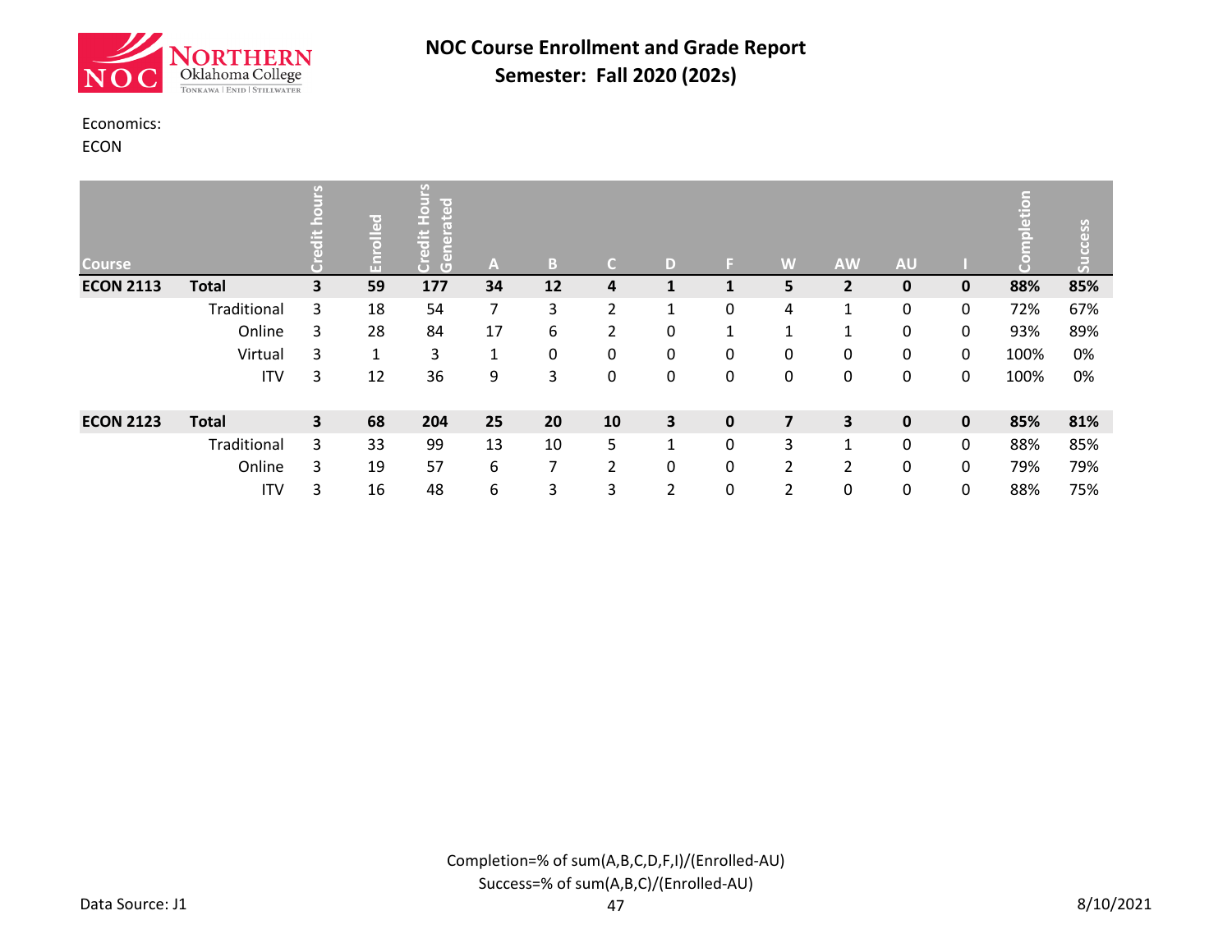# NOC Course Enrollment and Grade Report
## Semester: Fall 2020 (202s)

Economics:
ECON

| Course | | Credit hours | Enrolled | Credit Hours Generated | A | B | C | D | F | W | AW | AU | I | Completion | Success |
|---|---|---|---|---|---|---|---|---|---|---|---|---|---|---|---|
| **ECON 2113** | **Total** | **3** | **59** | **177** | **34** | **12** | **4** | **1** | **1** | **5** | **2** | **0** | **0** | **88%** | **85%** |
| | Traditional | 3 | 18 | 54 | 7 | 3 | 2 | 1 | 0 | 4 | 1 | 0 | 0 | 72% | 67% |
| | Online | 3 | 28 | 84 | 17 | 6 | 2 | 0 | 1 | 1 | 1 | 0 | 0 | 93% | 89% |
| | Virtual | 3 | 1 | 3 | 1 | 0 | 0 | 0 | 0 | 0 | 0 | 0 | 0 | 100% | 0% |
| | ITV | 3 | 12 | 36 | 9 | 3 | 0 | 0 | 0 | 0 | 0 | 0 | 0 | 100% | 0% |
| **ECON 2123** | **Total** | **3** | **68** | **204** | **25** | **20** | **10** | **3** | **0** | **7** | **3** | **0** | **0** | **85%** | **81%** |
| | Traditional | 3 | 33 | 99 | 13 | 10 | 5 | 1 | 0 | 3 | 1 | 0 | 0 | 88% | 85% |
| | Online | 3 | 19 | 57 | 6 | 7 | 2 | 0 | 0 | 2 | 2 | 0 | 0 | 79% | 79% |
| | ITV | 3 | 16 | 48 | 6 | 3 | 3 | 2 | 0 | 2 | 0 | 0 | 0 | 88% | 75% |

Completion=% of sum(A,B,C,D,F,I)/(Enrolled-AU)
Success=% of sum(A,B,C)/(Enrolled-AU)

Data Source: J1

8/10/2021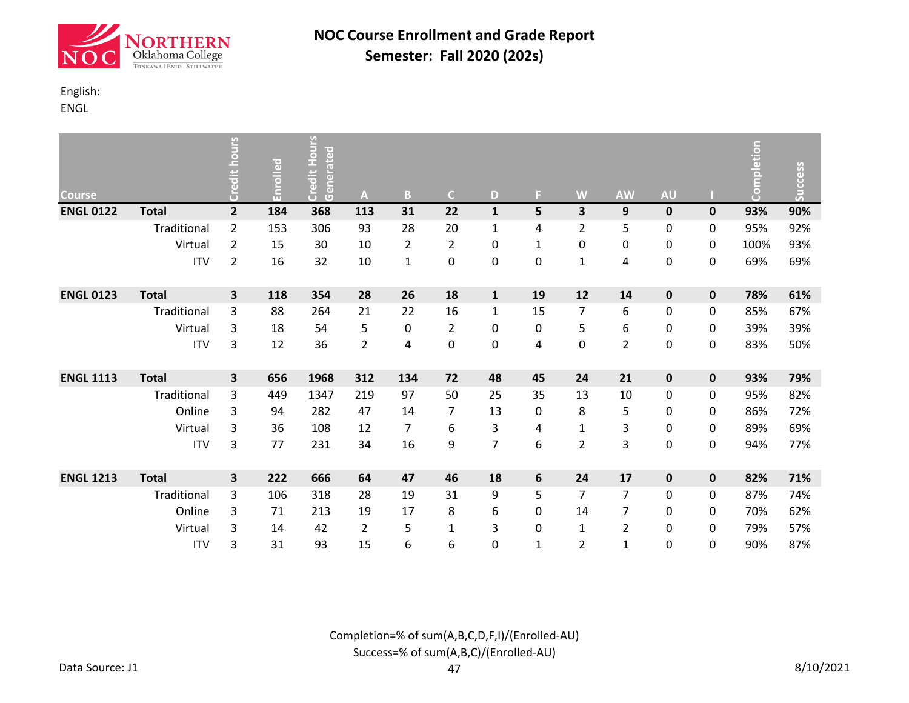# NOC Course Enrollment and Grade Report

## Semester: Fall 2020 (202s)

English:
ENGL

| Course | | Credit hours | Enrolled | Credit Hours Generated | A | B | C | D | F | W | AW | AU | I | Completion | Success |
|---|---|---|---|---|---|---|---|---|---|---|---|---|---|---|---|
| **ENGL 0122** | **Total** | **2** | **184** | **368** | **113** | **31** | **22** | **1** | **5** | **3** | **9** | **0** | **0** | **93%** | **90%** |
| | Traditional | 2 | 153 | 306 | 93 | 28 | 20 | 1 | 4 | 2 | 5 | 0 | 0 | 95% | 92% |
| | Virtual | 2 | 15 | 30 | 10 | 2 | 2 | 0 | 1 | 0 | 0 | 0 | 0 | 100% | 93% |
| | ITV | 2 | 16 | 32 | 10 | 1 | 0 | 0 | 0 | 1 | 4 | 0 | 0 | 69% | 69% |
| **ENGL 0123** | **Total** | **3** | **118** | **354** | **28** | **26** | **18** | **1** | **19** | **12** | **14** | **0** | **0** | **78%** | **61%** |
| | Traditional | 3 | 88 | 264 | 21 | 22 | 16 | 1 | 15 | 7 | 6 | 0 | 0 | 85% | 67% |
| | Virtual | 3 | 18 | 54 | 5 | 0 | 2 | 0 | 0 | 5 | 6 | 0 | 0 | 39% | 39% |
| | ITV | 3 | 12 | 36 | 2 | 4 | 0 | 0 | 4 | 0 | 2 | 0 | 0 | 83% | 50% |
| **ENGL 1113** | **Total** | **3** | **656** | **1968** | **312** | **134** | **72** | **48** | **45** | **24** | **21** | **0** | **0** | **93%** | **79%** |
| | Traditional | 3 | 449 | 1347 | 219 | 97 | 50 | 25 | 35 | 13 | 10 | 0 | 0 | 95% | 82% |
| | Online | 3 | 94 | 282 | 47 | 14 | 7 | 13 | 0 | 8 | 5 | 0 | 0 | 86% | 72% |
| | Virtual | 3 | 36 | 108 | 12 | 7 | 6 | 3 | 4 | 1 | 3 | 0 | 0 | 89% | 69% |
| | ITV | 3 | 77 | 231 | 34 | 16 | 9 | 7 | 6 | 2 | 3 | 0 | 0 | 94% | 77% |
| **ENGL 1213** | **Total** | **3** | **222** | **666** | **64** | **47** | **46** | **18** | **6** | **24** | **17** | **0** | **0** | **82%** | **71%** |
| | Traditional | 3 | 106 | 318 | 28 | 19 | 31 | 9 | 5 | 7 | 7 | 0 | 0 | 87% | 74% |
| | Online | 3 | 71 | 213 | 19 | 17 | 8 | 6 | 0 | 14 | 7 | 0 | 0 | 70% | 62% |
| | Virtual | 3 | 14 | 42 | 2 | 5 | 1 | 3 | 0 | 1 | 2 | 0 | 0 | 79% | 57% |
| | ITV | 3 | 31 | 93 | 15 | 6 | 6 | 0 | 1 | 2 | 1 | 0 | 0 | 90% | 87% |

Completion=% of sum(A,B,C,D,F,I)/(Enrolled-AU)
Success=% of sum(A,B,C)/(Enrolled-AU)

Data Source: J1

8/10/2021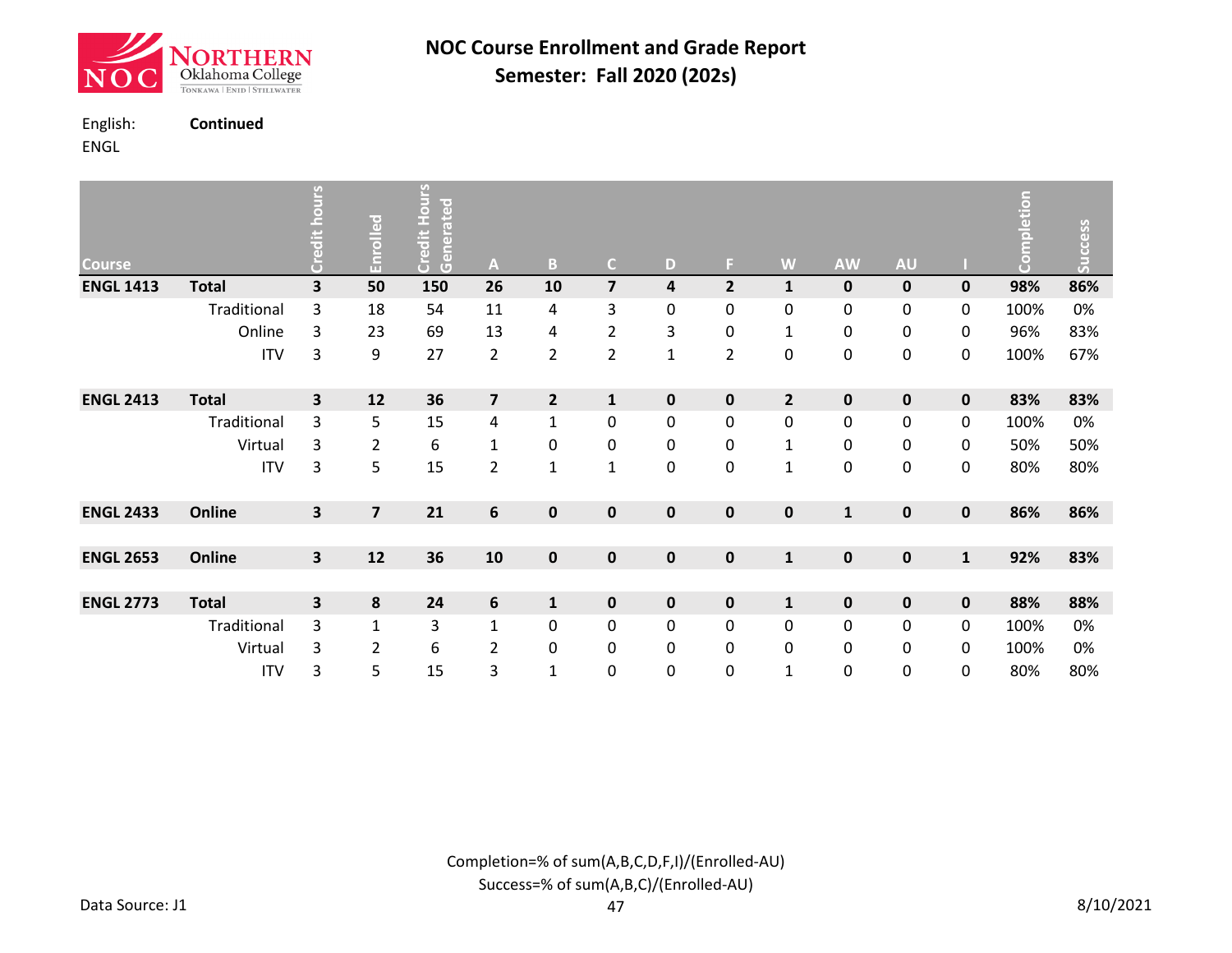# NOC Course Enrollment and Grade Report

## Semester: Fall 2020 (202s)

English: **Continued**

ENGL

| Course | | Credit hours | Enrolled | Credit Hours Generated | A | B | C | D | F | W | AW | AU | I | Completion | Success |
|---|---|---|---|---|---|---|---|---|---|---|---|---|---|---|---|
| **ENGL 1413** | **Total** | **3** | **50** | **150** | **26** | **10** | **7** | **4** | **2** | **1** | **0** | **0** | **0** | **98%** | **86%** |
| | Traditional | 3 | 18 | 54 | 11 | 4 | 3 | 0 | 0 | 0 | 0 | 0 | 0 | 100% | 0% |
| | Online | 3 | 23 | 69 | 13 | 4 | 2 | 3 | 0 | 1 | 0 | 0 | 0 | 96% | 83% |
| | ITV | 3 | 9 | 27 | 2 | 2 | 2 | 1 | 2 | 0 | 0 | 0 | 0 | 100% | 67% |
| **ENGL 2413** | **Total** | **3** | **12** | **36** | **7** | **2** | **1** | **0** | **0** | **2** | **0** | **0** | **0** | **83%** | **83%** |
| | Traditional | 3 | 5 | 15 | 4 | 1 | 0 | 0 | 0 | 0 | 0 | 0 | 0 | 100% | 0% |
| | Virtual | 3 | 2 | 6 | 1 | 0 | 0 | 0 | 0 | 1 | 0 | 0 | 0 | 50% | 50% |
| | ITV | 3 | 5 | 15 | 2 | 1 | 1 | 0 | 0 | 1 | 0 | 0 | 0 | 80% | 80% |
| **ENGL 2433** | **Online** | **3** | **7** | **21** | **6** | **0** | **0** | **0** | **0** | **0** | **1** | **0** | **0** | **86%** | **86%** |
| **ENGL 2653** | **Online** | **3** | **12** | **36** | **10** | **0** | **0** | **0** | **0** | **1** | **0** | **0** | **1** | **92%** | **83%** |
| **ENGL 2773** | **Total** | **3** | **8** | **24** | **6** | **1** | **0** | **0** | **0** | **1** | **0** | **0** | **0** | **88%** | **88%** |
| | Traditional | 3 | 1 | 3 | 1 | 0 | 0 | 0 | 0 | 0 | 0 | 0 | 0 | 100% | 0% |
| | Virtual | 3 | 2 | 6 | 2 | 0 | 0 | 0 | 0 | 0 | 0 | 0 | 0 | 100% | 0% |
| | ITV | 3 | 5 | 15 | 3 | 1 | 0 | 0 | 0 | 1 | 0 | 0 | 0 | 80% | 80% |

Completion=% of sum(A,B,C,D,F,I)/(Enrolled-AU)

Success=% of sum(A,B,C)/(Enrolled-AU)

Data Source: J1

8/10/2021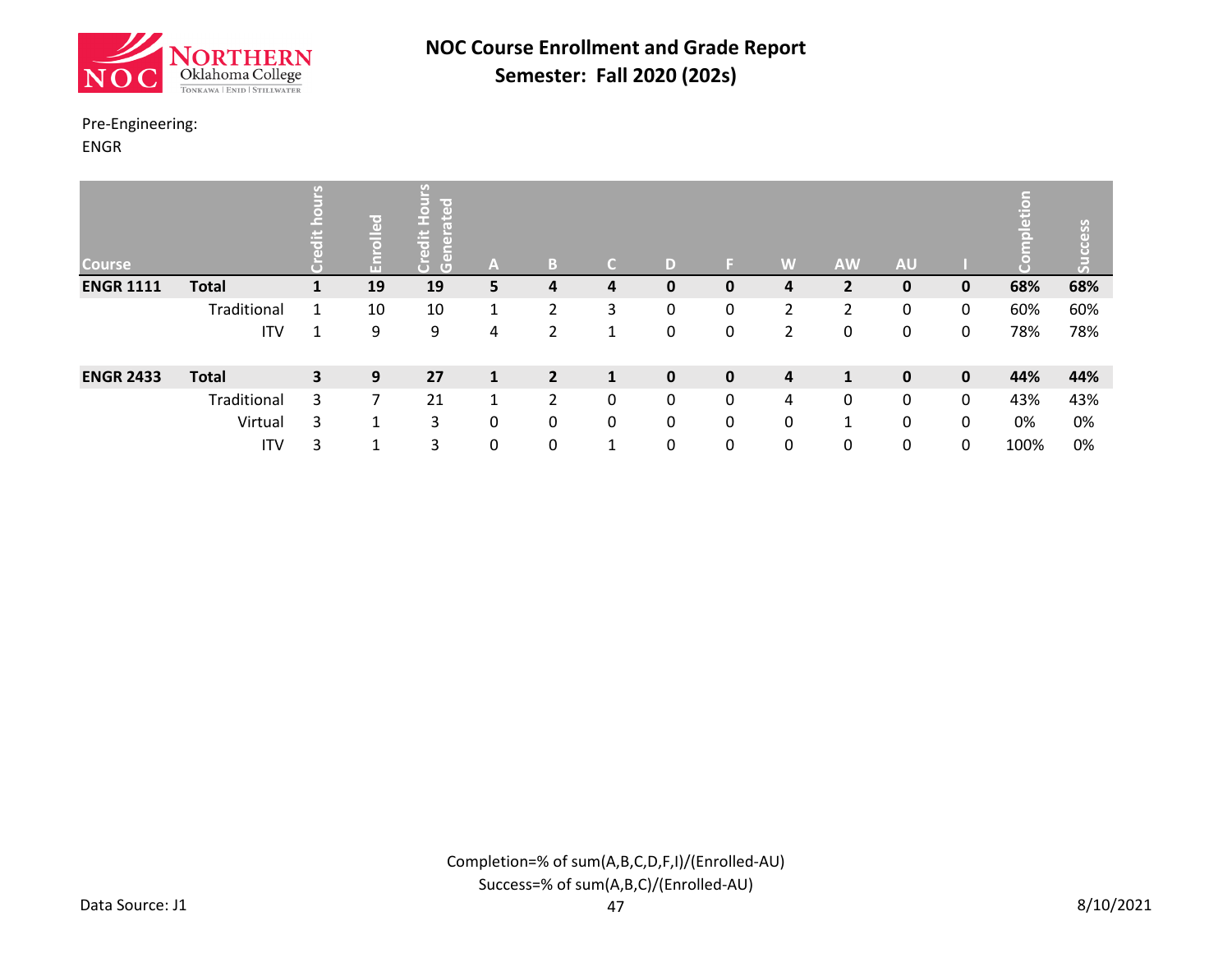# NOC Course Enrollment and Grade Report
## Semester: Fall 2020 (202s)

Pre-Engineering:
ENGR

| Course | | Credit hours | Enrolled | Credit Hours Generated | A | B | C | D | F | W | AW | AU | I | Completion | Success |
|---|---|---|---|---|---|---|---|---|---|---|---|---|---|---|---|
| **ENGR 1111** | **Total** | **1** | **19** | **19** | **5** | **4** | **4** | **0** | **0** | **4** | **2** | **0** | **0** | **68%** | **68%** |
| | Traditional | 1 | 10 | 10 | 1 | 2 | 3 | 0 | 0 | 2 | 2 | 0 | 0 | 60% | 60% |
| | ITV | 1 | 9 | 9 | 4 | 2 | 1 | 0 | 0 | 2 | 0 | 0 | 0 | 78% | 78% |
| **ENGR 2433** | **Total** | **3** | **9** | **27** | **1** | **2** | **1** | **0** | **0** | **4** | **1** | **0** | **0** | **44%** | **44%** |
| | Traditional | 3 | 7 | 21 | 1 | 2 | 0 | 0 | 0 | 4 | 0 | 0 | 0 | 43% | 43% |
| | Virtual | 3 | 1 | 3 | 0 | 0 | 0 | 0 | 0 | 0 | 1 | 0 | 0 | 0% | 0% |
| | ITV | 3 | 1 | 3 | 0 | 0 | 1 | 0 | 0 | 0 | 0 | 0 | 0 | 100% | 0% |

Completion=% of sum(A,B,C,D,F,I)/(Enrolled-AU)
Success=% of sum(A,B,C)/(Enrolled-AU)

Data Source: J1

8/10/2021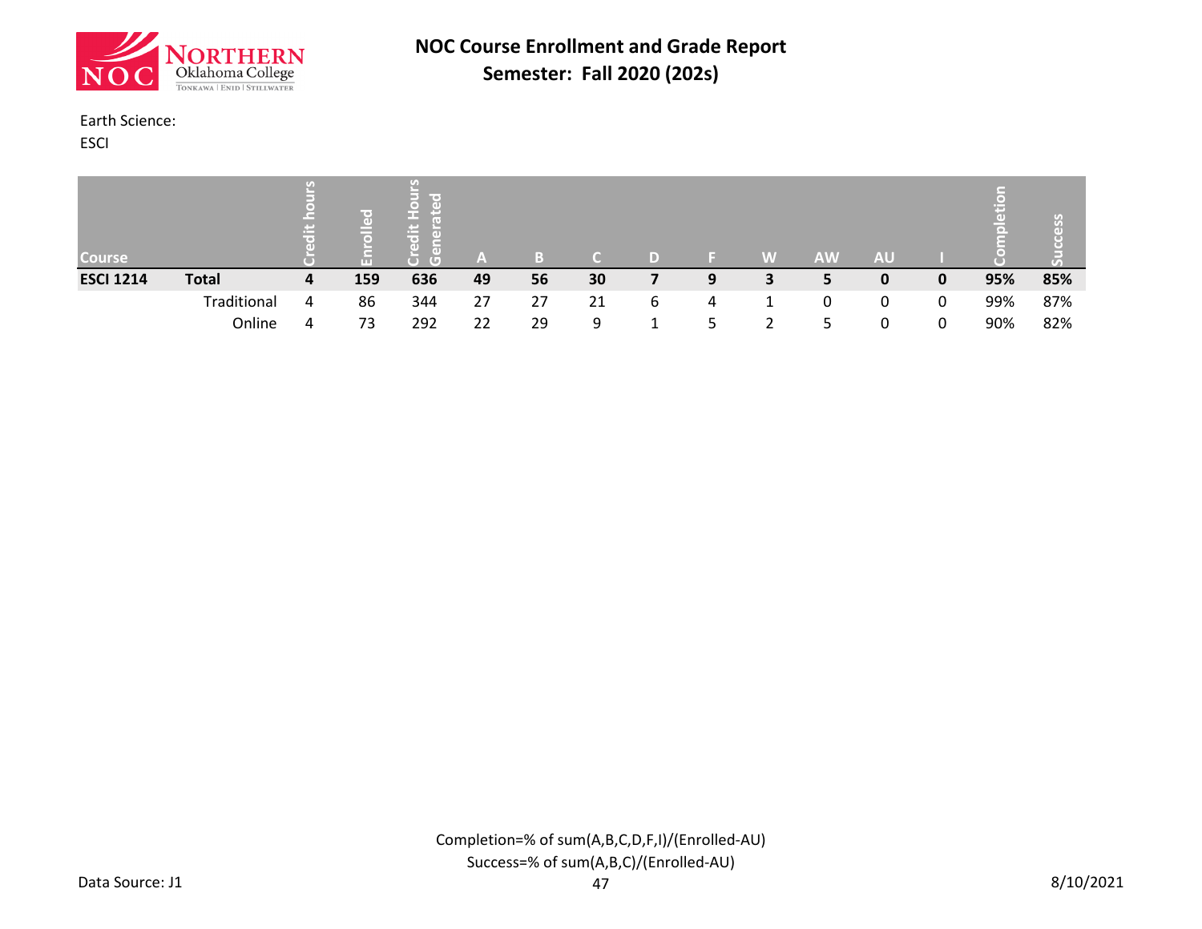# NOC Course Enrollment and Grade Report
## Semester: Fall 2020 (202s)

Earth Science:
ESCI

| Course | | Credit hours | Enrolled | Credit Hours Generated | A | B | C | D | F | W | AW | AU | I | Completion | Success |
|---|---|---|---|---|---|---|---|---|---|---|---|---|---|---|---|
| **ESCI 1214** | **Total** | **4** | **159** | **636** | **49** | **56** | **30** | **7** | **9** | **3** | **5** | **0** | **0** | **95%** | **85%** |
| | Traditional | 4 | 86 | 344 | 27 | 27 | 21 | 6 | 4 | 1 | 0 | 0 | 0 | 99% | 87% |
| | Online | 4 | 73 | 292 | 22 | 29 | 9 | 1 | 5 | 2 | 5 | 0 | 0 | 90% | 82% |

Completion=% of sum(A,B,C,D,F,I)/(Enrolled-AU)
Success=% of sum(A,B,C)/(Enrolled-AU)

Data Source: J1

8/10/2021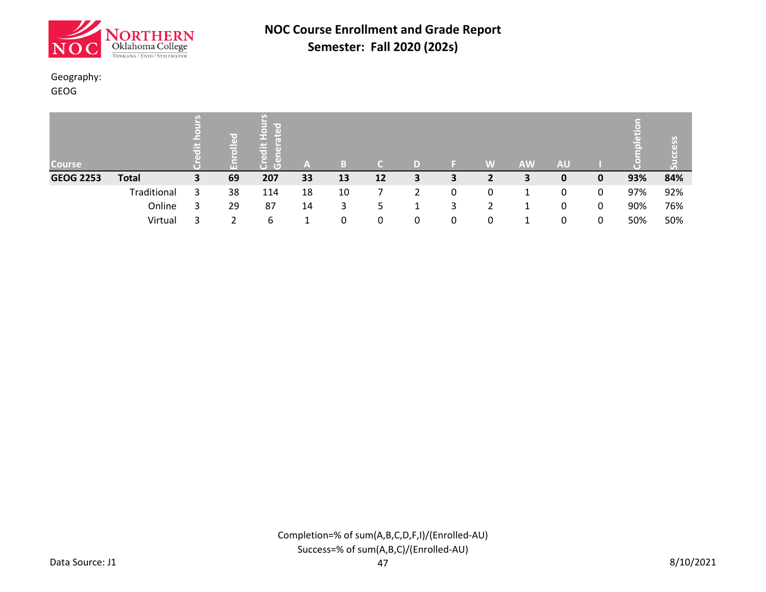# NOC Course Enrollment and Grade Report

## Semester: Fall 2020 (202s)

Geography:
GEOG

| Course | | Credit hours | Enrolled | Credit Hours Generated | A | B | C | D | F | W | AW | AU | I | Completion | Success |
|---|---|---|---|---|---|---|---|---|---|---|---|---|---|---|---|
| **GEOG 2253** | **Total** | **3** | **69** | **207** | **33** | **13** | **12** | **3** | **3** | **2** | **3** | **0** | **0** | **93%** | **84%** |
| | Traditional | 3 | 38 | 114 | 18 | 10 | 7 | 2 | 0 | 0 | 1 | 0 | 0 | 97% | 92% |
| | Online | 3 | 29 | 87 | 14 | 3 | 5 | 1 | 3 | 2 | 1 | 0 | 0 | 90% | 76% |
| | Virtual | 3 | 2 | 6 | 1 | 0 | 0 | 0 | 0 | 0 | 1 | 0 | 0 | 50% | 50% |

Completion=% of sum(A,B,C,D,F,I)/(Enrolled-AU)
Success=% of sum(A,B,C)/(Enrolled-AU)

Data Source: J1

8/10/2021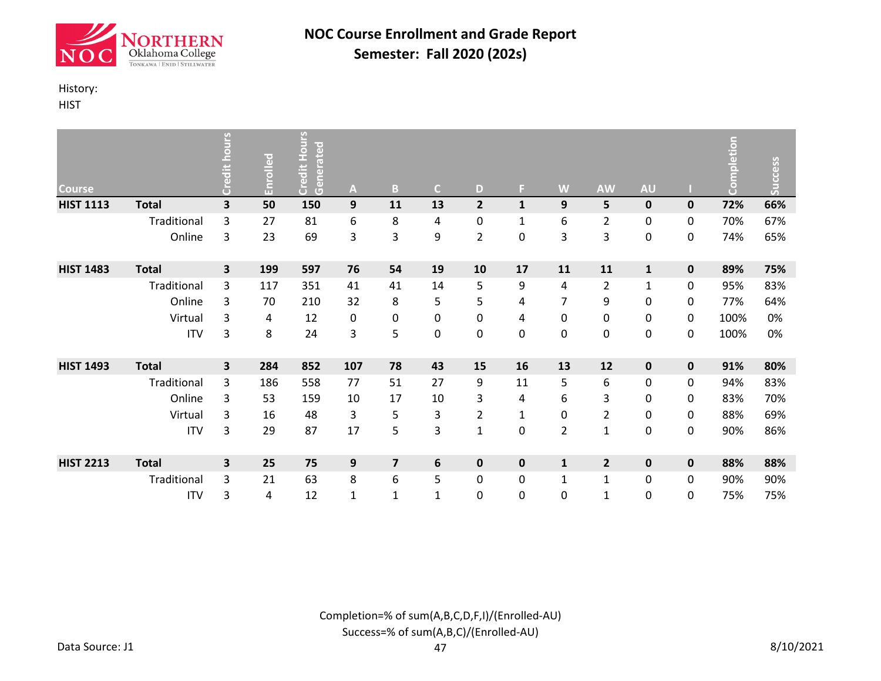# NOC Course Enrollment and Grade Report
## Semester: Fall 2020 (202s)

History:
HIST

| Course | | Credit hours | Enrolled | Credit Hours Generated | A | B | C | D | F | W | AW | AU | I | Completion | Success |
|---|---|---|---|---|---|---|---|---|---|---|---|---|---|---|---|
| **HIST 1113** | **Total** | **3** | **50** | **150** | **9** | **11** | **13** | **2** | **1** | **9** | **5** | **0** | **0** | **72%** | **66%** |
| | Traditional | 3 | 27 | 81 | 6 | 8 | 4 | 0 | 1 | 6 | 2 | 0 | 0 | 70% | 67% |
| | Online | 3 | 23 | 69 | 3 | 3 | 9 | 2 | 0 | 3 | 3 | 0 | 0 | 74% | 65% |
| **HIST 1483** | **Total** | **3** | **199** | **597** | **76** | **54** | **19** | **10** | **17** | **11** | **11** | **1** | **0** | **89%** | **75%** |
| | Traditional | 3 | 117 | 351 | 41 | 41 | 14 | 5 | 9 | 4 | 2 | 1 | 0 | 95% | 83% |
| | Online | 3 | 70 | 210 | 32 | 8 | 5 | 5 | 4 | 7 | 9 | 0 | 0 | 77% | 64% |
| | Virtual | 3 | 4 | 12 | 0 | 0 | 0 | 0 | 4 | 0 | 0 | 0 | 0 | 100% | 0% |
| | ITV | 3 | 8 | 24 | 3 | 5 | 0 | 0 | 0 | 0 | 0 | 0 | 0 | 100% | 0% |
| **HIST 1493** | **Total** | **3** | **284** | **852** | **107** | **78** | **43** | **15** | **16** | **13** | **12** | **0** | **0** | **91%** | **80%** |
| | Traditional | 3 | 186 | 558 | 77 | 51 | 27 | 9 | 11 | 5 | 6 | 0 | 0 | 94% | 83% |
| | Online | 3 | 53 | 159 | 10 | 17 | 10 | 3 | 4 | 6 | 3 | 0 | 0 | 83% | 70% |
| | Virtual | 3 | 16 | 48 | 3 | 5 | 3 | 2 | 1 | 0 | 2 | 0 | 0 | 88% | 69% |
| | ITV | 3 | 29 | 87 | 17 | 5 | 3 | 1 | 0 | 2 | 1 | 0 | 0 | 90% | 86% |
| **HIST 2213** | **Total** | **3** | **25** | **75** | **9** | **7** | **6** | **0** | **0** | **1** | **2** | **0** | **0** | **88%** | **88%** |
| | Traditional | 3 | 21 | 63 | 8 | 6 | 5 | 0 | 0 | 1 | 1 | 0 | 0 | 90% | 90% |
| | ITV | 3 | 4 | 12 | 1 | 1 | 1 | 0 | 0 | 0 | 1 | 0 | 0 | 75% | 75% |

Completion=% of sum(A,B,C,D,F,I)/(Enrolled-AU)
Success=% of sum(A,B,C)/(Enrolled-AU)

Data Source: J1

8/10/2021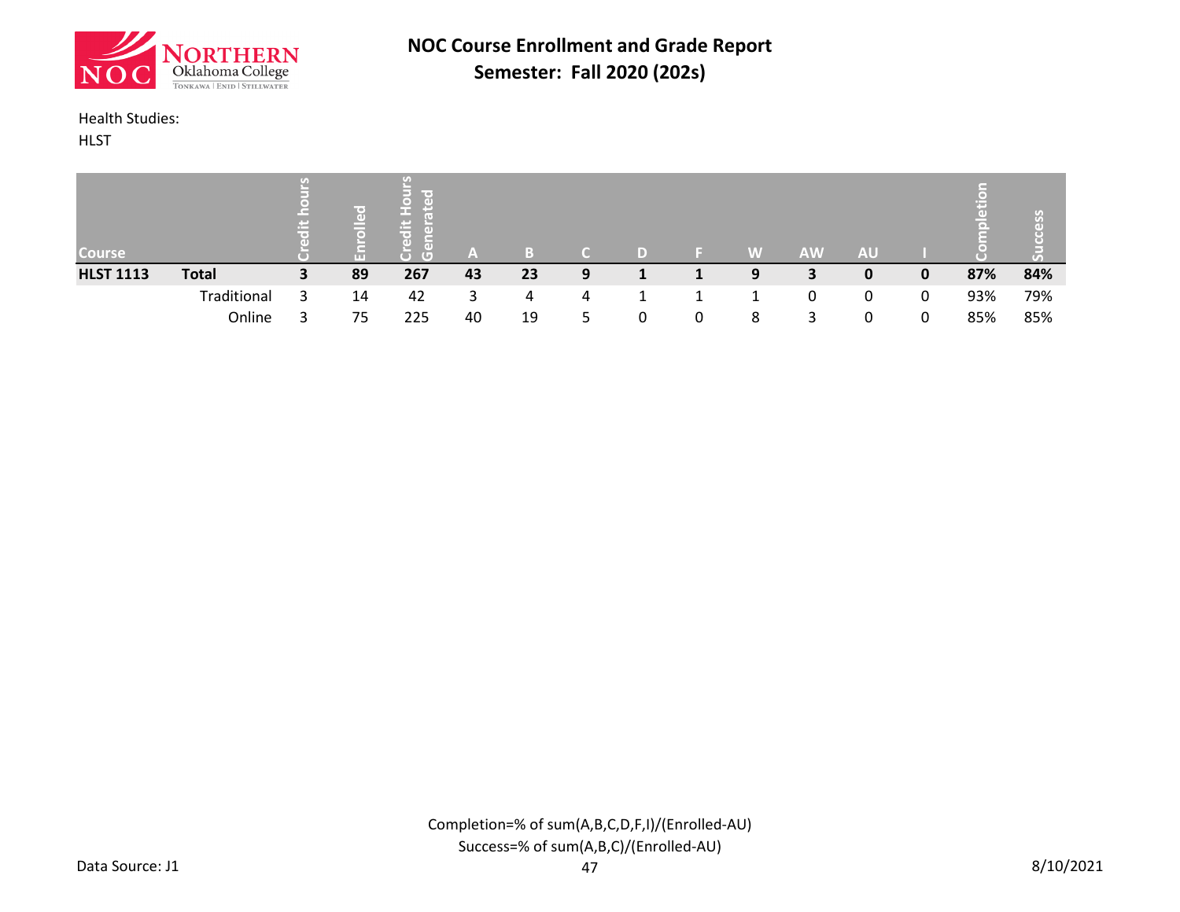# NOC Course Enrollment and Grade Report
## Semester: Fall 2020 (202s)

Health Studies:
HLST

| Course | | Credit hours | Enrolled | Credit Hours Generated | A | B | C | D | F | W | AW | AU | I | Completion | Success |
|---|---|---|---|---|---|---|---|---|---|---|---|---|---|---|---|
| **HLST 1113** | **Total** | **3** | **89** | **267** | **43** | **23** | **9** | **1** | **1** | **9** | **3** | **0** | **0** | **87%** | **84%** |
| | Traditional | 3 | 14 | 42 | 3 | 4 | 4 | 1 | 1 | 1 | 0 | 0 | 0 | 93% | 79% |
| | Online | 3 | 75 | 225 | 40 | 19 | 5 | 0 | 0 | 8 | 3 | 0 | 0 | 85% | 85% |

Completion=% of sum(A,B,C,D,F,I)/(Enrolled-AU)
Success=% of sum(A,B,C)/(Enrolled-AU)

Data Source: J1

8/10/2021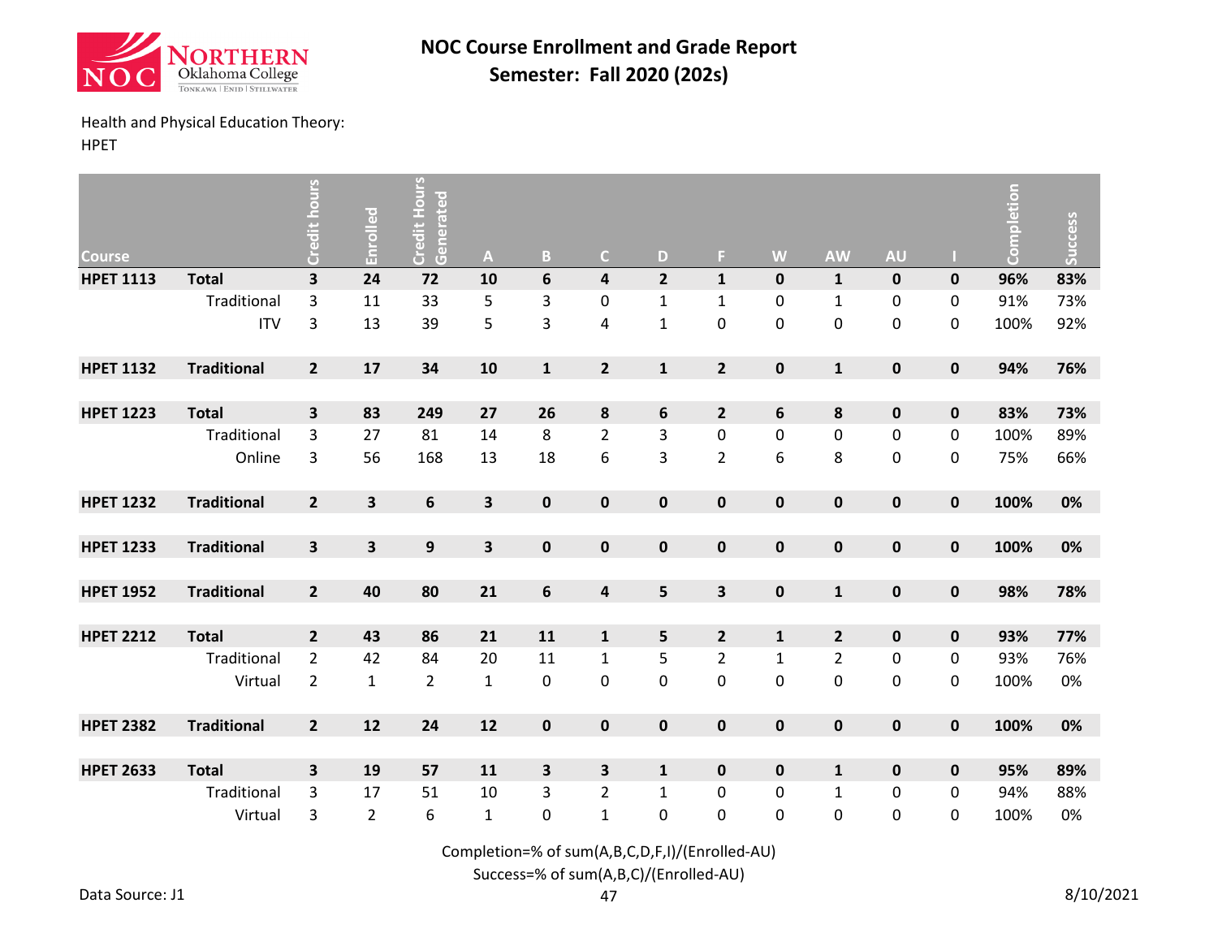# NOC Course Enrollment and Grade Report
## Semester: Fall 2020 (202s)

Health and Physical Education Theory:
HPET

| Course | | Credit hours | Enrolled | Credit Hours Generated | A | B | C | D | F | W | AW | AU | I | Completion | Success |
|---|---|---|---|---|---|---|---|---|---|---|---|---|---|---|---|
| **HPET 1113** | **Total** | **3** | **24** | **72** | **10** | **6** | **4** | **2** | **1** | **0** | **1** | **0** | **0** | **96%** | **83%** |
| | Traditional | 3 | 11 | 33 | 5 | 3 | 0 | 1 | 1 | 0 | 1 | 0 | 0 | 91% | 73% |
| | ITV | 3 | 13 | 39 | 5 | 3 | 4 | 1 | 0 | 0 | 0 | 0 | 0 | 100% | 92% |
| **HPET 1132** | **Traditional** | **2** | **17** | **34** | **10** | **1** | **2** | **1** | **2** | **0** | **1** | **0** | **0** | **94%** | **76%** |
| **HPET 1223** | **Total** | **3** | **83** | **249** | **27** | **26** | **8** | **6** | **2** | **6** | **8** | **0** | **0** | **83%** | **73%** |
| | Traditional | 3 | 27 | 81 | 14 | 8 | 2 | 3 | 0 | 0 | 0 | 0 | 0 | 100% | 89% |
| | Online | 3 | 56 | 168 | 13 | 18 | 6 | 3 | 2 | 6 | 8 | 0 | 0 | 75% | 66% |
| **HPET 1232** | **Traditional** | **2** | **3** | **6** | **3** | **0** | **0** | **0** | **0** | **0** | **0** | **0** | **0** | **100%** | **0%** |
| **HPET 1233** | **Traditional** | **3** | **3** | **9** | **3** | **0** | **0** | **0** | **0** | **0** | **0** | **0** | **0** | **100%** | **0%** |
| **HPET 1952** | **Traditional** | **2** | **40** | **80** | **21** | **6** | **4** | **5** | **3** | **0** | **1** | **0** | **0** | **98%** | **78%** |
| **HPET 2212** | **Total** | **2** | **43** | **86** | **21** | **11** | **1** | **5** | **2** | **1** | **2** | **0** | **0** | **93%** | **77%** |
| | Traditional | 2 | 42 | 84 | 20 | 11 | 1 | 5 | 2 | 1 | 2 | 0 | 0 | 93% | 76% |
| | Virtual | 2 | 1 | 2 | 1 | 0 | 0 | 0 | 0 | 0 | 0 | 0 | 0 | 100% | 0% |
| **HPET 2382** | **Traditional** | **2** | **12** | **24** | **12** | **0** | **0** | **0** | **0** | **0** | **0** | **0** | **0** | **100%** | **0%** |
| **HPET 2633** | **Total** | **3** | **19** | **57** | **11** | **3** | **3** | **1** | **0** | **0** | **1** | **0** | **0** | **95%** | **89%** |
| | Traditional | 3 | 17 | 51 | 10 | 3 | 2 | 1 | 0 | 0 | 1 | 0 | 0 | 94% | 88% |
| | Virtual | 3 | 2 | 6 | 1 | 0 | 1 | 0 | 0 | 0 | 0 | 0 | 0 | 100% | 0% |

Completion=% of sum(A,B,C,D,F,I)/(Enrolled-AU)

Success=% of sum(A,B,C)/(Enrolled-AU)

Data Source: J1

8/10/2021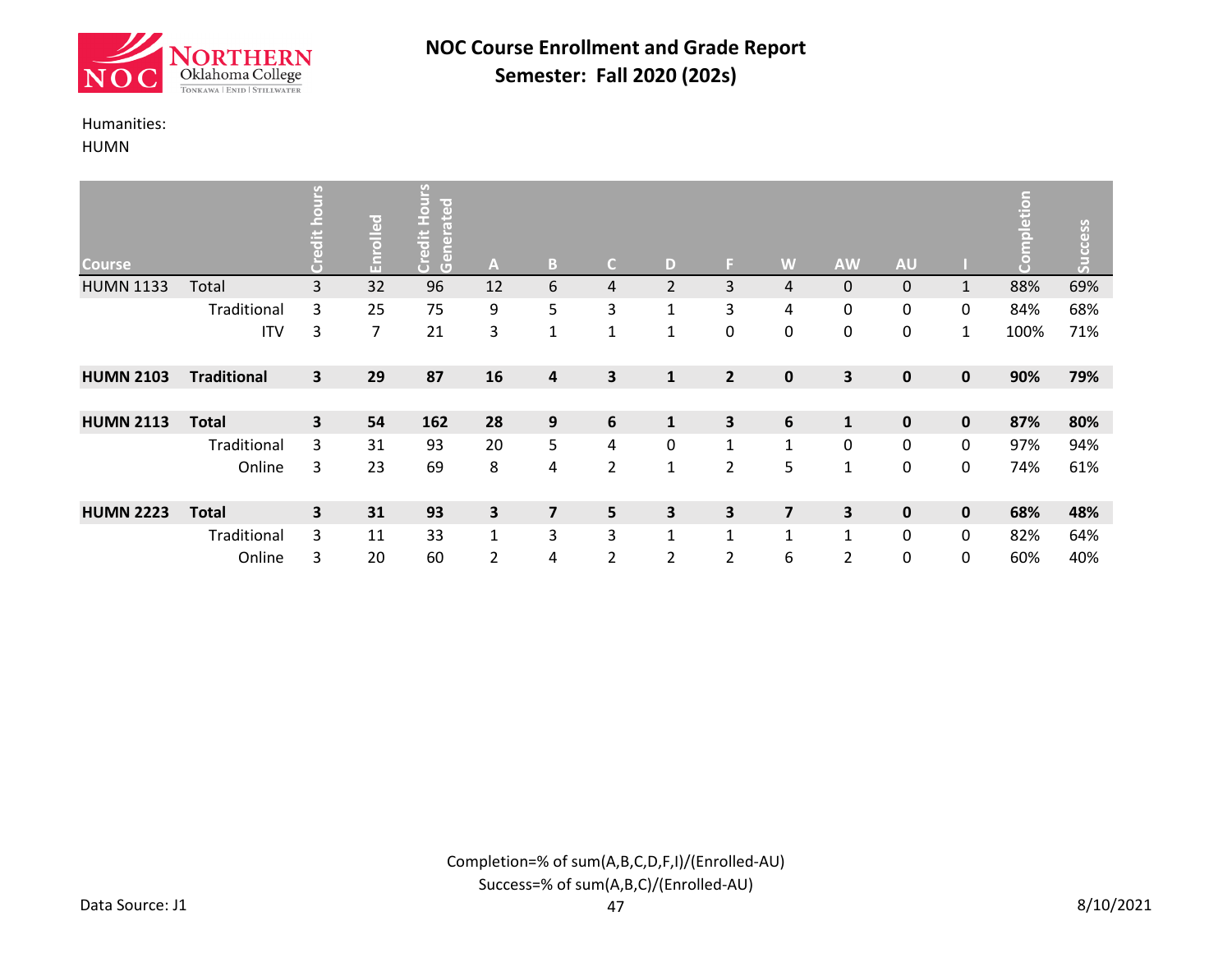# NOC Course Enrollment and Grade Report

## Semester: Fall 2020 (202s)

Humanities:

HUMN

| Course | | Credit hours | Enrolled | Credit Hours Generated | A | B | C | D | F | W | AW | AU | I | Completion | Success |
|---|---|---|---|---|---|---|---|---|---|---|---|---|---|---|---|
| HUMN 1133 | Total | 3 | 32 | 96 | 12 | 6 | 4 | 2 | 3 | 4 | 0 | 0 | 1 | 88% | 69% |
| | Traditional | 3 | 25 | 75 | 9 | 5 | 3 | 1 | 3 | 4 | 0 | 0 | 0 | 84% | 68% |
| | ITV | 3 | 7 | 21 | 3 | 1 | 1 | 1 | 0 | 0 | 0 | 0 | 1 | 100% | 71% |
| **HUMN 2103** | **Traditional** | **3** | **29** | **87** | **16** | **4** | **3** | **1** | **2** | **0** | **3** | **0** | **0** | **90%** | **79%** |
| **HUMN 2113** | **Total** | **3** | **54** | **162** | **28** | **9** | **6** | **1** | **3** | **6** | **1** | **0** | **0** | **87%** | **80%** |
| | Traditional | 3 | 31 | 93 | 20 | 5 | 4 | 0 | 1 | 1 | 0 | 0 | 0 | 97% | 94% |
| | Online | 3 | 23 | 69 | 8 | 4 | 2 | 1 | 2 | 5 | 1 | 0 | 0 | 74% | 61% |
| **HUMN 2223** | **Total** | **3** | **31** | **93** | **3** | **7** | **5** | **3** | **3** | **7** | **3** | **0** | **0** | **68%** | **48%** |
| | Traditional | 3 | 11 | 33 | 1 | 3 | 3 | 1 | 1 | 1 | 1 | 0 | 0 | 82% | 64% |
| | Online | 3 | 20 | 60 | 2 | 4 | 2 | 2 | 2 | 6 | 2 | 0 | 0 | 60% | 40% |

Completion=% of sum(A,B,C,D,F,I)/(Enrolled-AU)

Success=% of sum(A,B,C)/(Enrolled-AU)

Data Source: J1

8/10/2021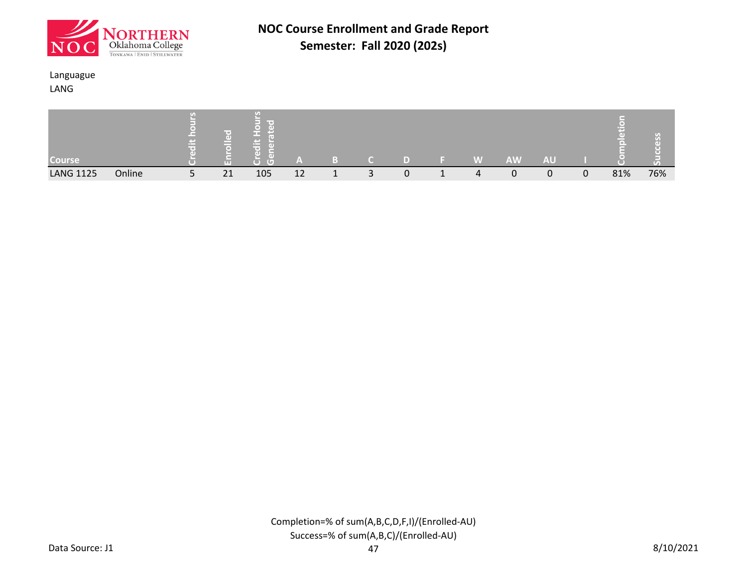# NOC Course Enrollment and Grade Report

## Semester: Fall 2020 (202s)

Languague
LANG

| Course | | Credit hours | Enrolled | Credit Hours Generated | A | B | C | D | F | W | AW | AU | I | Completion | Success |
|---|---|---|---|---|---|---|---|---|---|---|---|---|---|---|---|
| LANG 1125 | Online | 5 | 21 | 105 | 12 | 1 | 3 | 0 | 1 | 4 | 0 | 0 | 0 | 81% | 76% |

Completion=% of sum(A,B,C,D,F,I)/(Enrolled-AU)
Success=% of sum(A,B,C)/(Enrolled-AU)

Data Source: J1

8/10/2021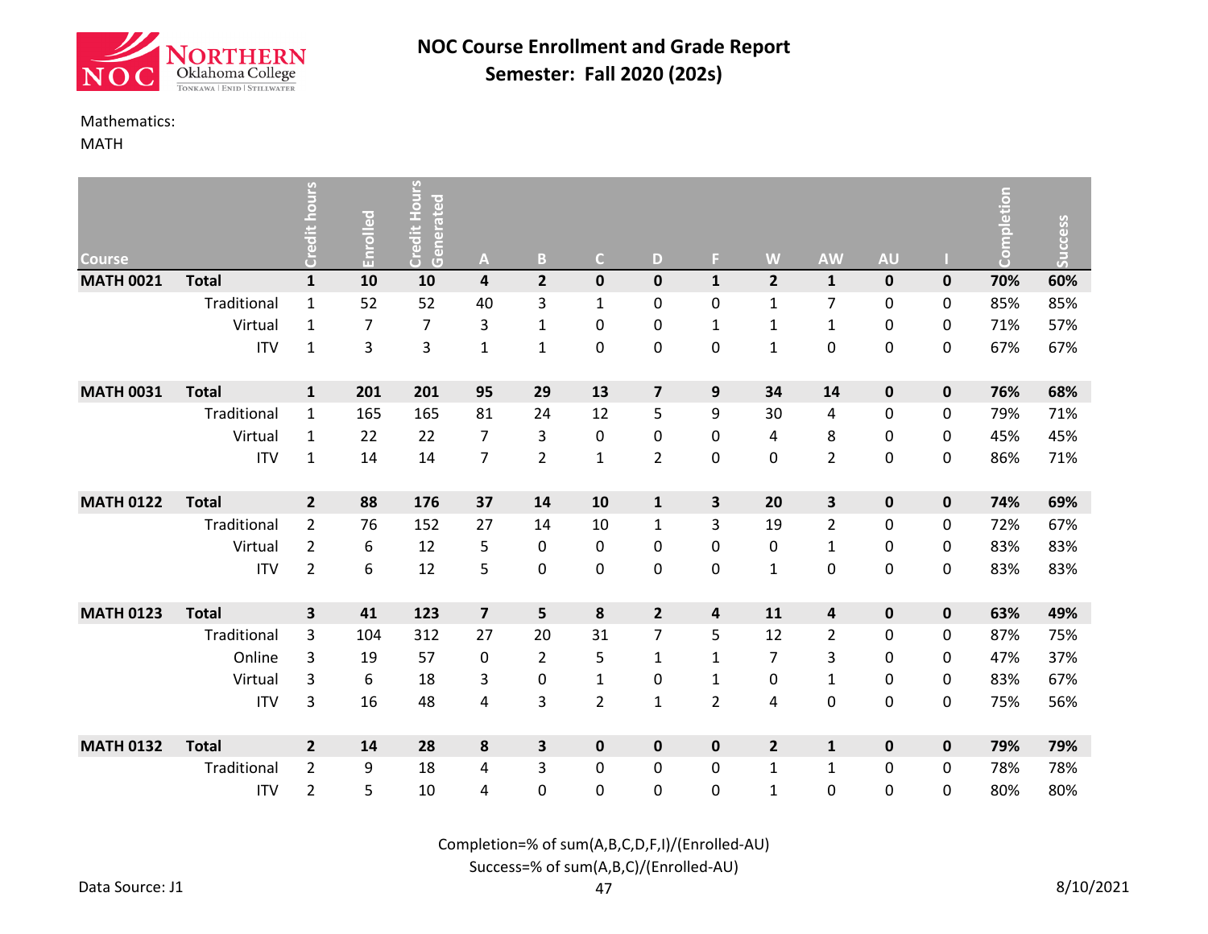# NOC Course Enrollment and Grade Report
## Semester: Fall 2020 (202s)

Mathematics:
MATH

| Course | | Credit hours | Enrolled | Credit Hours Generated | A | B | C | D | F | W | AW | AU | I | Completion | Success |
|---|---|---|---|---|---|---|---|---|---|---|---|---|---|---|---|
| **MATH 0021** | **Total** | **1** | **10** | **10** | **4** | **2** | **0** | **0** | **1** | **2** | **1** | **0** | **0** | **70%** | **60%** |
| | Traditional | 1 | 52 | 52 | 40 | 3 | 1 | 0 | 0 | 1 | 7 | 0 | 0 | 85% | 85% |
| | Virtual | 1 | 7 | 7 | 3 | 1 | 0 | 0 | 1 | 1 | 1 | 0 | 0 | 71% | 57% |
| | ITV | 1 | 3 | 3 | 1 | 1 | 0 | 0 | 0 | 1 | 0 | 0 | 0 | 67% | 67% |
| **MATH 0031** | **Total** | **1** | **201** | **201** | **95** | **29** | **13** | **7** | **9** | **34** | **14** | **0** | **0** | **76%** | **68%** |
| | Traditional | 1 | 165 | 165 | 81 | 24 | 12 | 5 | 9 | 30 | 4 | 0 | 0 | 79% | 71% |
| | Virtual | 1 | 22 | 22 | 7 | 3 | 0 | 0 | 0 | 4 | 8 | 0 | 0 | 45% | 45% |
| | ITV | 1 | 14 | 14 | 7 | 2 | 1 | 2 | 0 | 0 | 2 | 0 | 0 | 86% | 71% |
| **MATH 0122** | **Total** | **2** | **88** | **176** | **37** | **14** | **10** | **1** | **3** | **20** | **3** | **0** | **0** | **74%** | **69%** |
| | Traditional | 2 | 76 | 152 | 27 | 14 | 10 | 1 | 3 | 19 | 2 | 0 | 0 | 72% | 67% |
| | Virtual | 2 | 6 | 12 | 5 | 0 | 0 | 0 | 0 | 0 | 1 | 0 | 0 | 83% | 83% |
| | ITV | 2 | 6 | 12 | 5 | 0 | 0 | 0 | 0 | 1 | 0 | 0 | 0 | 83% | 83% |
| **MATH 0123** | **Total** | **3** | **41** | **123** | **7** | **5** | **8** | **2** | **4** | **11** | **4** | **0** | **0** | **63%** | **49%** |
| | Traditional | 3 | 104 | 312 | 27 | 20 | 31 | 7 | 5 | 12 | 2 | 0 | 0 | 87% | 75% |
| | Online | 3 | 19 | 57 | 0 | 2 | 5 | 1 | 1 | 7 | 3 | 0 | 0 | 47% | 37% |
| | Virtual | 3 | 6 | 18 | 3 | 0 | 1 | 0 | 1 | 0 | 1 | 0 | 0 | 83% | 67% |
| | ITV | 3 | 16 | 48 | 4 | 3 | 2 | 1 | 2 | 4 | 0 | 0 | 0 | 75% | 56% |
| **MATH 0132** | **Total** | **2** | **14** | **28** | **8** | **3** | **0** | **0** | **0** | **2** | **1** | **0** | **0** | **79%** | **79%** |
| | Traditional | 2 | 9 | 18 | 4 | 3 | 0 | 0 | 0 | 1 | 1 | 0 | 0 | 78% | 78% |
| | ITV | 2 | 5 | 10 | 4 | 0 | 0 | 0 | 0 | 1 | 0 | 0 | 0 | 80% | 80% |

Completion=% of sum(A,B,C,D,F,I)/(Enrolled-AU)

Success=% of sum(A,B,C)/(Enrolled-AU)

Data Source: J1

8/10/2021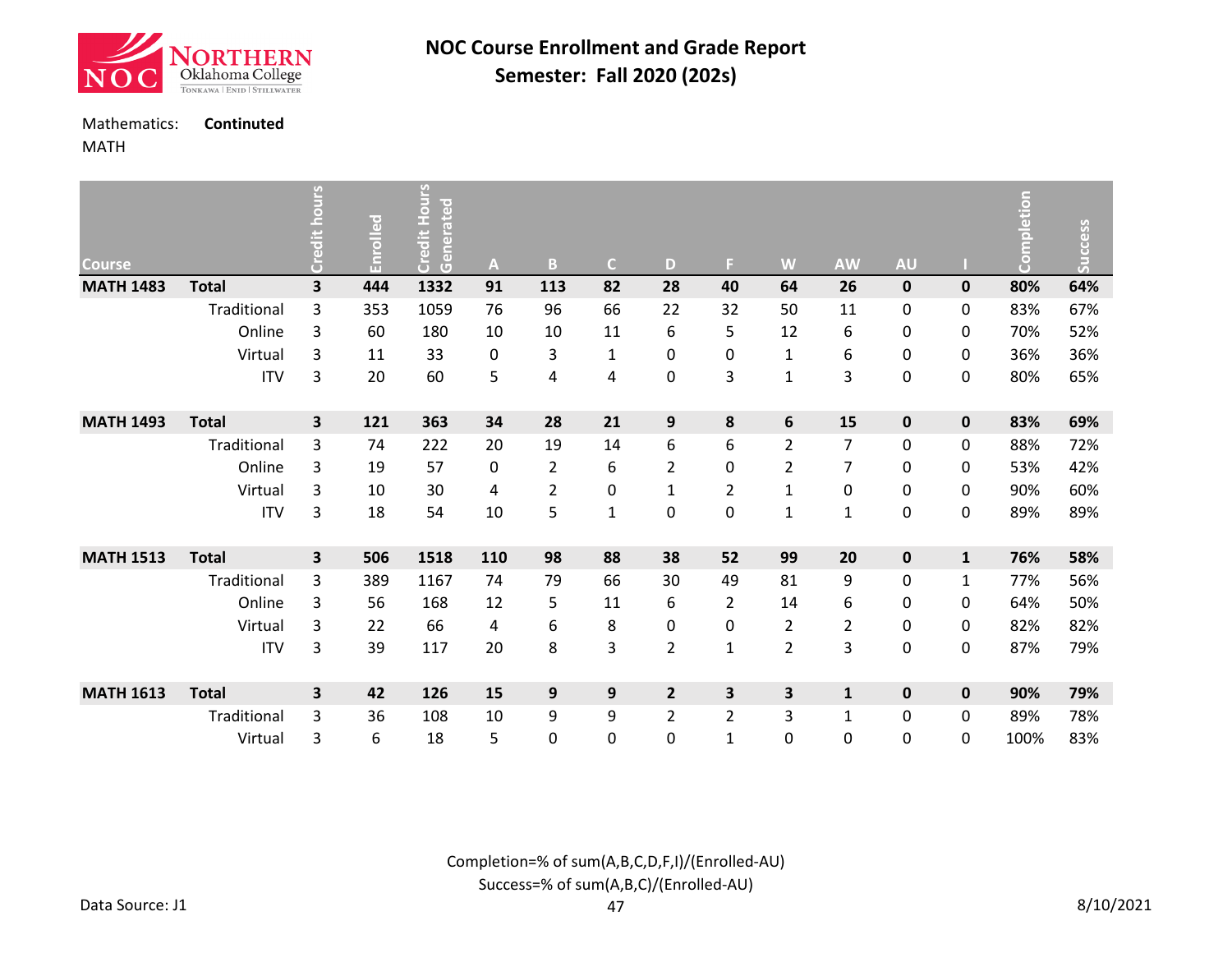# NOC Course Enrollment and Grade Report

## Semester: Fall 2020 (202s)

Mathematics: **Contintued**

MATH

| Course | | Credit hours | Enrolled | Credit Hours Generated | A | B | C | D | F | W | AW | AU | I | Completion | Success |
|---|---|---|---|---|---|---|---|---|---|---|---|---|---|---|---|
| **MATH 1483** | **Total** | **3** | **444** | **1332** | **91** | **113** | **82** | **28** | **40** | **64** | **26** | **0** | **0** | **80%** | **64%** |
| | Traditional | 3 | 353 | 1059 | 76 | 96 | 66 | 22 | 32 | 50 | 11 | 0 | 0 | 83% | 67% |
| | Online | 3 | 60 | 180 | 10 | 10 | 11 | 6 | 5 | 12 | 6 | 0 | 0 | 70% | 52% |
| | Virtual | 3 | 11 | 33 | 0 | 3 | 1 | 0 | 0 | 1 | 6 | 0 | 0 | 36% | 36% |
| | ITV | 3 | 20 | 60 | 5 | 4 | 4 | 0 | 3 | 1 | 3 | 0 | 0 | 80% | 65% |
| **MATH 1493** | **Total** | **3** | **121** | **363** | **34** | **28** | **21** | **9** | **8** | **6** | **15** | **0** | **0** | **83%** | **69%** |
| | Traditional | 3 | 74 | 222 | 20 | 19 | 14 | 6 | 6 | 2 | 7 | 0 | 0 | 88% | 72% |
| | Online | 3 | 19 | 57 | 0 | 2 | 6 | 2 | 0 | 2 | 7 | 0 | 0 | 53% | 42% |
| | Virtual | 3 | 10 | 30 | 4 | 2 | 0 | 1 | 2 | 1 | 0 | 0 | 0 | 90% | 60% |
| | ITV | 3 | 18 | 54 | 10 | 5 | 1 | 0 | 0 | 1 | 1 | 0 | 0 | 89% | 89% |
| **MATH 1513** | **Total** | **3** | **506** | **1518** | **110** | **98** | **88** | **38** | **52** | **99** | **20** | **0** | **1** | **76%** | **58%** |
| | Traditional | 3 | 389 | 1167 | 74 | 79 | 66 | 30 | 49 | 81 | 9 | 0 | 1 | 77% | 56% |
| | Online | 3 | 56 | 168 | 12 | 5 | 11 | 6 | 2 | 14 | 6 | 0 | 0 | 64% | 50% |
| | Virtual | 3 | 22 | 66 | 4 | 6 | 8 | 0 | 0 | 2 | 2 | 0 | 0 | 82% | 82% |
| | ITV | 3 | 39 | 117 | 20 | 8 | 3 | 2 | 1 | 2 | 3 | 0 | 0 | 87% | 79% |
| **MATH 1613** | **Total** | **3** | **42** | **126** | **15** | **9** | **9** | **2** | **3** | **3** | **1** | **0** | **0** | **90%** | **79%** |
| | Traditional | 3 | 36 | 108 | 10 | 9 | 9 | 2 | 2 | 3 | 1 | 0 | 0 | 89% | 78% |
| | Virtual | 3 | 6 | 18 | 5 | 0 | 0 | 0 | 1 | 0 | 0 | 0 | 0 | 100% | 83% |

Completion=% of sum(A,B,C,D,F,I)/(Enrolled-AU)

Success=% of sum(A,B,C)/(Enrolled-AU)

Data Source: J1

8/10/2021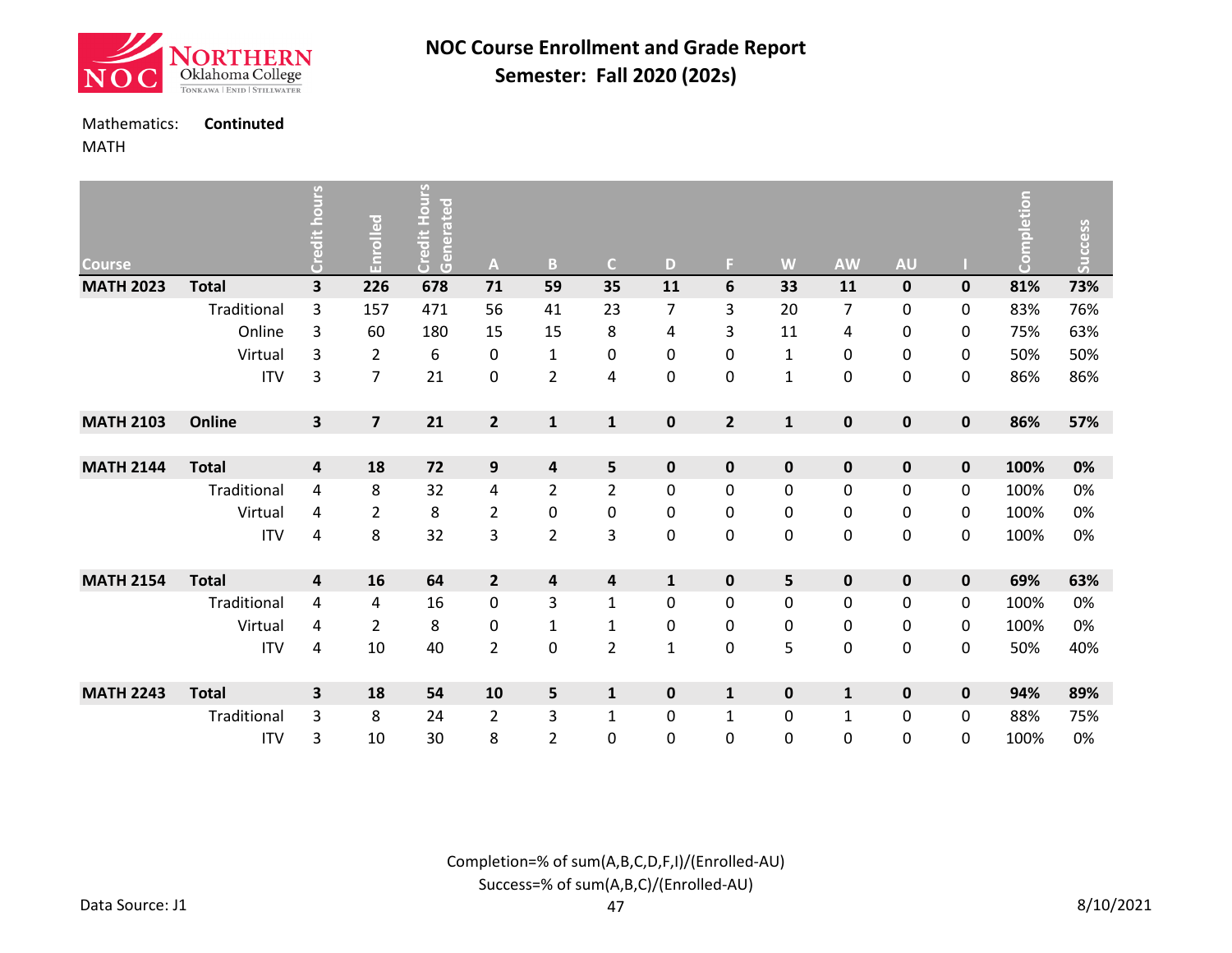# NOC Course Enrollment and Grade Report
## Semester: Fall 2020 (202s)

Mathematics: **Continted**
MATH

| Course | | Credit hours | Enrolled | Credit Hours Generated | A | B | C | D | F | W | AW | AU | I | Completion | Success |
|---|---|---|---|---|---|---|---|---|---|---|---|---|---|---|---|
| **MATH 2023** | **Total** | **3** | **226** | **678** | **71** | **59** | **35** | **11** | **6** | **33** | **11** | **0** | **0** | **81%** | **73%** |
| | Traditional | 3 | 157 | 471 | 56 | 41 | 23 | 7 | 3 | 20 | 7 | 0 | 0 | 83% | 76% |
| | Online | 3 | 60 | 180 | 15 | 15 | 8 | 4 | 3 | 11 | 4 | 0 | 0 | 75% | 63% |
| | Virtual | 3 | 2 | 6 | 0 | 1 | 0 | 0 | 0 | 1 | 0 | 0 | 0 | 50% | 50% |
| | ITV | 3 | 7 | 21 | 0 | 2 | 4 | 0 | 0 | 1 | 0 | 0 | 0 | 86% | 86% |
| **MATH 2103** | **Online** | **3** | **7** | **21** | **2** | **1** | **1** | **0** | **2** | **1** | **0** | **0** | **0** | **86%** | **57%** |
| **MATH 2144** | **Total** | **4** | **18** | **72** | **9** | **4** | **5** | **0** | **0** | **0** | **0** | **0** | **0** | **100%** | **0%** |
| | Traditional | 4 | 8 | 32 | 4 | 2 | 2 | 0 | 0 | 0 | 0 | 0 | 0 | 100% | 0% |
| | Virtual | 4 | 2 | 8 | 2 | 0 | 0 | 0 | 0 | 0 | 0 | 0 | 0 | 100% | 0% |
| | ITV | 4 | 8 | 32 | 3 | 2 | 3 | 0 | 0 | 0 | 0 | 0 | 0 | 100% | 0% |
| **MATH 2154** | **Total** | **4** | **16** | **64** | **2** | **4** | **4** | **1** | **0** | **5** | **0** | **0** | **0** | **69%** | **63%** |
| | Traditional | 4 | 4 | 16 | 0 | 3 | 1 | 0 | 0 | 0 | 0 | 0 | 0 | 100% | 0% |
| | Virtual | 4 | 2 | 8 | 0 | 1 | 1 | 0 | 0 | 0 | 0 | 0 | 0 | 100% | 0% |
| | ITV | 4 | 10 | 40 | 2 | 0 | 2 | 1 | 0 | 5 | 0 | 0 | 0 | 50% | 40% |
| **MATH 2243** | **Total** | **3** | **18** | **54** | **10** | **5** | **1** | **0** | **1** | **0** | **1** | **0** | **0** | **94%** | **89%** |
| | Traditional | 3 | 8 | 24 | 2 | 3 | 1 | 0 | 1 | 0 | 1 | 0 | 0 | 88% | 75% |
| | ITV | 3 | 10 | 30 | 8 | 2 | 0 | 0 | 0 | 0 | 0 | 0 | 0 | 100% | 0% |

Completion=% of sum(A,B,C,D,F,I)/(Enrolled-AU)
Success=% of sum(A,B,C)/(Enrolled-AU)

Data Source: J1

8/10/2021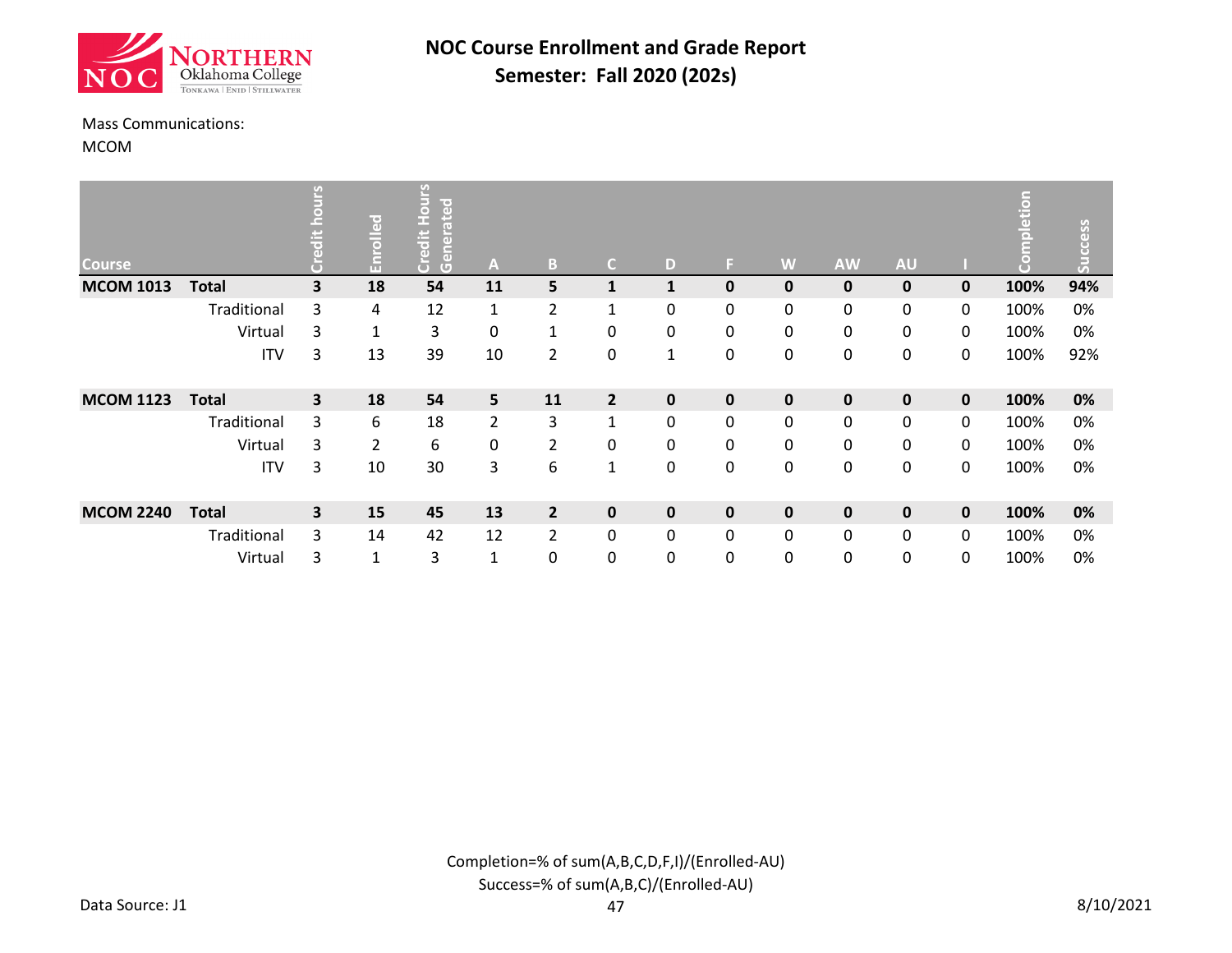# NOC Course Enrollment and Grade Report
## Semester: Fall 2020 (202s)

Mass Communications:
MCOM

| Course | | Credit hours | Enrolled | Credit Hours Generated | A | B | C | D | F | W | AW | AU | I | Completion | Success |
|---|---|---|---|---|---|---|---|---|---|---|---|---|---|---|---|
| **MCOM 1013** | **Total** | **3** | **18** | **54** | **11** | **5** | **1** | **1** | **0** | **0** | **0** | **0** | **0** | **100%** | **94%** |
| | Traditional | 3 | 4 | 12 | 1 | 2 | 1 | 0 | 0 | 0 | 0 | 0 | 0 | 100% | 0% |
| | Virtual | 3 | 1 | 3 | 0 | 1 | 0 | 0 | 0 | 0 | 0 | 0 | 0 | 100% | 0% |
| | ITV | 3 | 13 | 39 | 10 | 2 | 0 | 1 | 0 | 0 | 0 | 0 | 0 | 100% | 92% |
| **MCOM 1123** | **Total** | **3** | **18** | **54** | **5** | **11** | **2** | **0** | **0** | **0** | **0** | **0** | **0** | **100%** | **0%** |
| | Traditional | 3 | 6 | 18 | 2 | 3 | 1 | 0 | 0 | 0 | 0 | 0 | 0 | 100% | 0% |
| | Virtual | 3 | 2 | 6 | 0 | 2 | 0 | 0 | 0 | 0 | 0 | 0 | 0 | 100% | 0% |
| | ITV | 3 | 10 | 30 | 3 | 6 | 1 | 0 | 0 | 0 | 0 | 0 | 0 | 100% | 0% |
| **MCOM 2240** | **Total** | **3** | **15** | **45** | **13** | **2** | **0** | **0** | **0** | **0** | **0** | **0** | **0** | **100%** | **0%** |
| | Traditional | 3 | 14 | 42 | 12 | 2 | 0 | 0 | 0 | 0 | 0 | 0 | 0 | 100% | 0% |
| | Virtual | 3 | 1 | 3 | 1 | 0 | 0 | 0 | 0 | 0 | 0 | 0 | 0 | 100% | 0% |

Completion=% of sum(A,B,C,D,F,I)/(Enrolled-AU)
Success=% of sum(A,B,C)/(Enrolled-AU)

Data Source: J1

8/10/2021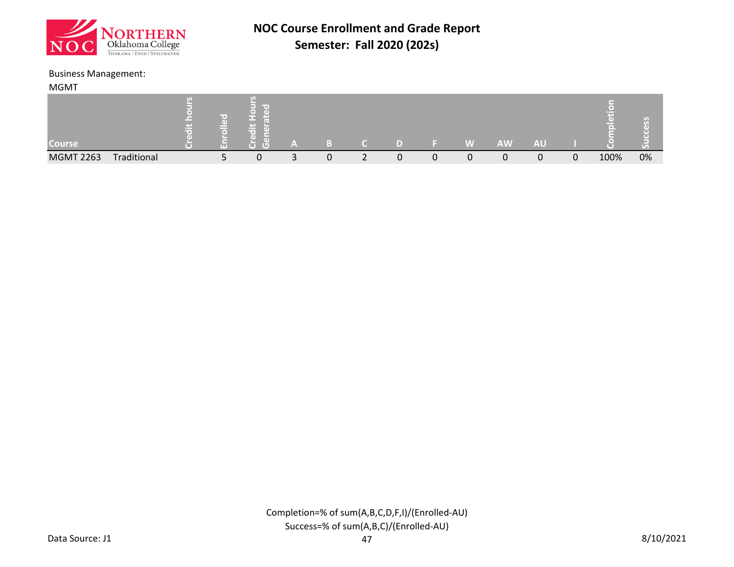# NOC Course Enrollment and Grade Report

## Semester: Fall 2020 (202s)

Business Management:

MGMT

| Course | | Credit hours | Enrolled | Credit Hours Generated | A | B | C | D | F | W | AW | AU | I | Completion | Success |
|---|---|---|---|---|---|---|---|---|---|---|---|---|---|---|---|
| MGMT 2263 | Traditional | | 5 | 0 | 3 | 0 | 2 | 0 | 0 | 0 | 0 | 0 | 0 | 100% | 0% |

Completion=% of sum(A,B,C,D,F,I)/(Enrolled-AU)

Success=% of sum(A,B,C)/(Enrolled-AU)

Data Source: J1

8/10/2021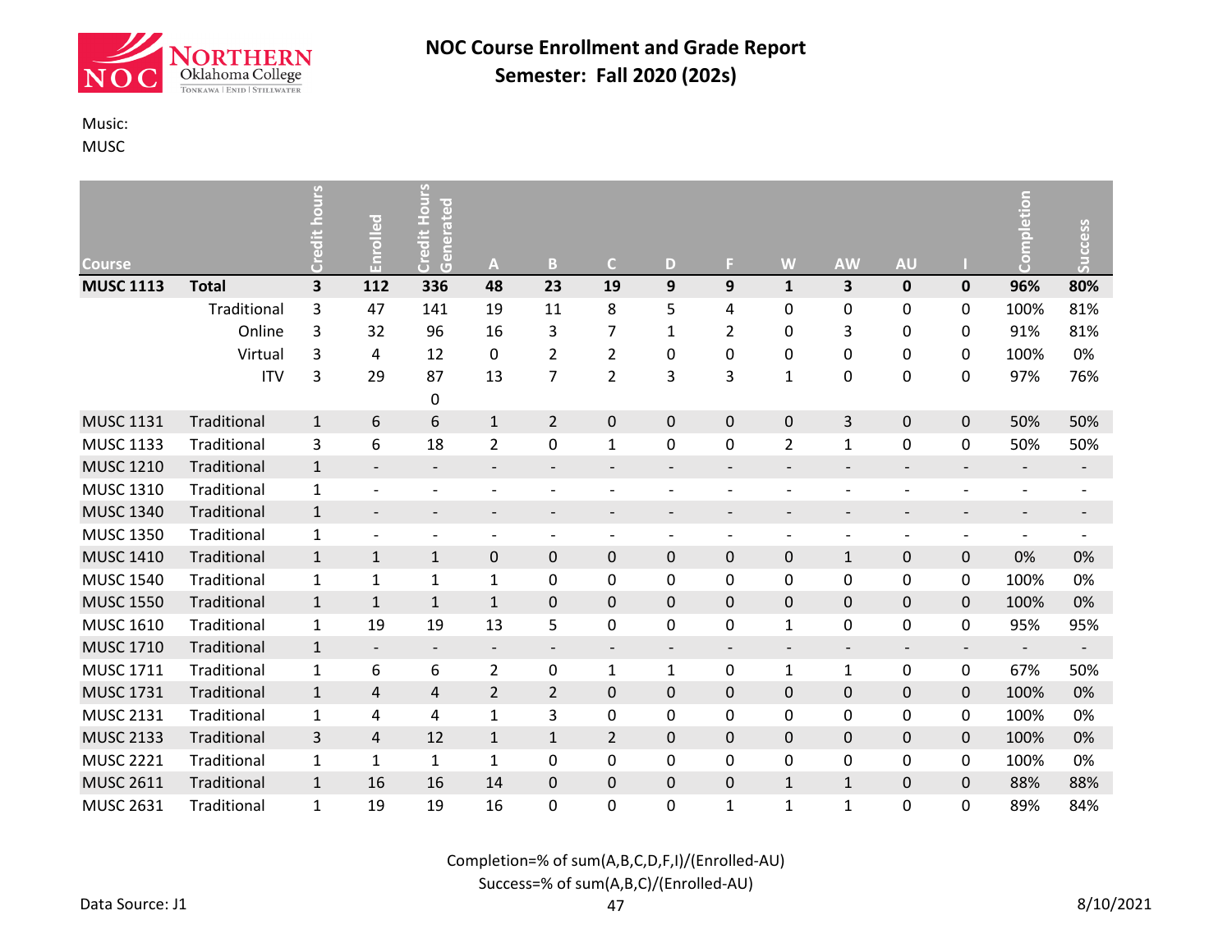# NOC Course Enrollment and Grade Report
## Semester: Fall 2020 (202s)

Music:
MUSC

| Course | | Credit hours | Enrolled | Credit Hours Generated | A | B | C | D | F | W | AW | AU | I | Completion | Success |
|---|---|---|---|---|---|---|---|---|---|---|---|---|---|---|---|
| **MUSC 1113** | **Total** | **3** | **112** | **336** | **48** | **23** | **19** | **9** | **9** | **1** | **3** | **0** | **0** | **96%** | **80%** |
| | Traditional | 3 | 47 | 141 | 19 | 11 | 8 | 5 | 4 | 0 | 0 | 0 | 0 | 100% | 81% |
| | Online | 3 | 32 | 96 | 16 | 3 | 7 | 1 | 2 | 0 | 3 | 0 | 0 | 91% | 81% |
| | Virtual | 3 | 4 | 12 | 0 | 2 | 2 | 0 | 0 | 0 | 0 | 0 | 0 | 100% | 0% |
| | ITV | 3 | 29 | 87 | 13 | 7 | 2 | 3 | 3 | 1 | 0 | 0 | 0 | 97% | 76% |
| | | | | 0 | | | | | | | | | | | |
| MUSC 1131 | Traditional | 1 | 6 | 6 | 1 | 2 | 0 | 0 | 0 | 0 | 3 | 0 | 0 | 50% | 50% |
| MUSC 1133 | Traditional | 3 | 6 | 18 | 2 | 0 | 1 | 0 | 0 | 2 | 1 | 0 | 0 | 50% | 50% |
| MUSC 1210 | Traditional | 1 | - | - | - | - | - | - | - | - | - | - | - | - | - |
| MUSC 1310 | Traditional | 1 | - | - | - | - | - | - | - | - | - | - | - | - | - |
| MUSC 1340 | Traditional | 1 | - | - | - | - | - | - | - | - | - | - | - | - | - |
| MUSC 1350 | Traditional | 1 | - | - | - | - | - | - | - | - | - | - | - | - | - |
| MUSC 1410 | Traditional | 1 | 1 | 1 | 0 | 0 | 0 | 0 | 0 | 0 | 1 | 0 | 0 | 0% | 0% |
| MUSC 1540 | Traditional | 1 | 1 | 1 | 1 | 0 | 0 | 0 | 0 | 0 | 0 | 0 | 0 | 100% | 0% |
| MUSC 1550 | Traditional | 1 | 1 | 1 | 1 | 0 | 0 | 0 | 0 | 0 | 0 | 0 | 0 | 100% | 0% |
| MUSC 1610 | Traditional | 1 | 19 | 19 | 13 | 5 | 0 | 0 | 0 | 1 | 0 | 0 | 0 | 95% | 95% |
| MUSC 1710 | Traditional | 1 | - | - | - | - | - | - | - | - | - | - | - | - | - |
| MUSC 1711 | Traditional | 1 | 6 | 6 | 2 | 0 | 1 | 1 | 0 | 1 | 1 | 0 | 0 | 67% | 50% |
| MUSC 1731 | Traditional | 1 | 4 | 4 | 2 | 2 | 0 | 0 | 0 | 0 | 0 | 0 | 0 | 100% | 0% |
| MUSC 2131 | Traditional | 1 | 4 | 4 | 1 | 3 | 0 | 0 | 0 | 0 | 0 | 0 | 0 | 100% | 0% |
| MUSC 2133 | Traditional | 3 | 4 | 12 | 1 | 1 | 2 | 0 | 0 | 0 | 0 | 0 | 0 | 100% | 0% |
| MUSC 2221 | Traditional | 1 | 1 | 1 | 1 | 0 | 0 | 0 | 0 | 0 | 0 | 0 | 0 | 100% | 0% |
| MUSC 2611 | Traditional | 1 | 16 | 16 | 14 | 0 | 0 | 0 | 0 | 1 | 1 | 0 | 0 | 88% | 88% |
| MUSC 2631 | Traditional | 1 | 19 | 19 | 16 | 0 | 0 | 0 | 1 | 1 | 1 | 0 | 0 | 89% | 84% |

Completion=% of sum(A,B,C,D,F,I)/(Enrolled-AU)

Success=% of sum(A,B,C)/(Enrolled-AU)

Data Source: J1

8/10/2021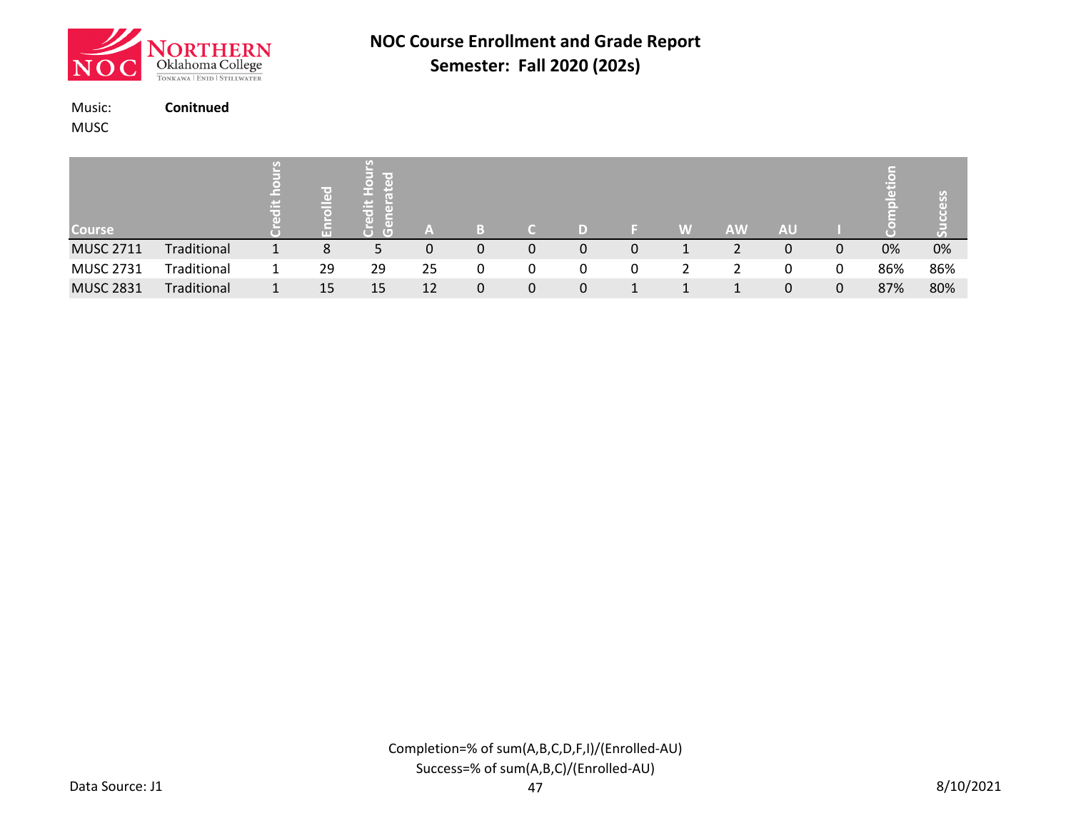# NOC Course Enrollment and Grade Report

## Semester: Fall 2020 (202s)

Music: **Conitnued**

MUSC

| Course | | Credit hours | Enrolled | Credit Hours Generated | A | B | C | D | F | W | AW | AU | I | Completion | Success |
|---|---|---|---|---|---|---|---|---|---|---|---|---|---|---|---|
| MUSC 2711 | Traditional | 1 | 8 | 5 | 0 | 0 | 0 | 0 | 0 | 1 | 2 | 0 | 0 | 0% | 0% |
| MUSC 2731 | Traditional | 1 | 29 | 29 | 25 | 0 | 0 | 0 | 0 | 2 | 2 | 0 | 0 | 86% | 86% |
| MUSC 2831 | Traditional | 1 | 15 | 15 | 12 | 0 | 0 | 0 | 1 | 1 | 1 | 0 | 0 | 87% | 80% |

Completion=% of sum(A,B,C,D,F,I)/(Enrolled-AU)

Success=% of sum(A,B,C)/(Enrolled-AU)

Data Source: J1

8/10/2021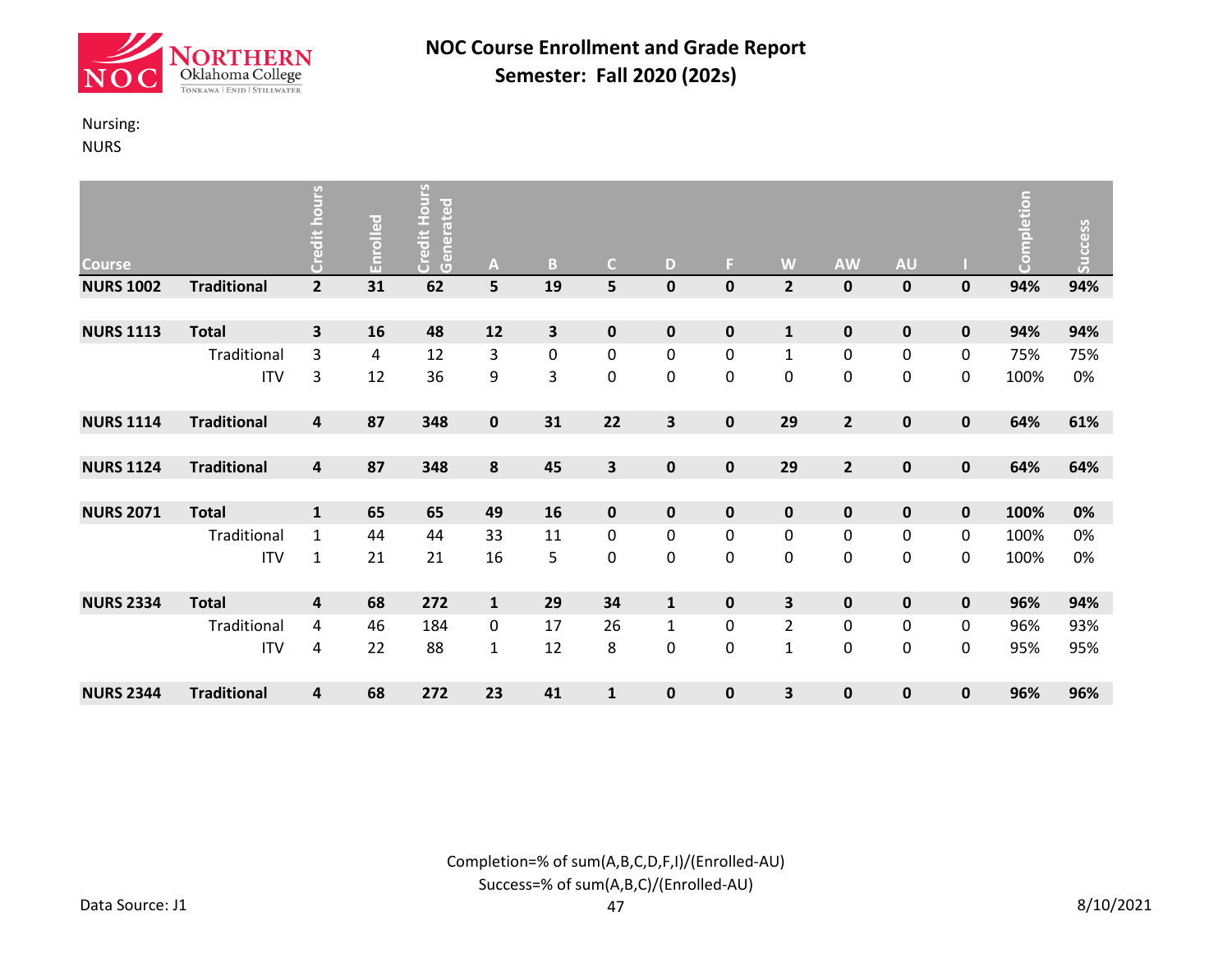# NOC Course Enrollment and Grade Report
## Semester: Fall 2020 (202s)

Nursing:
NURS

| Course | | Credit hours | Enrolled | Credit Hours Generated | A | B | C | D | F | W | AW | AU | I | Completion | Success |
|---|---|---|---|---|---|---|---|---|---|---|---|---|---|---|---|
| **NURS 1002** | **Traditional** | **2** | **31** | **62** | **5** | **19** | **5** | **0** | **0** | **2** | **0** | **0** | **0** | **94%** | **94%** |
| **NURS 1113** | **Total** | **3** | **16** | **48** | **12** | **3** | **0** | **0** | **0** | **1** | **0** | **0** | **0** | **94%** | **94%** |
| | Traditional | 3 | 4 | 12 | 3 | 0 | 0 | 0 | 0 | 1 | 0 | 0 | 0 | 75% | 75% |
| | ITV | 3 | 12 | 36 | 9 | 3 | 0 | 0 | 0 | 0 | 0 | 0 | 0 | 100% | 0% |
| **NURS 1114** | **Traditional** | **4** | **87** | **348** | **0** | **31** | **22** | **3** | **0** | **29** | **2** | **0** | **0** | **64%** | **61%** |
| **NURS 1124** | **Traditional** | **4** | **87** | **348** | **8** | **45** | **3** | **0** | **0** | **29** | **2** | **0** | **0** | **64%** | **64%** |
| **NURS 2071** | **Total** | **1** | **65** | **65** | **49** | **16** | **0** | **0** | **0** | **0** | **0** | **0** | **0** | **100%** | **0%** |
| | Traditional | 1 | 44 | 44 | 33 | 11 | 0 | 0 | 0 | 0 | 0 | 0 | 0 | 100% | 0% |
| | ITV | 1 | 21 | 21 | 16 | 5 | 0 | 0 | 0 | 0 | 0 | 0 | 0 | 100% | 0% |
| **NURS 2334** | **Total** | **4** | **68** | **272** | **1** | **29** | **34** | **1** | **0** | **3** | **0** | **0** | **0** | **96%** | **94%** |
| | Traditional | 4 | 46 | 184 | 0 | 17 | 26 | 1 | 0 | 2 | 0 | 0 | 0 | 96% | 93% |
| | ITV | 4 | 22 | 88 | 1 | 12 | 8 | 0 | 0 | 1 | 0 | 0 | 0 | 95% | 95% |
| **NURS 2344** | **Traditional** | **4** | **68** | **272** | **23** | **41** | **1** | **0** | **0** | **3** | **0** | **0** | **0** | **96%** | **96%** |

Completion=% of sum(A,B,C,D,F,I)/(Enrolled-AU)
Success=% of sum(A,B,C)/(Enrolled-AU)

Data Source: J1

8/10/2021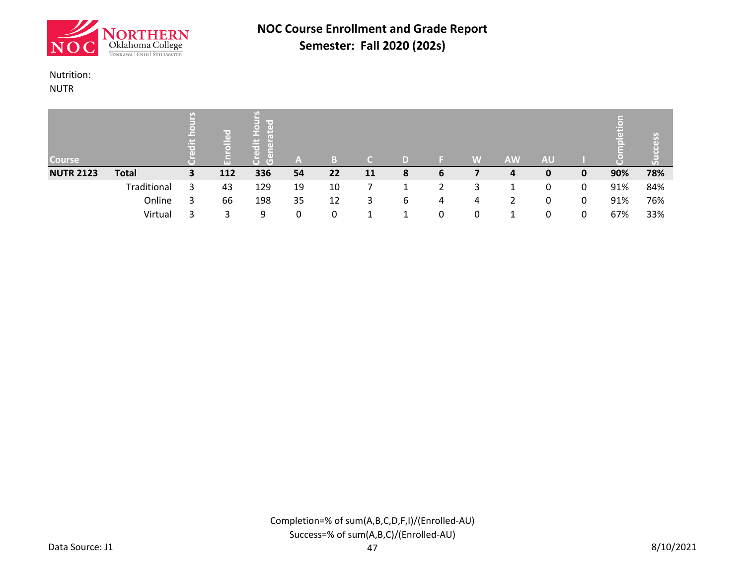# NOC Course Enrollment and Grade Report

## Semester: Fall 2020 (202s)

Nutrition:
NUTR

| Course | | Credit hours | Enrolled | Credit Hours Generated | A | B | C | D | F | W | AW | AU | I | Completion | Success |
|---|---|---|---|---|---|---|---|---|---|---|---|---|---|---|---|
| **NUTR 2123** | **Total** | **3** | **112** | **336** | **54** | **22** | **11** | **8** | **6** | **7** | **4** | **0** | **0** | **90%** | **78%** |
| | Traditional | 3 | 43 | 129 | 19 | 10 | 7 | 1 | 2 | 3 | 1 | 0 | 0 | 91% | 84% |
| | Online | 3 | 66 | 198 | 35 | 12 | 3 | 6 | 4 | 4 | 2 | 0 | 0 | 91% | 76% |
| | Virtual | 3 | 3 | 9 | 0 | 0 | 1 | 1 | 0 | 0 | 1 | 0 | 0 | 67% | 33% |

Completion=% of sum(A,B,C,D,F,I)/(Enrolled-AU)
Success=% of sum(A,B,C)/(Enrolled-AU)

Data Source: J1

8/10/2021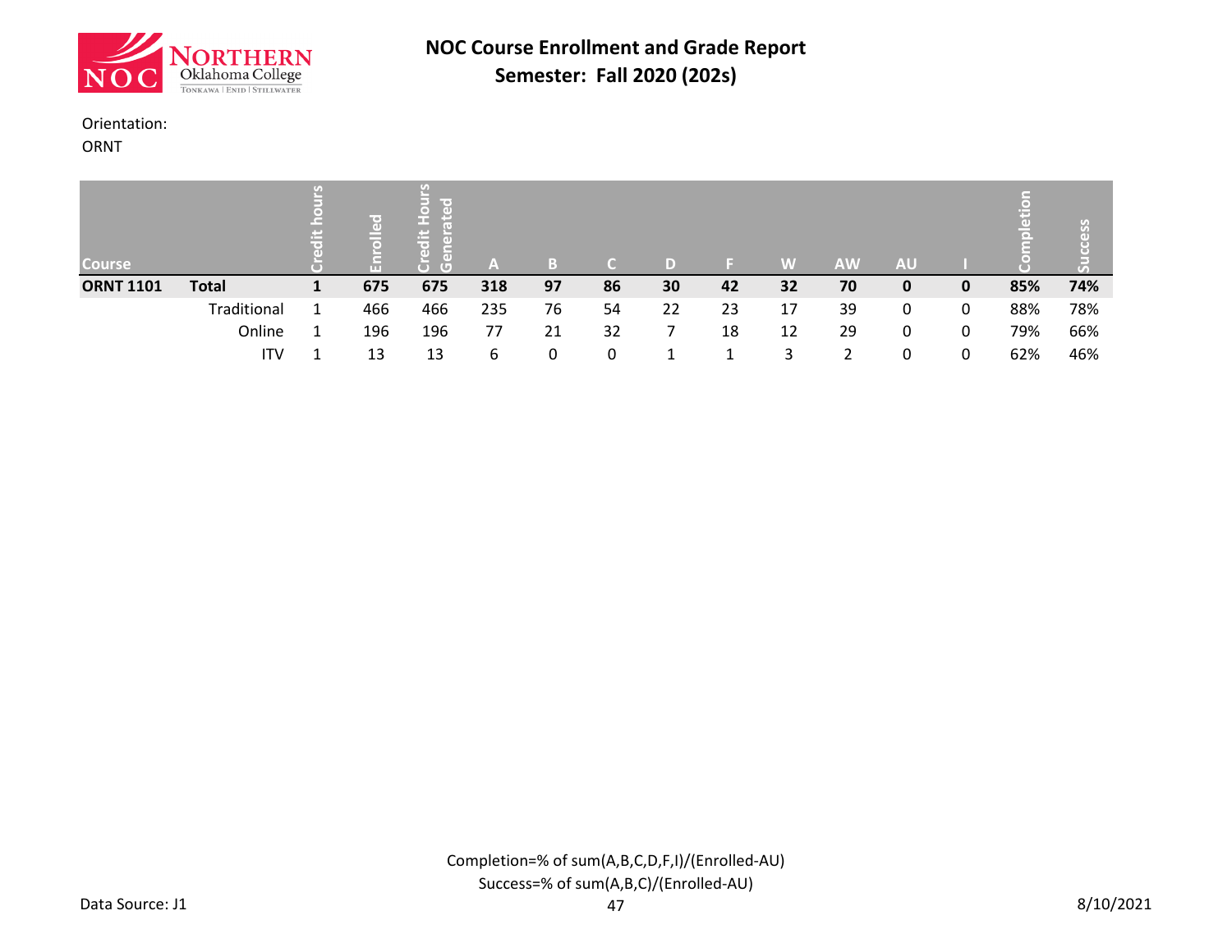# NOC Course Enrollment and Grade Report
## Semester: Fall 2020 (202s)

Orientation:
ORNT

| Course | | Credit hours | Enrolled | Credit Hours Generated | A | B | C | D | F | W | AW | AU | I | Completion | Success |
|---|---|---|---|---|---|---|---|---|---|---|---|---|---|---|---|
| **ORNT 1101** | **Total** | **1** | **675** | **675** | **318** | **97** | **86** | **30** | **42** | **32** | **70** | **0** | **0** | **85%** | **74%** |
| | Traditional | 1 | 466 | 466 | 235 | 76 | 54 | 22 | 23 | 17 | 39 | 0 | 0 | 88% | 78% |
| | Online | 1 | 196 | 196 | 77 | 21 | 32 | 7 | 18 | 12 | 29 | 0 | 0 | 79% | 66% |
| | ITV | 1 | 13 | 13 | 6 | 0 | 0 | 1 | 1 | 3 | 2 | 0 | 0 | 62% | 46% |

Completion=% of sum(A,B,C,D,F,I)/(Enrolled-AU)
Success=% of sum(A,B,C)/(Enrolled-AU)

Data Source: J1

8/10/2021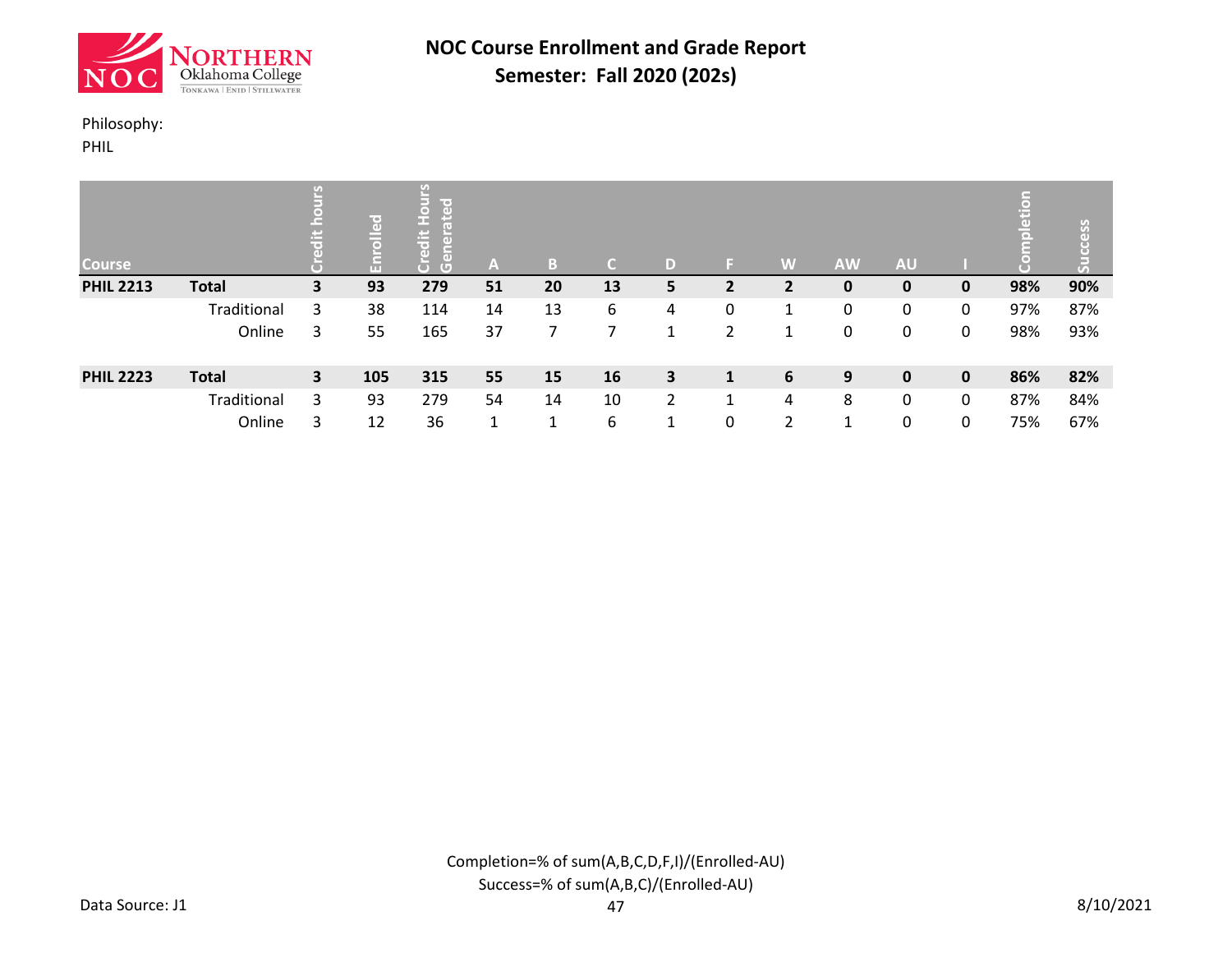# NOC Course Enrollment and Grade Report

## Semester: Fall 2020 (202s)

Philosophy:
PHIL

| Course | | Credit hours | Enrolled | Credit Hours Generated | A | B | C | D | F | W | AW | AU | I | Completion | Success |
|---|---|---|---|---|---|---|---|---|---|---|---|---|---|---|---|
| **PHIL 2213** | **Total** | **3** | **93** | **279** | **51** | **20** | **13** | **5** | **2** | **2** | **0** | **0** | **0** | **98%** | **90%** |
| | Traditional | 3 | 38 | 114 | 14 | 13 | 6 | 4 | 0 | 1 | 0 | 0 | 0 | 97% | 87% |
| | Online | 3 | 55 | 165 | 37 | 7 | 7 | 1 | 2 | 1 | 0 | 0 | 0 | 98% | 93% |
| **PHIL 2223** | **Total** | **3** | **105** | **315** | **55** | **15** | **16** | **3** | **1** | **6** | **9** | **0** | **0** | **86%** | **82%** |
| | Traditional | 3 | 93 | 279 | 54 | 14 | 10 | 2 | 1 | 4 | 8 | 0 | 0 | 87% | 84% |
| | Online | 3 | 12 | 36 | 1 | 1 | 6 | 1 | 0 | 2 | 1 | 0 | 0 | 75% | 67% |

Completion=% of sum(A,B,C,D,F,I)/(Enrolled-AU)
Success=% of sum(A,B,C)/(Enrolled-AU)

Data Source: J1

8/10/2021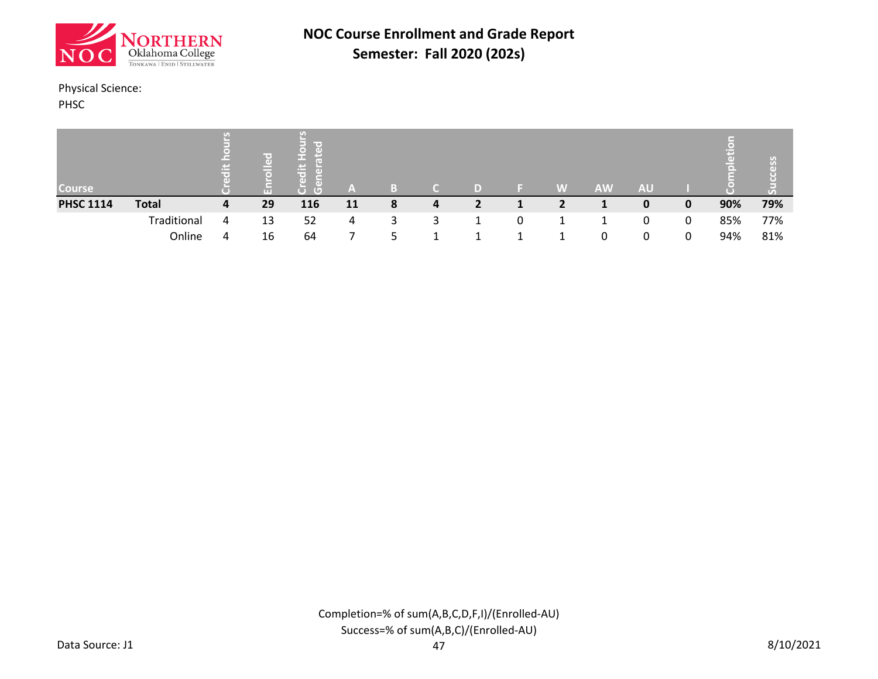# NOC Course Enrollment and Grade Report

## Semester: Fall 2020 (202s)

Physical Science:
PHSC

| Course | | Credit hours | Enrolled | Credit Hours Generated | A | B | C | D | F | W | AW | AU | I | Completion | Success |
|---|---|---|---|---|---|---|---|---|---|---|---|---|---|---|---|
| **PHSC 1114** | **Total** | **4** | **29** | **116** | **11** | **8** | **4** | **2** | **1** | **2** | **1** | **0** | **0** | **90%** | **79%** |
| | Traditional | 4 | 13 | 52 | 4 | 3 | 3 | 1 | 0 | 1 | 1 | 0 | 0 | 85% | 77% |
| | Online | 4 | 16 | 64 | 7 | 5 | 1 | 1 | 1 | 1 | 0 | 0 | 0 | 94% | 81% |

Completion=% of sum(A,B,C,D,F,I)/(Enrolled-AU)
Success=% of sum(A,B,C)/(Enrolled-AU)

Data Source: J1

8/10/2021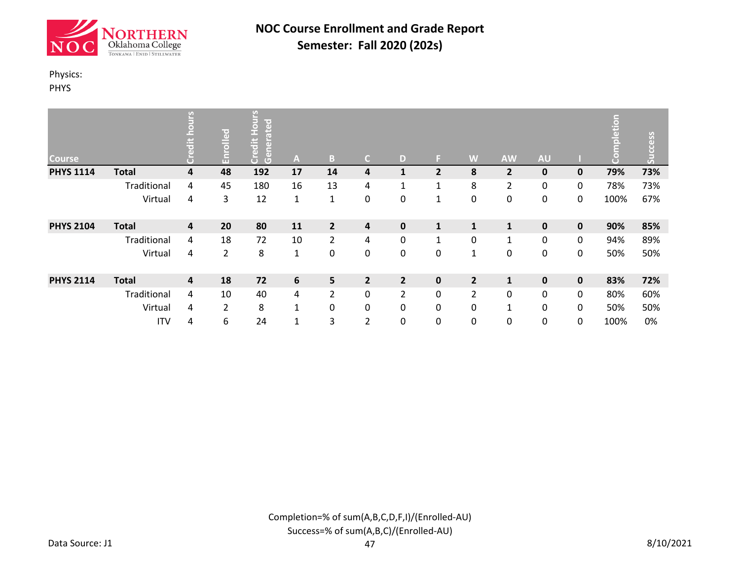# NOC Course Enrollment and Grade Report
## Semester: Fall 2020 (202s)

Physics:
PHYS

| Course | | Credit hours | Enrolled | Credit Hours Generated | A | B | C | D | F | W | AW | AU | I | Completion | Success |
|---|---|---|---|---|---|---|---|---|---|---|---|---|---|---|---|
| **PHYS 1114** | **Total** | **4** | **48** | **192** | **17** | **14** | **4** | **1** | **2** | **8** | **2** | **0** | **0** | **79%** | **73%** |
| | Traditional | 4 | 45 | 180 | 16 | 13 | 4 | 1 | 1 | 8 | 2 | 0 | 0 | 78% | 73% |
| | Virtual | 4 | 3 | 12 | 1 | 1 | 0 | 0 | 1 | 0 | 0 | 0 | 0 | 100% | 67% |
| **PHYS 2104** | **Total** | **4** | **20** | **80** | **11** | **2** | **4** | **0** | **1** | **1** | **1** | **0** | **0** | **90%** | **85%** |
| | Traditional | 4 | 18 | 72 | 10 | 2 | 4 | 0 | 1 | 0 | 1 | 0 | 0 | 94% | 89% |
| | Virtual | 4 | 2 | 8 | 1 | 0 | 0 | 0 | 0 | 1 | 0 | 0 | 0 | 50% | 50% |
| **PHYS 2114** | **Total** | **4** | **18** | **72** | **6** | **5** | **2** | **2** | **0** | **2** | **1** | **0** | **0** | **83%** | **72%** |
| | Traditional | 4 | 10 | 40 | 4 | 2 | 0 | 2 | 0 | 2 | 0 | 0 | 0 | 80% | 60% |
| | Virtual | 4 | 2 | 8 | 1 | 0 | 0 | 0 | 0 | 0 | 1 | 0 | 0 | 50% | 50% |
| | ITV | 4 | 6 | 24 | 1 | 3 | 2 | 0 | 0 | 0 | 0 | 0 | 0 | 100% | 0% |

Completion=% of sum(A,B,C,D,F,I)/(Enrolled-AU)
Success=% of sum(A,B,C)/(Enrolled-AU)

Data Source: J1

8/10/2021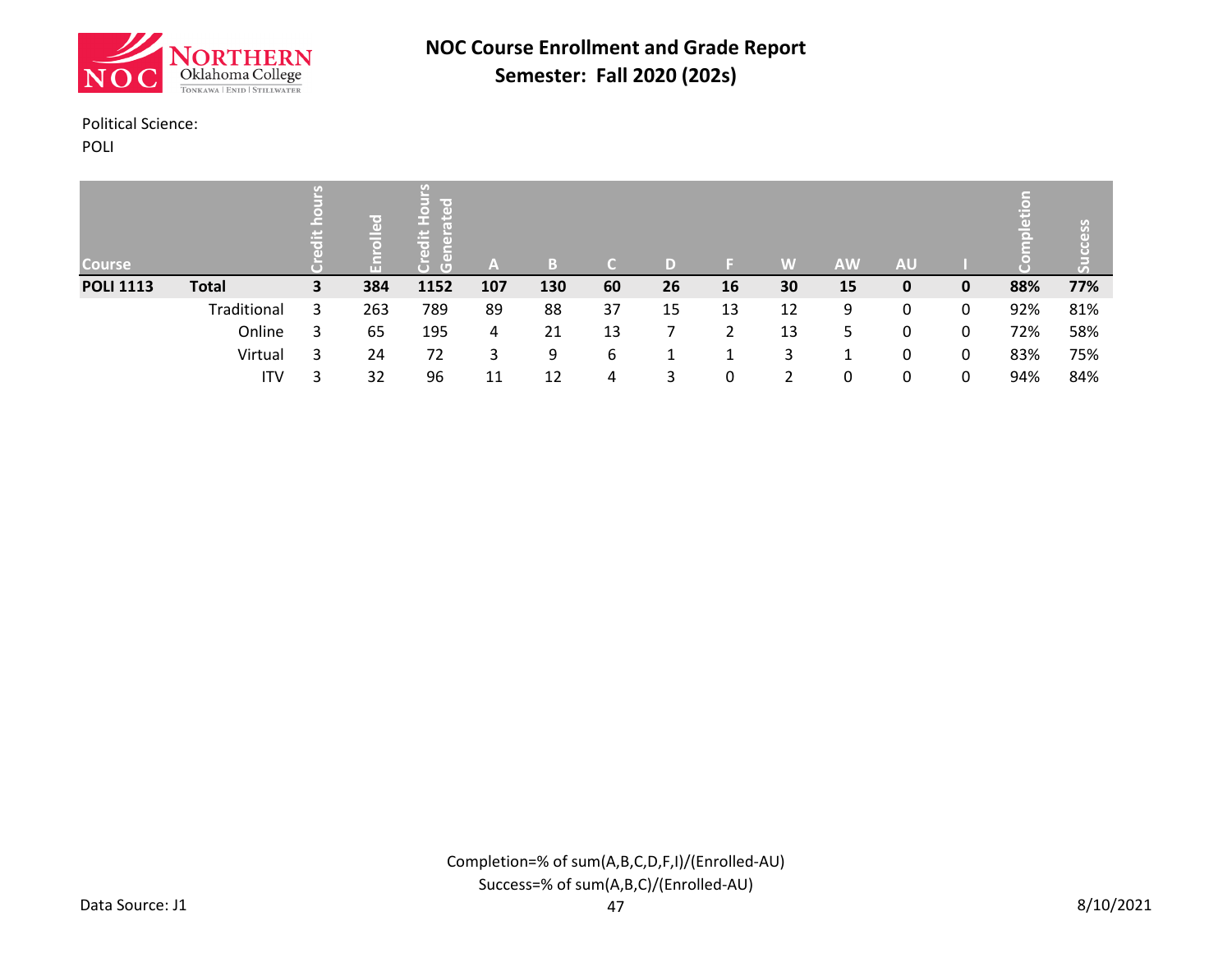# NOC Course Enrollment and Grade Report
## Semester: Fall 2020 (202s)

Political Science:
POLI

| Course | | Credit hours | Enrolled | Credit Hours Generated | A | B | C | D | F | W | AW | AU | I | Completion | Success |
|---|---|---|---|---|---|---|---|---|---|---|---|---|---|---|---|
| **POLI 1113** | **Total** | **3** | **384** | **1152** | **107** | **130** | **60** | **26** | **16** | **30** | **15** | **0** | **0** | **88%** | **77%** |
| | Traditional | 3 | 263 | 789 | 89 | 88 | 37 | 15 | 13 | 12 | 9 | 0 | 0 | 92% | 81% |
| | Online | 3 | 65 | 195 | 4 | 21 | 13 | 7 | 2 | 13 | 5 | 0 | 0 | 72% | 58% |
| | Virtual | 3 | 24 | 72 | 3 | 9 | 6 | 1 | 1 | 3 | 1 | 0 | 0 | 83% | 75% |
| | ITV | 3 | 32 | 96 | 11 | 12 | 4 | 3 | 0 | 2 | 0 | 0 | 0 | 94% | 84% |

Completion=% of sum(A,B,C,D,F,I)/(Enrolled-AU)
Success=% of sum(A,B,C)/(Enrolled-AU)

Data Source: J1

8/10/2021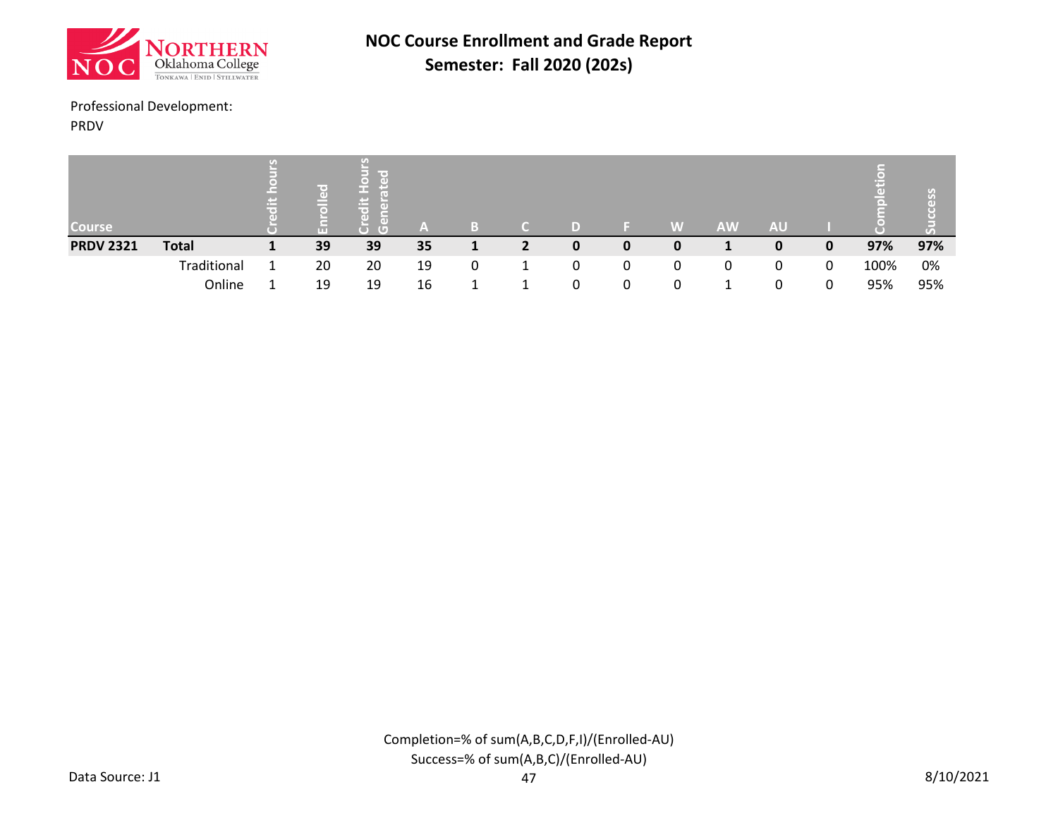# NOC Course Enrollment and Grade Report
## Semester: Fall 2020 (202s)

Professional Development:
PRDV

| Course | | Credit hours | Enrolled | Credit Hours Generated | A | B | C | D | F | W | AW | AU | I | Completion | Success |
|---|---|---|---|---|---|---|---|---|---|---|---|---|---|---|---|
| **PRDV 2321** | **Total** | **1** | **39** | **39** | **35** | **1** | **2** | **0** | **0** | **0** | **1** | **0** | **0** | **97%** | **97%** |
| | Traditional | 1 | 20 | 20 | 19 | 0 | 1 | 0 | 0 | 0 | 0 | 0 | 0 | 100% | 0% |
| | Online | 1 | 19 | 19 | 16 | 1 | 1 | 0 | 0 | 0 | 1 | 0 | 0 | 95% | 95% |

Completion=% of sum(A,B,C,D,F,I)/(Enrolled-AU)
Success=% of sum(A,B,C)/(Enrolled-AU)

Data Source: J1

8/10/2021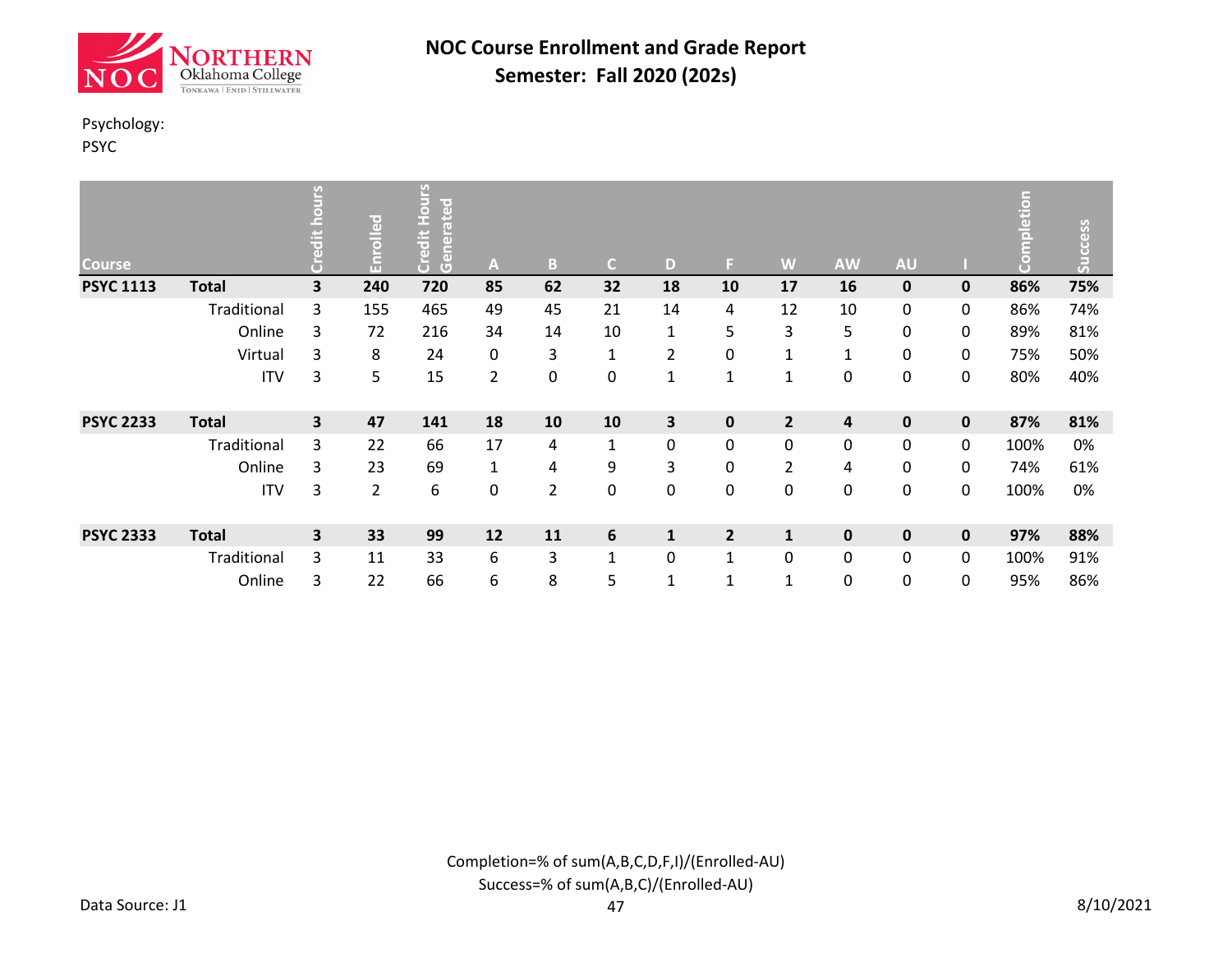# NOC Course Enrollment and Grade Report
## Semester: Fall 2020 (202s)

Psychology:
PSYC

| Course | | Credit hours | Enrolled | Credit Hours Generated | A | B | C | D | F | W | AW | AU | I | Completion | Success |
|---|---|---|---|---|---|---|---|---|---|---|---|---|---|---|---|
| **PSYC 1113** | **Total** | **3** | **240** | **720** | **85** | **62** | **32** | **18** | **10** | **17** | **16** | **0** | **0** | **86%** | **75%** |
| | Traditional | 3 | 155 | 465 | 49 | 45 | 21 | 14 | 4 | 12 | 10 | 0 | 0 | 86% | 74% |
| | Online | 3 | 72 | 216 | 34 | 14 | 10 | 1 | 5 | 3 | 5 | 0 | 0 | 89% | 81% |
| | Virtual | 3 | 8 | 24 | 0 | 3 | 1 | 2 | 0 | 1 | 1 | 0 | 0 | 75% | 50% |
| | ITV | 3 | 5 | 15 | 2 | 0 | 0 | 1 | 1 | 1 | 0 | 0 | 0 | 80% | 40% |
| **PSYC 2233** | **Total** | **3** | **47** | **141** | **18** | **10** | **10** | **3** | **0** | **2** | **4** | **0** | **0** | **87%** | **81%** |
| | Traditional | 3 | 22 | 66 | 17 | 4 | 1 | 0 | 0 | 0 | 0 | 0 | 0 | 100% | 0% |
| | Online | 3 | 23 | 69 | 1 | 4 | 9 | 3 | 0 | 2 | 4 | 0 | 0 | 74% | 61% |
| | ITV | 3 | 2 | 6 | 0 | 2 | 0 | 0 | 0 | 0 | 0 | 0 | 0 | 100% | 0% |
| **PSYC 2333** | **Total** | **3** | **33** | **99** | **12** | **11** | **6** | **1** | **2** | **1** | **0** | **0** | **0** | **97%** | **88%** |
| | Traditional | 3 | 11 | 33 | 6 | 3 | 1 | 0 | 1 | 0 | 0 | 0 | 0 | 100% | 91% |
| | Online | 3 | 22 | 66 | 6 | 8 | 5 | 1 | 1 | 1 | 0 | 0 | 0 | 95% | 86% |

Completion=% of sum(A,B,C,D,F,I)/(Enrolled-AU)
Success=% of sum(A,B,C)/(Enrolled-AU)

Data Source: J1

8/10/2021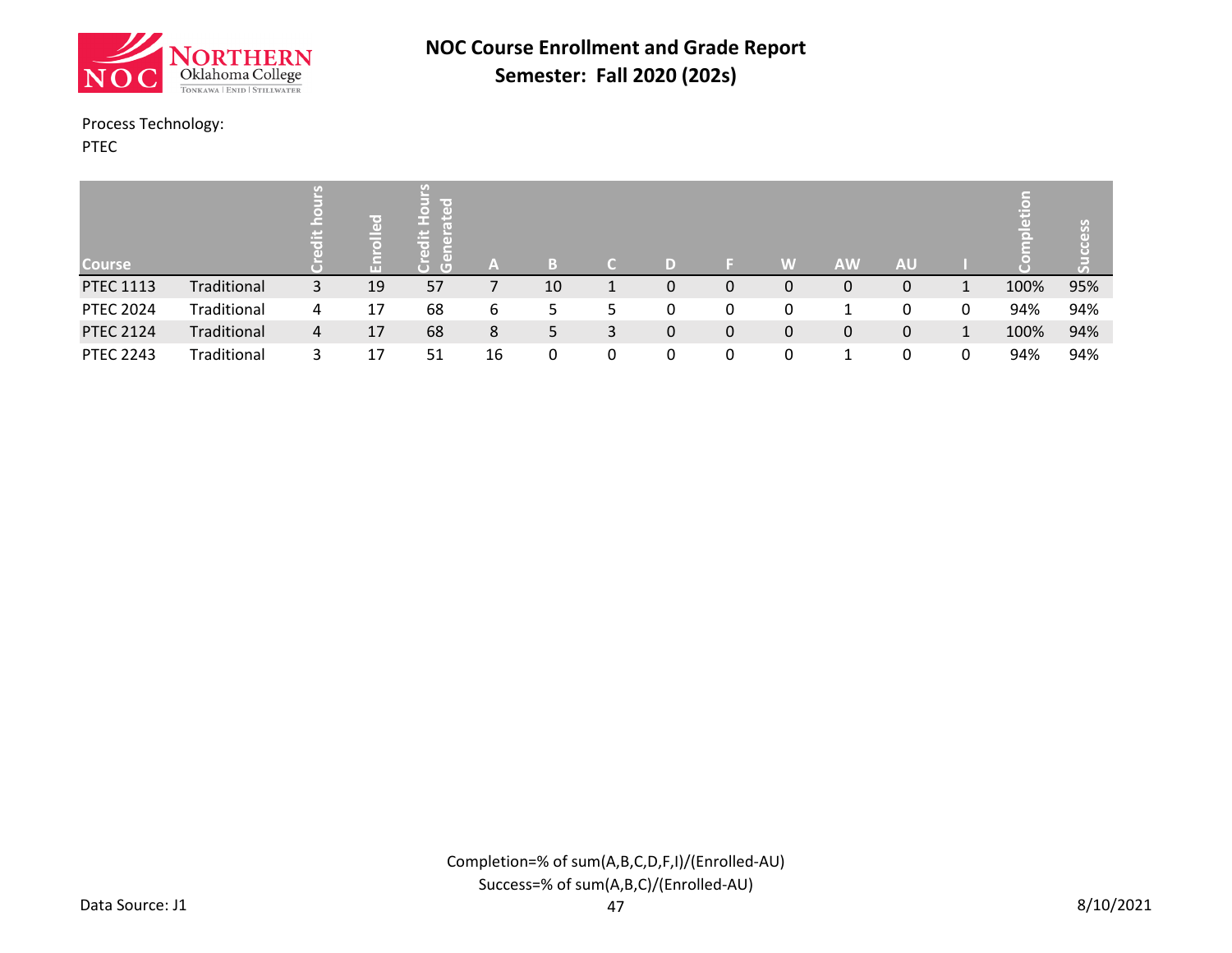# NOC Course Enrollment and Grade Report

## Semester: Fall 2020 (202s)

Process Technology:
PTEC

| Course | | Credit hours | Enrolled | Credit Hours Generated | A | B | C | D | F | W | AW | AU | I | Completion | Success |
|---|---|---|---|---|---|---|---|---|---|---|---|---|---|---|---|
| PTEC 1113 | Traditional | 3 | 19 | 57 | 7 | 10 | 1 | 0 | 0 | 0 | 0 | 0 | 1 | 100% | 95% |
| PTEC 2024 | Traditional | 4 | 17 | 68 | 6 | 5 | 5 | 0 | 0 | 0 | 1 | 0 | 0 | 94% | 94% |
| PTEC 2124 | Traditional | 4 | 17 | 68 | 8 | 5 | 3 | 0 | 0 | 0 | 0 | 0 | 1 | 100% | 94% |
| PTEC 2243 | Traditional | 3 | 17 | 51 | 16 | 0 | 0 | 0 | 0 | 0 | 1 | 0 | 0 | 94% | 94% |

Completion=% of sum(A,B,C,D,F,I)/(Enrolled-AU)
Success=% of sum(A,B,C)/(Enrolled-AU)

Data Source: J1

8/10/2021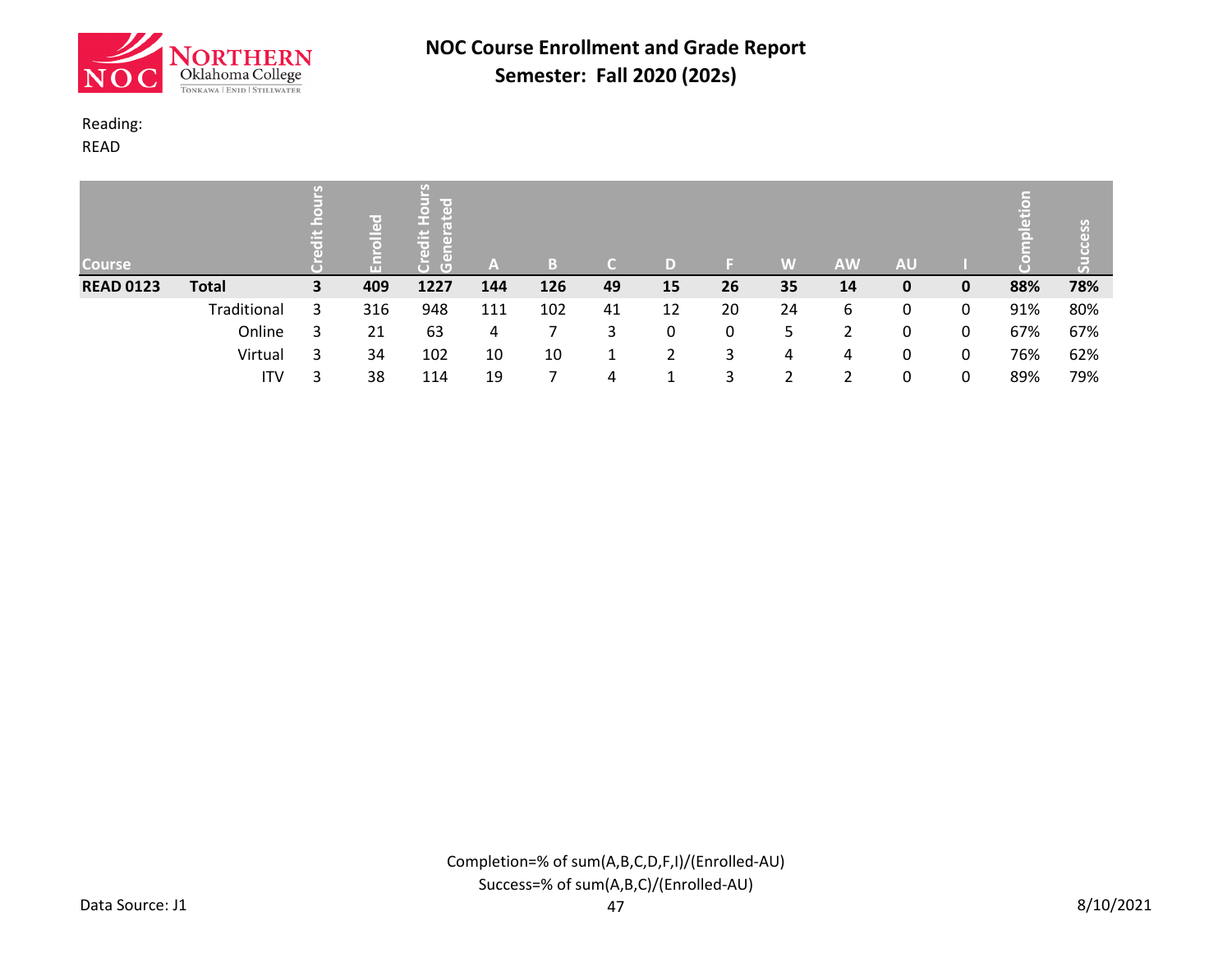# NOC Course Enrollment and Grade Report

## Semester: Fall 2020 (202s)

Reading:
READ

| Course | | Credit hours | Enrolled | Credit Hours Generated | A | B | C | D | F | W | AW | AU | I | Completion | Success |
|---|---|---|---|---|---|---|---|---|---|---|---|---|---|---|---|
| **READ 0123** | **Total** | **3** | **409** | **1227** | **144** | **126** | **49** | **15** | **26** | **35** | **14** | **0** | **0** | **88%** | **78%** |
| | Traditional | 3 | 316 | 948 | 111 | 102 | 41 | 12 | 20 | 24 | 6 | 0 | 0 | 91% | 80% |
| | Online | 3 | 21 | 63 | 4 | 7 | 3 | 0 | 0 | 5 | 2 | 0 | 0 | 67% | 67% |
| | Virtual | 3 | 34 | 102 | 10 | 10 | 1 | 2 | 3 | 4 | 4 | 0 | 0 | 76% | 62% |
| | ITV | 3 | 38 | 114 | 19 | 7 | 4 | 1 | 3 | 2 | 2 | 0 | 0 | 89% | 79% |

Completion=% of sum(A,B,C,D,F,I)/(Enrolled-AU)

Success=% of sum(A,B,C)/(Enrolled-AU)

Data Source: J1

8/10/2021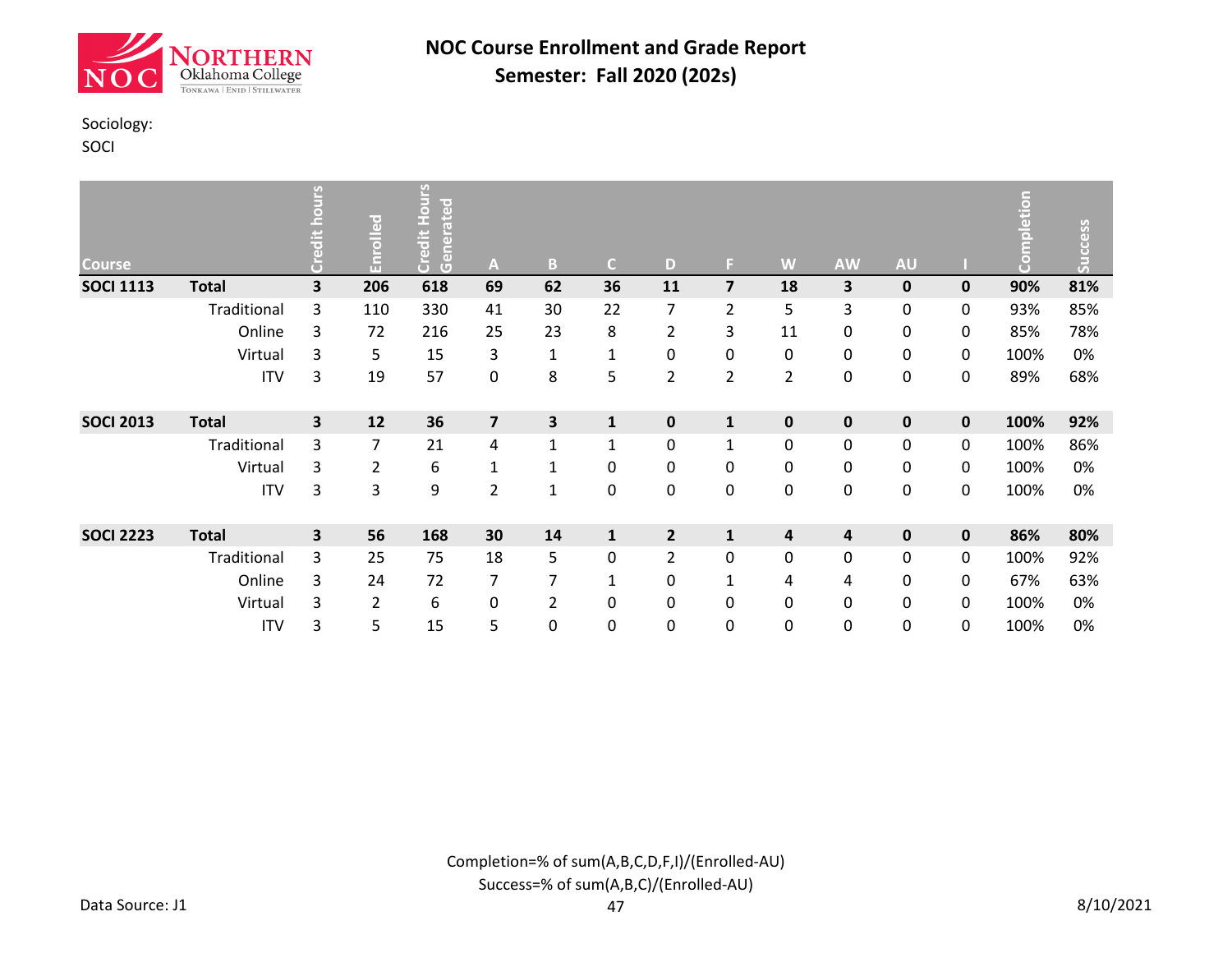# NOC Course Enrollment and Grade Report

## Semester: Fall 2020 (202s)

Sociology:
SOCI

| Course | | Credit hours | Enrolled | Credit Hours Generated | A | B | C | D | F | W | AW | AU | I | Completion | Success |
|---|---|---|---|---|---|---|---|---|---|---|---|---|---|---|---|
| **SOCI 1113** | **Total** | **3** | **206** | **618** | **69** | **62** | **36** | **11** | **7** | **18** | **3** | **0** | **0** | **90%** | **81%** |
| | Traditional | 3 | 110 | 330 | 41 | 30 | 22 | 7 | 2 | 5 | 3 | 0 | 0 | 93% | 85% |
| | Online | 3 | 72 | 216 | 25 | 23 | 8 | 2 | 3 | 11 | 0 | 0 | 0 | 85% | 78% |
| | Virtual | 3 | 5 | 15 | 3 | 1 | 1 | 0 | 0 | 0 | 0 | 0 | 0 | 100% | 0% |
| | ITV | 3 | 19 | 57 | 0 | 8 | 5 | 2 | 2 | 2 | 0 | 0 | 0 | 89% | 68% |
| **SOCI 2013** | **Total** | **3** | **12** | **36** | **7** | **3** | **1** | **0** | **1** | **0** | **0** | **0** | **0** | **100%** | **92%** |
| | Traditional | 3 | 7 | 21 | 4 | 1 | 1 | 0 | 1 | 0 | 0 | 0 | 0 | 100% | 86% |
| | Virtual | 3 | 2 | 6 | 1 | 1 | 0 | 0 | 0 | 0 | 0 | 0 | 0 | 100% | 0% |
| | ITV | 3 | 3 | 9 | 2 | 1 | 0 | 0 | 0 | 0 | 0 | 0 | 0 | 100% | 0% |
| **SOCI 2223** | **Total** | **3** | **56** | **168** | **30** | **14** | **1** | **2** | **1** | **4** | **4** | **0** | **0** | **86%** | **80%** |
| | Traditional | 3 | 25 | 75 | 18 | 5 | 0 | 2 | 0 | 0 | 0 | 0 | 0 | 100% | 92% |
| | Online | 3 | 24 | 72 | 7 | 7 | 1 | 0 | 1 | 4 | 4 | 0 | 0 | 67% | 63% |
| | Virtual | 3 | 2 | 6 | 0 | 2 | 0 | 0 | 0 | 0 | 0 | 0 | 0 | 100% | 0% |
| | ITV | 3 | 5 | 15 | 5 | 0 | 0 | 0 | 0 | 0 | 0 | 0 | 0 | 100% | 0% |

Completion=% of sum(A,B,C,D,F,I)/(Enrolled-AU)
Success=% of sum(A,B,C)/(Enrolled-AU)

Data Source: J1

8/10/2021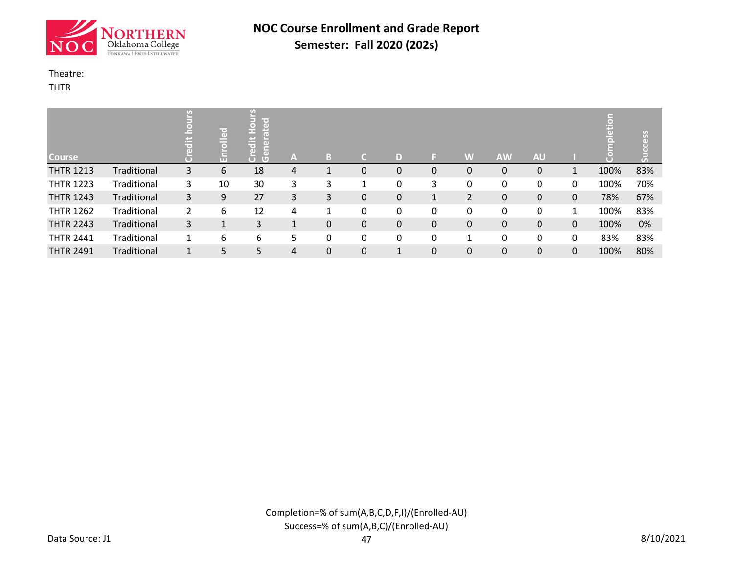# NOC Course Enrollment and Grade Report
## Semester: Fall 2020 (202s)

Theatre:
THTR

| Course | | Credit hours | Enrolled | Credit Hours Generated | A | B | C | D | F | W | AW | AU | I | Completion | Success |
|---|---|---|---|---|---|---|---|---|---|---|---|---|---|---|---|
| THTR 1213 | Traditional | 3 | 6 | 18 | 4 | 1 | 0 | 0 | 0 | 0 | 0 | 0 | 1 | 100% | 83% |
| THTR 1223 | Traditional | 3 | 10 | 30 | 3 | 3 | 1 | 0 | 3 | 0 | 0 | 0 | 0 | 100% | 70% |
| THTR 1243 | Traditional | 3 | 9 | 27 | 3 | 3 | 0 | 0 | 1 | 2 | 0 | 0 | 0 | 78% | 67% |
| THTR 1262 | Traditional | 2 | 6 | 12 | 4 | 1 | 0 | 0 | 0 | 0 | 0 | 0 | 1 | 100% | 83% |
| THTR 2243 | Traditional | 3 | 1 | 3 | 1 | 0 | 0 | 0 | 0 | 0 | 0 | 0 | 0 | 100% | 0% |
| THTR 2441 | Traditional | 1 | 6 | 6 | 5 | 0 | 0 | 0 | 0 | 1 | 0 | 0 | 0 | 83% | 83% |
| THTR 2491 | Traditional | 1 | 5 | 5 | 4 | 0 | 0 | 1 | 0 | 0 | 0 | 0 | 0 | 100% | 80% |

Completion=% of sum(A,B,C,D,F,I)/(Enrolled-AU)
Success=% of sum(A,B,C)/(Enrolled-AU)

Data Source: J1

8/10/2021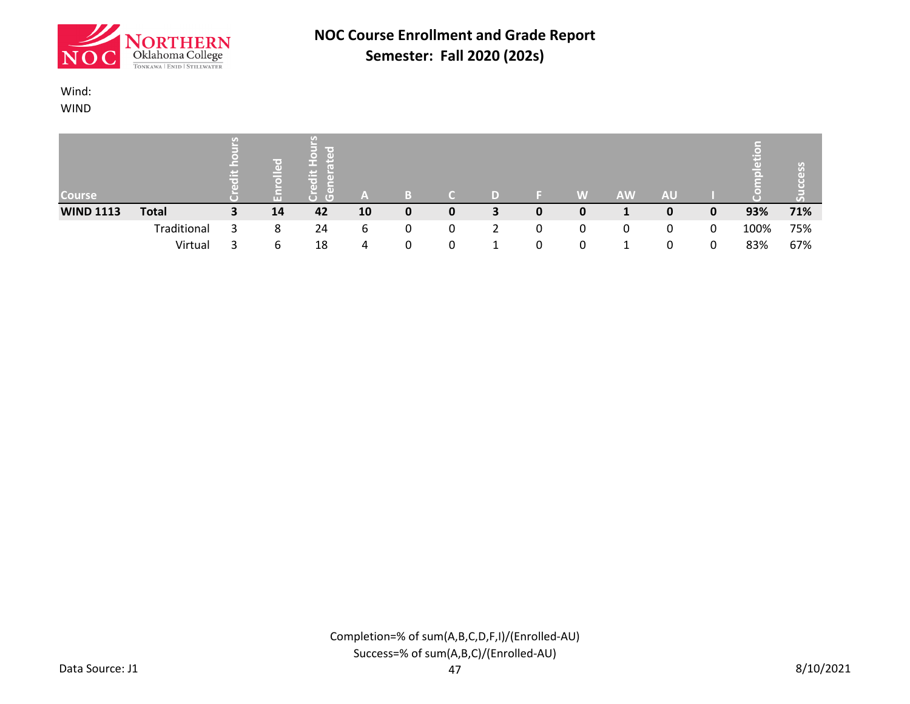# NOC Course Enrollment and Grade Report
## Semester: Fall 2020 (202s)

Wind:
WIND

| Course | | Credit hours | Enrolled | Credit Hours Generated | A | B | C | D | F | W | AW | AU | I | Completion | Success |
|---|---|---|---|---|---|---|---|---|---|---|---|---|---|---|---|
| **WIND 1113** | **Total** | **3** | **14** | **42** | **10** | **0** | **0** | **3** | **0** | **0** | **1** | **0** | **0** | **93%** | **71%** |
| | Traditional | 3 | 8 | 24 | 6 | 0 | 0 | 2 | 0 | 0 | 0 | 0 | 0 | 100% | 75% |
| | Virtual | 3 | 6 | 18 | 4 | 0 | 0 | 1 | 0 | 0 | 1 | 0 | 0 | 83% | 67% |

Completion=% of sum(A,B,C,D,F,I)/(Enrolled-AU)
Success=% of sum(A,B,C)/(Enrolled-AU)

Data Source: J1

8/10/2021